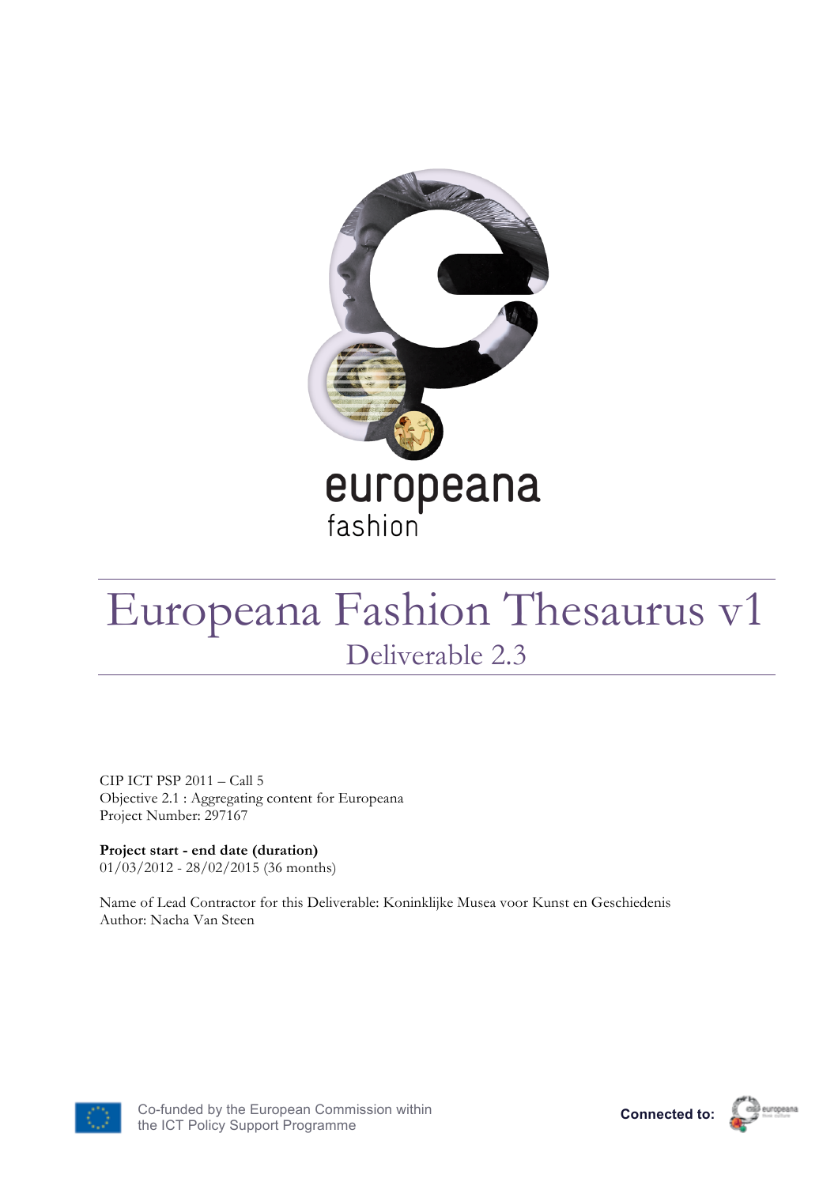europeana fashion

# Europeana Fashion Thesaurus v1

## Deliverable 2.3

CIP ICT PSP 2011 – Call 5
Objective 2.1 : Aggregating content for Europeana
Project Number: 297167

**Project start - end date (duration)**
01/03/2012 - 28/02/2015 (36 months)

Name of Lead Contractor for this Deliverable: Koninklijke Musea voor Kunst en Geschiedenis
Author: Nacha Van Steen

Co-funded by the European Commission within the ICT Policy Support Programme

**Connected to:** europeana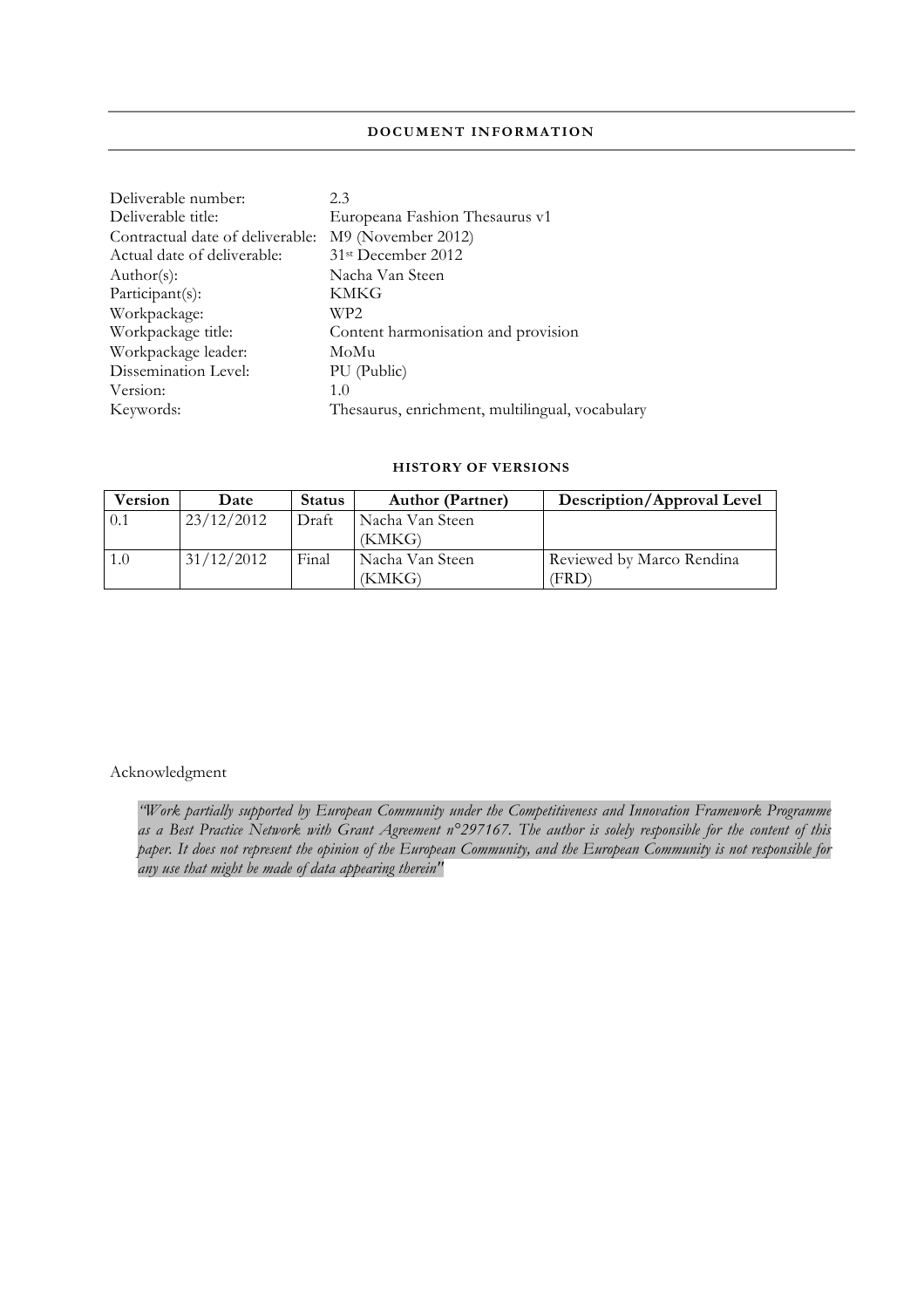## DOCUMENT INFORMATION

| | |
|---|---|
| Deliverable number: | 2.3 |
| Deliverable title: | Europeana Fashion Thesaurus v1 |
| Contractual date of deliverable: | M9 (November 2012) |
| Actual date of deliverable: | 31st December 2012 |
| Author(s): | Nacha Van Steen |
| Participant(s): | KMKG |
| Workpackage: | WP2 |
| Workpackage title: | Content harmonisation and provision |
| Workpackage leader: | MoMu |
| Dissemination Level: | PU (Public) |
| Version: | 1.0 |
| Keywords: | Thesaurus, enrichment, multilingual, vocabulary |

### HISTORY OF VERSIONS

| Version | Date | Status | Author (Partner) | Description/Approval Level |
|---|---|---|---|---|
| 0.1 | 23/12/2012 | Draft | Nacha Van Steen (KMKG) | |
| 1.0 | 31/12/2012 | Final | Nacha Van Steen (KMKG) | Reviewed by Marco Rendina (FRD) |

Acknowledgment

*"Work partially supported by European Community under the Competitiveness and Innovation Framework Programme as a Best Practice Network with Grant Agreement n°297167. The author is solely responsible for the content of this paper. It does not represent the opinion of the European Community, and the European Community is not responsible for any use that might be made of data appearing therein"*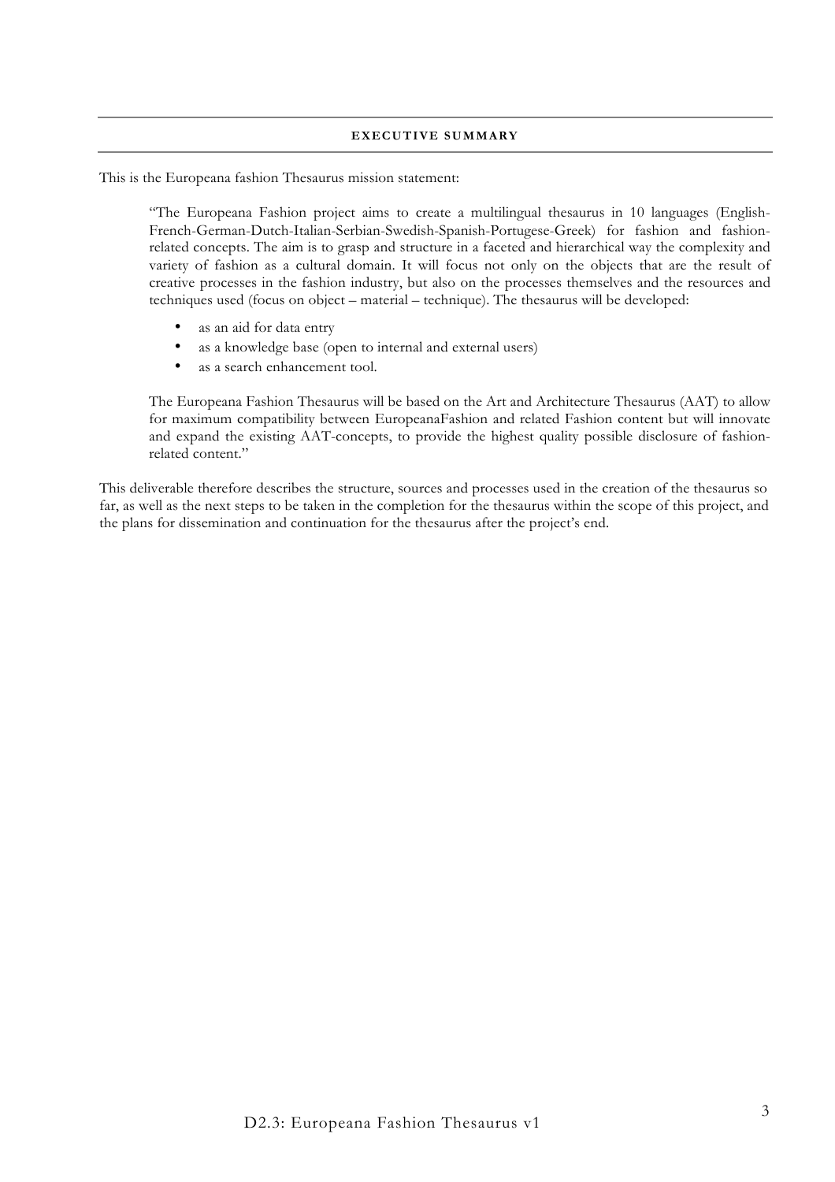## EXECUTIVE SUMMARY

This is the Europeana fashion Thesaurus mission statement:

> "The Europeana Fashion project aims to create a multilingual thesaurus in 10 languages (English-French-German-Dutch-Italian-Serbian-Swedish-Spanish-Portugese-Greek) for fashion and fashion-related concepts. The aim is to grasp and structure in a faceted and hierarchical way the complexity and variety of fashion as a cultural domain. It will focus not only on the objects that are the result of creative processes in the fashion industry, but also on the processes themselves and the resources and techniques used (focus on object – material – technique). The thesaurus will be developed:
>
> - as an aid for data entry
> - as a knowledge base (open to internal and external users)
> - as a search enhancement tool.
>
> The Europeana Fashion Thesaurus will be based on the Art and Architecture Thesaurus (AAT) to allow for maximum compatibility between EuropeanaFashion and related Fashion content but will innovate and expand the existing AAT-concepts, to provide the highest quality possible disclosure of fashion-related content."

This deliverable therefore describes the structure, sources and processes used in the creation of the thesaurus so far, as well as the next steps to be taken in the completion for the thesaurus within the scope of this project, and the plans for dissemination and continuation for the thesaurus after the project's end.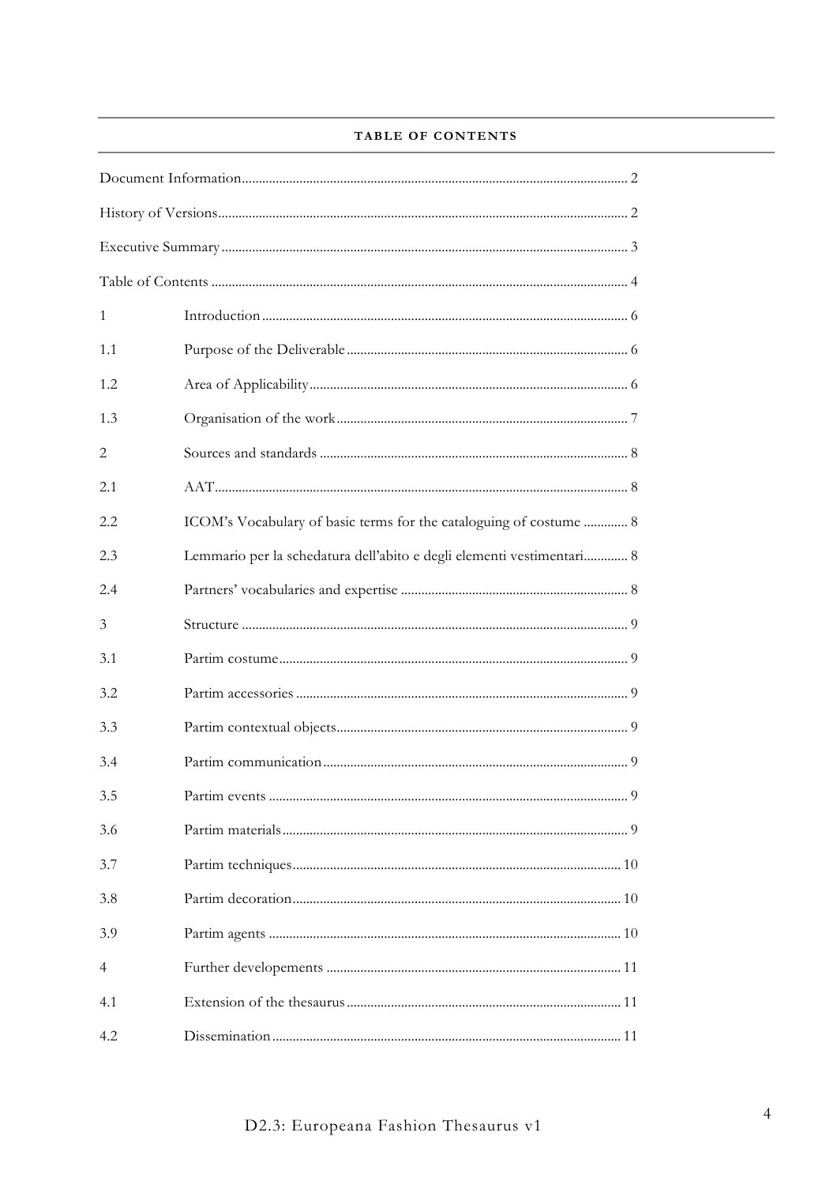## TABLE OF CONTENTS

| | | |
|---|---|---|
| Document Information | | 2 |
| History of Versions | | 2 |
| Executive Summary | | 3 |
| Table of Contents | | 4 |
| 1 | Introduction | 6 |
| 1.1 | Purpose of the Deliverable | 6 |
| 1.2 | Area of Applicability | 6 |
| 1.3 | Organisation of the work | 7 |
| 2 | Sources and standards | 8 |
| 2.1 | AAT | 8 |
| 2.2 | ICOM's Vocabulary of basic terms for the cataloguing of costume | 8 |
| 2.3 | Lemmario per la schedatura dell'abito e degli elementi vestimentari | 8 |
| 2.4 | Partners' vocabularies and expertise | 8 |
| 3 | Structure | 9 |
| 3.1 | Partim costume | 9 |
| 3.2 | Partim accessories | 9 |
| 3.3 | Partim contextual objects | 9 |
| 3.4 | Partim communication | 9 |
| 3.5 | Partim events | 9 |
| 3.6 | Partim materials | 9 |
| 3.7 | Partim techniques | 10 |
| 3.8 | Partim decoration | 10 |
| 3.9 | Partim agents | 10 |
| 4 | Further developements | 11 |
| 4.1 | Extension of the thesaurus | 11 |
| 4.2 | Dissemination | 11 |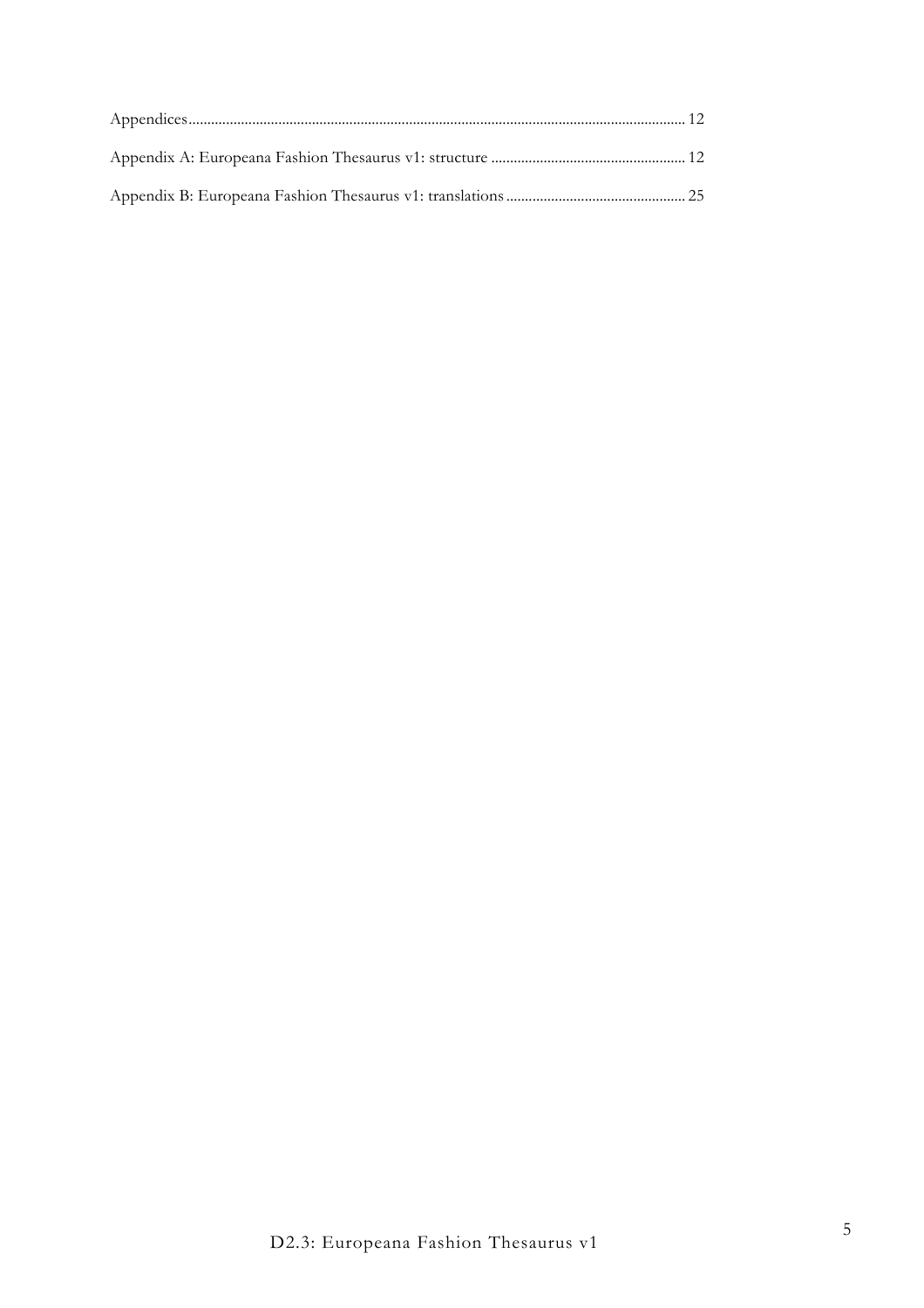Appendices ... 12

Appendix A: Europeana Fashion Thesaurus v1: structure ... 12

Appendix B: Europeana Fashion Thesaurus v1: translations ... 25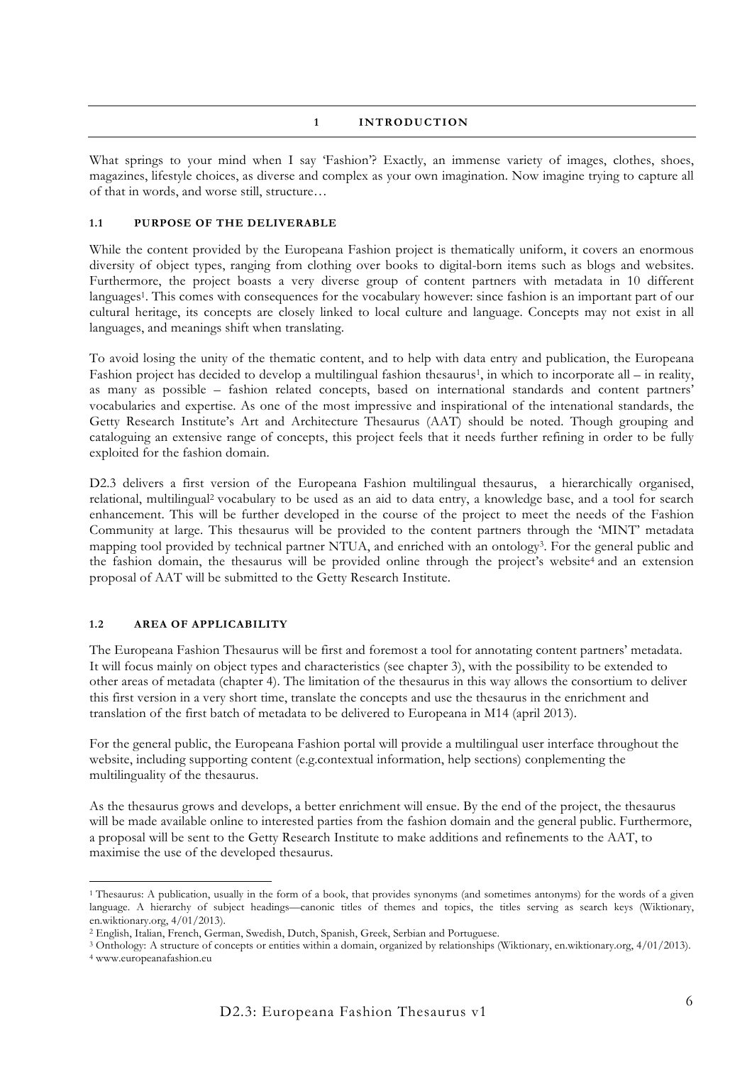# 1 INTRODUCTION

What springs to your mind when I say 'Fashion'? Exactly, an immense variety of images, clothes, shoes, magazines, lifestyle choices, as diverse and complex as your own imagination. Now imagine trying to capture all of that in words, and worse still, structure…

## 1.1 PURPOSE OF THE DELIVERABLE

While the content provided by the Europeana Fashion project is thematically uniform, it covers an enormous diversity of object types, ranging from clothing over books to digital-born items such as blogs and websites. Furthermore, the project boasts a very diverse group of content partners with metadata in 10 different languages[1]. This comes with consequences for the vocabulary however: since fashion is an important part of our cultural heritage, its concepts are closely linked to local culture and language. Concepts may not exist in all languages, and meanings shift when translating.

To avoid losing the unity of the thematic content, and to help with data entry and publication, the Europeana Fashion project has decided to develop a multilingual fashion thesaurus[1], in which to incorporate all – in reality, as many as possible – fashion related concepts, based on international standards and content partners' vocabularies and expertise. As one of the most impressive and inspirational of the intenational standards, the Getty Research Institute's Art and Architecture Thesaurus (AAT) should be noted. Though grouping and cataloguing an extensive range of concepts, this project feels that it needs further refining in order to be fully exploited for the fashion domain.

D2.3 delivers a first version of the Europeana Fashion multilingual thesaurus, a hierarchically organised, relational, multilingual[2] vocabulary to be used as an aid to data entry, a knowledge base, and a tool for search enhancement. This will be further developed in the course of the project to meet the needs of the Fashion Community at large. This thesaurus will be provided to the content partners through the 'MINT' metadata mapping tool provided by technical partner NTUA, and enriched with an ontology[3]. For the general public and the fashion domain, the thesaurus will be provided online through the project's website[4] and an extension proposal of AAT will be submitted to the Getty Research Institute.

## 1.2 AREA OF APPLICABILITY

The Europeana Fashion Thesaurus will be first and foremost a tool for annotating content partners' metadata. It will focus mainly on object types and characteristics (see chapter 3), with the possibility to be extended to other areas of metadata (chapter 4). The limitation of the thesaurus in this way allows the consortium to deliver this first version in a very short time, translate the concepts and use the thesaurus in the enrichment and translation of the first batch of metadata to be delivered to Europeana in M14 (april 2013).

For the general public, the Europeana Fashion portal will provide a multilingual user interface throughout the website, including supporting content (e.g.contextual information, help sections) conplementing the multilinguality of the thesaurus.

As the thesaurus grows and develops, a better enrichment will ensue. By the end of the project, the thesaurus will be made available online to interested parties from the fashion domain and the general public. Furthermore, a proposal will be sent to the Getty Research Institute to make additions and refinements to the AAT, to maximise the use of the developed thesaurus.

---

[1] Thesaurus: A publication, usually in the form of a book, that provides synonyms (and sometimes antonyms) for the words of a given language. A hierarchy of subject headings—canonic titles of themes and topics, the titles serving as search keys (Wiktionary, en.wiktionary.org, 4/01/2013).

[2] English, Italian, French, German, Swedish, Dutch, Spanish, Greek, Serbian and Portuguese.

[3] Onthology: A structure of concepts or entities within a domain, organized by relationships (Wiktionary, en.wiktionary.org, 4/01/2013).

[4] www.europeanafashion.eu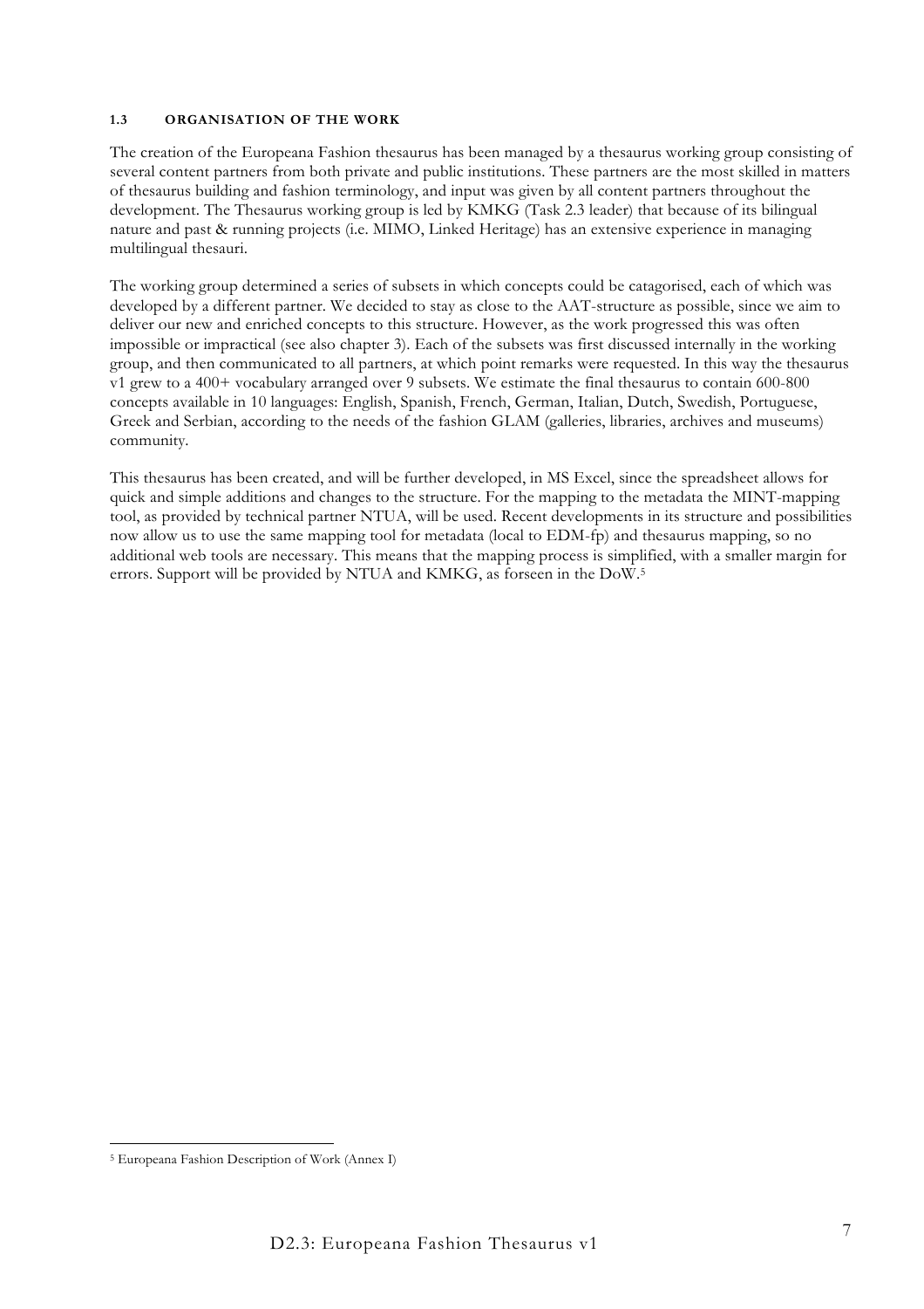### 1.3 ORGANISATION OF THE WORK

The creation of the Europeana Fashion thesaurus has been managed by a thesaurus working group consisting of several content partners from both private and public institutions. These partners are the most skilled in matters of thesaurus building and fashion terminology, and input was given by all content partners throughout the development. The Thesaurus working group is led by KMKG (Task 2.3 leader) that because of its bilingual nature and past & running projects (i.e. MIMO, Linked Heritage) has an extensive experience in managing multilingual thesauri.

The working group determined a series of subsets in which concepts could be catagorised, each of which was developed by a different partner. We decided to stay as close to the AAT-structure as possible, since we aim to deliver our new and enriched concepts to this structure. However, as the work progressed this was often impossible or impractical (see also chapter 3). Each of the subsets was first discussed internally in the working group, and then communicated to all partners, at which point remarks were requested. In this way the thesaurus v1 grew to a 400+ vocabulary arranged over 9 subsets. We estimate the final thesaurus to contain 600-800 concepts available in 10 languages: English, Spanish, French, German, Italian, Dutch, Swedish, Portuguese, Greek and Serbian, according to the needs of the fashion GLAM (galleries, libraries, archives and museums) community.

This thesaurus has been created, and will be further developed, in MS Excel, since the spreadsheet allows for quick and simple additions and changes to the structure. For the mapping to the metadata the MINT-mapping tool, as provided by technical partner NTUA, will be used. Recent developments in its structure and possibilities now allow us to use the same mapping tool for metadata (local to EDM-fp) and thesaurus mapping, so no additional web tools are necessary. This means that the mapping process is simplified, with a smaller margin for errors. Support will be provided by NTUA and KMKG, as forseen in the DoW.[5]

[5] Europeana Fashion Description of Work (Annex I)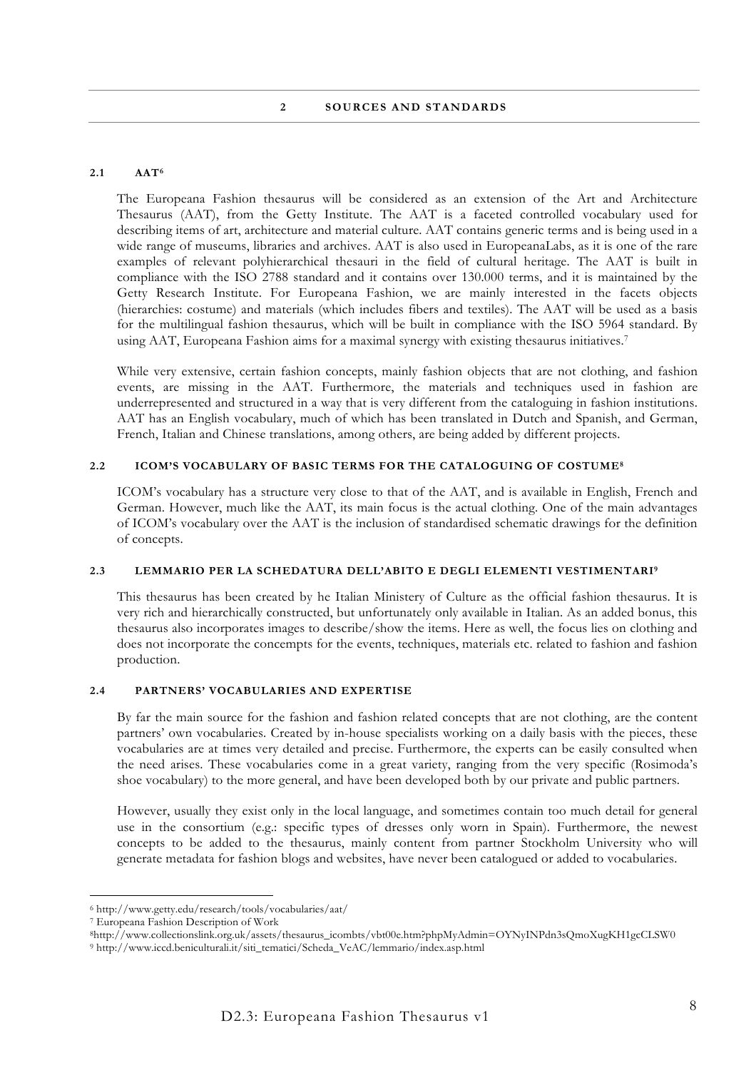## 2 SOURCES AND STANDARDS

### 2.1 AAT[6]

The Europeana Fashion thesaurus will be considered as an extension of the Art and Architecture Thesaurus (AAT), from the Getty Institute. The AAT is a faceted controlled vocabulary used for describing items of art, architecture and material culture. AAT contains generic terms and is being used in a wide range of museums, libraries and archives. AAT is also used in EuropeanaLabs, as it is one of the rare examples of relevant polyhierarchical thesauri in the field of cultural heritage. The AAT is built in compliance with the ISO 2788 standard and it contains over 130.000 terms, and it is maintained by the Getty Research Institute. For Europeana Fashion, we are mainly interested in the facets objects (hierarchies: costume) and materials (which includes fibers and textiles). The AAT will be used as a basis for the multilingual fashion thesaurus, which will be built in compliance with the ISO 5964 standard. By using AAT, Europeana Fashion aims for a maximal synergy with existing thesaurus initiatives.[7]

While very extensive, certain fashion concepts, mainly fashion objects that are not clothing, and fashion events, are missing in the AAT. Furthermore, the materials and techniques used in fashion are underrepresented and structured in a way that is very different from the cataloguing in fashion institutions. AAT has an English vocabulary, much of which has been translated in Dutch and Spanish, and German, French, Italian and Chinese translations, among others, are being added by different projects.

### 2.2 ICOM'S VOCABULARY OF BASIC TERMS FOR THE CATALOGUING OF COSTUME[8]

ICOM's vocabulary has a structure very close to that of the AAT, and is available in English, French and German. However, much like the AAT, its main focus is the actual clothing. One of the main advantages of ICOM's vocabulary over the AAT is the inclusion of standardised schematic drawings for the definition of concepts.

### 2.3 LEMMARIO PER LA SCHEDATURA DELL'ABITO E DEGLI ELEMENTI VESTIMENTARI[9]

This thesaurus has been created by he Italian Ministery of Culture as the official fashion thesaurus. It is very rich and hierarchically constructed, but unfortunately only available in Italian. As an added bonus, this thesaurus also incorporates images to describe/show the items. Here as well, the focus lies on clothing and does not incorporate the concempts for the events, techniques, materials etc. related to fashion and fashion production.

### 2.4 PARTNERS' VOCABULARIES AND EXPERTISE

By far the main source for the fashion and fashion related concepts that are not clothing, are the content partners' own vocabularies. Created by in-house specialists working on a daily basis with the pieces, these vocabularies are at times very detailed and precise. Furthermore, the experts can be easily consulted when the need arises. These vocabularies come in a great variety, ranging from the very specific (Rosimoda's shoe vocabulary) to the more general, and have been developed both by our private and public partners.

However, usually they exist only in the local language, and sometimes contain too much detail for general use in the consortium (e.g.: specific types of dresses only worn in Spain). Furthermore, the newest concepts to be added to the thesaurus, mainly content from partner Stockholm University who will generate metadata for fashion blogs and websites, have never been catalogued or added to vocabularies.

---

[6] http://www.getty.edu/research/tools/vocabularies/aat/

[7] Europeana Fashion Description of Work

[8] http://www.collectionslink.org.uk/assets/thesaurus_icombts/vbt00e.htm?phpMyAdmin=OYNyINPdn3sQmoXugKH1gcCLSW0

[9] http://www.iccd.beniculturali.it/siti_tematici/Scheda_VeAC/lemmario/index.asp.html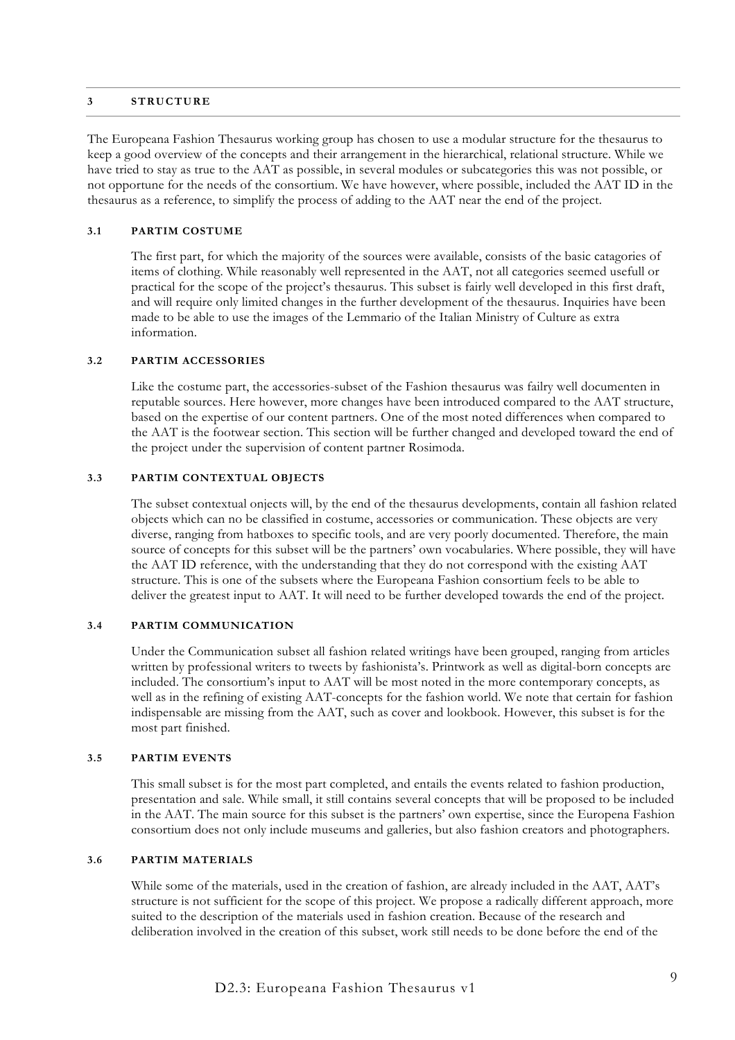# 3 STRUCTURE

The Europeana Fashion Thesaurus working group has chosen to use a modular structure for the thesaurus to keep a good overview of the concepts and their arrangement in the hierarchical, relational structure. While we have tried to stay as true to the AAT as possible, in several modules or subcategories this was not possible, or not opportune for the needs of the consortium. We have however, where possible, included the AAT ID in the thesaurus as a reference, to simplify the process of adding to the AAT near the end of the project.

## 3.1 PARTIM COSTUME

The first part, for which the majority of the sources were available, consists of the basic catagories of items of clothing. While reasonably well represented in the AAT, not all categories seemed usefull or practical for the scope of the project's thesaurus. This subset is fairly well developed in this first draft, and will require only limited changes in the further development of the thesaurus. Inquiries have been made to be able to use the images of the Lemmario of the Italian Ministry of Culture as extra information.

## 3.2 PARTIM ACCESSORIES

Like the costume part, the accessories-subset of the Fashion thesaurus was failry well documenten in reputable sources. Here however, more changes have been introduced compared to the AAT structure, based on the expertise of our content partners. One of the most noted differences when compared to the AAT is the footwear section. This section will be further changed and developed toward the end of the project under the supervision of content partner Rosimoda.

## 3.3 PARTIM CONTEXTUAL OBJECTS

The subset contextual onjects will, by the end of the thesaurus developments, contain all fashion related objects which can no be classified in costume, accessories or communication. These objects are very diverse, ranging from hatboxes to specific tools, and are very poorly documented. Therefore, the main source of concepts for this subset will be the partners' own vocabularies. Where possible, they will have the AAT ID reference, with the understanding that they do not correspond with the existing AAT structure. This is one of the subsets where the Europeana Fashion consortium feels to be able to deliver the greatest input to AAT. It will need to be further developed towards the end of the project.

## 3.4 PARTIM COMMUNICATION

Under the Communication subset all fashion related writings have been grouped, ranging from articles written by professional writers to tweets by fashionista's. Printwork as well as digital-born concepts are included. The consortium's input to AAT will be most noted in the more contemporary concepts, as well as in the refining of existing AAT-concepts for the fashion world. We note that certain for fashion indispensable are missing from the AAT, such as cover and lookbook. However, this subset is for the most part finished.

## 3.5 PARTIM EVENTS

This small subset is for the most part completed, and entails the events related to fashion production, presentation and sale. While small, it still contains several concepts that will be proposed to be included in the AAT. The main source for this subset is the partners' own expertise, since the Europena Fashion consortium does not only include museums and galleries, but also fashion creators and photographers.

## 3.6 PARTIM MATERIALS

While some of the materials, used in the creation of fashion, are already included in the AAT, AAT's structure is not sufficient for the scope of this project. We propose a radically different approach, more suited to the description of the materials used in fashion creation. Because of the research and deliberation involved in the creation of this subset, work still needs to be done before the end of the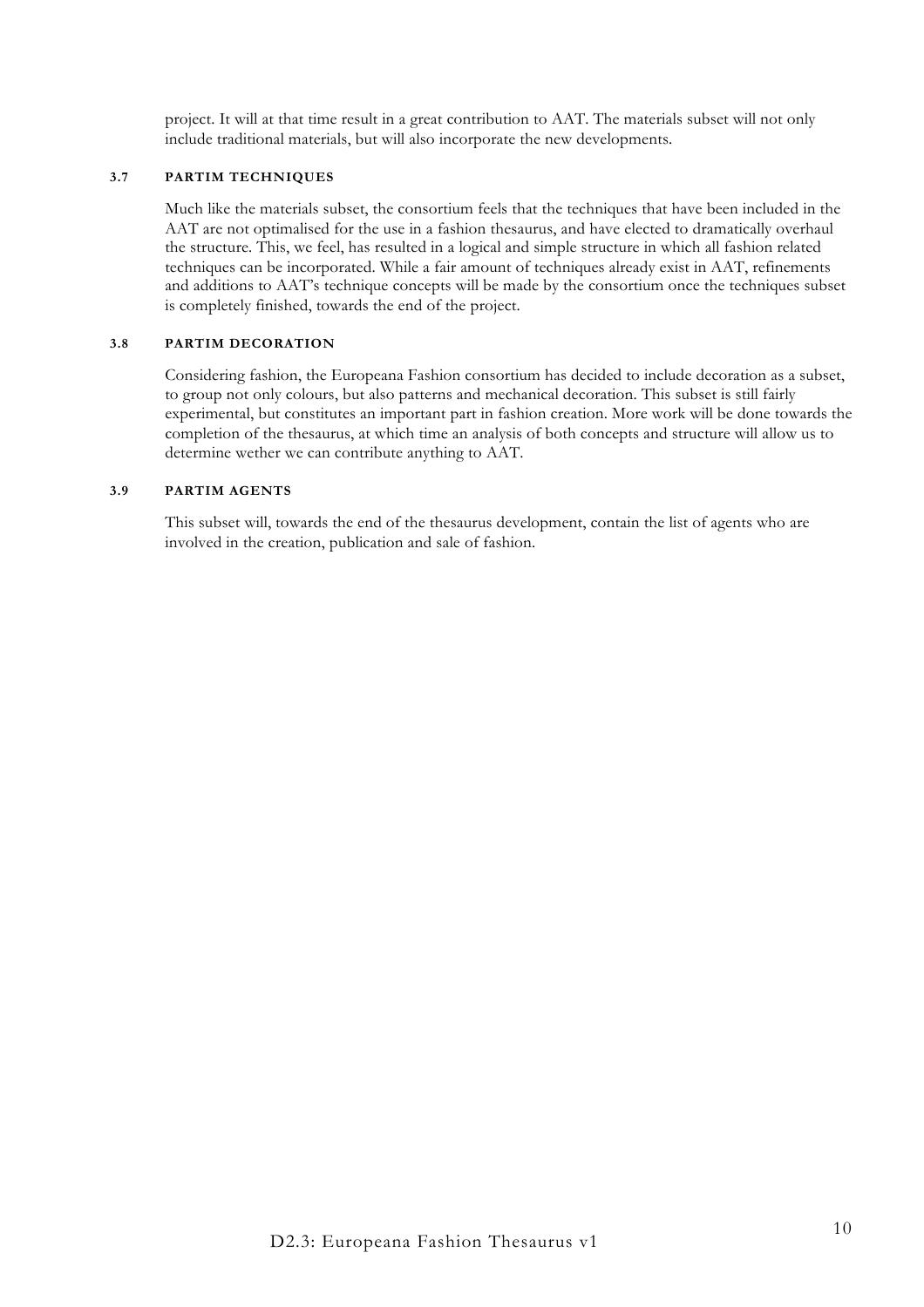project. It will at that time result in a great contribution to AAT. The materials subset will not only include traditional materials, but will also incorporate the new developments.

### 3.7 PARTIM TECHNIQUES

Much like the materials subset, the consortium feels that the techniques that have been included in the AAT are not optimalised for the use in a fashion thesaurus, and have elected to dramatically overhaul the structure. This, we feel, has resulted in a logical and simple structure in which all fashion related techniques can be incorporated. While a fair amount of techniques already exist in AAT, refinements and additions to AAT's technique concepts will be made by the consortium once the techniques subset is completely finished, towards the end of the project.

### 3.8 PARTIM DECORATION

Considering fashion, the Europeana Fashion consortium has decided to include decoration as a subset, to group not only colours, but also patterns and mechanical decoration. This subset is still fairly experimental, but constitutes an important part in fashion creation. More work will be done towards the completion of the thesaurus, at which time an analysis of both concepts and structure will allow us to determine wether we can contribute anything to AAT.

### 3.9 PARTIM AGENTS

This subset will, towards the end of the thesaurus development, contain the list of agents who are involved in the creation, publication and sale of fashion.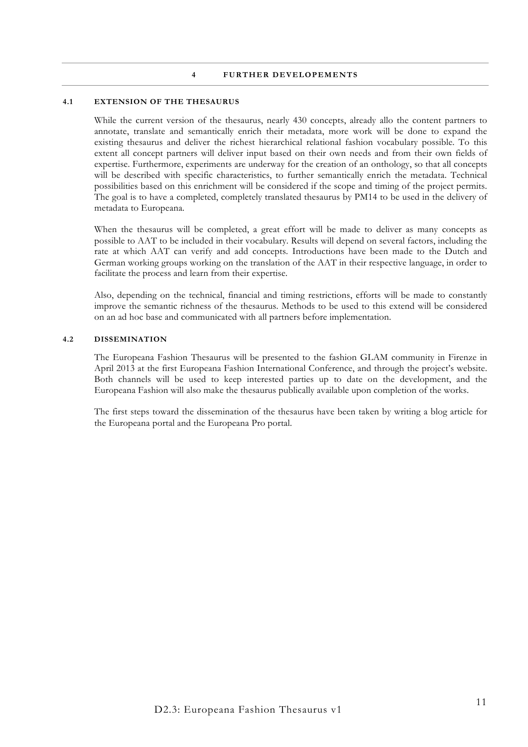# 4 FURTHER DEVELOPEMENTS

## 4.1 EXTENSION OF THE THESAURUS

While the current version of the thesaurus, nearly 430 concepts, already allo the content partners to annotate, translate and semantically enrich their metadata, more work will be done to expand the existing thesaurus and deliver the richest hierarchical relational fashion vocabulary possible. To this extent all concept partners will deliver input based on their own needs and from their own fields of expertise. Furthermore, experiments are underway for the creation of an onthology, so that all concepts will be described with specific characteristics, to further semantically enrich the metadata. Technical possibilities based on this enrichment will be considered if the scope and timing of the project permits. The goal is to have a completed, completely translated thesaurus by PM14 to be used in the delivery of metadata to Europeana.

When the thesaurus will be completed, a great effort will be made to deliver as many concepts as possible to AAT to be included in their vocabulary. Results will depend on several factors, including the rate at which AAT can verify and add concepts. Introductions have been made to the Dutch and German working groups working on the translation of the AAT in their respective language, in order to facilitate the process and learn from their expertise.

Also, depending on the technical, financial and timing restrictions, efforts will be made to constantly improve the semantic richness of the thesaurus. Methods to be used to this extend will be considered on an ad hoc base and communicated with all partners before implementation.

## 4.2 DISSEMINATION

The Europeana Fashion Thesaurus will be presented to the fashion GLAM community in Firenze in April 2013 at the first Europeana Fashion International Conference, and through the project's website. Both channels will be used to keep interested parties up to date on the development, and the Europeana Fashion will also make the thesaurus publically available upon completion of the works.

The first steps toward the dissemination of the thesaurus have been taken by writing a blog article for the Europeana portal and the Europeana Pro portal.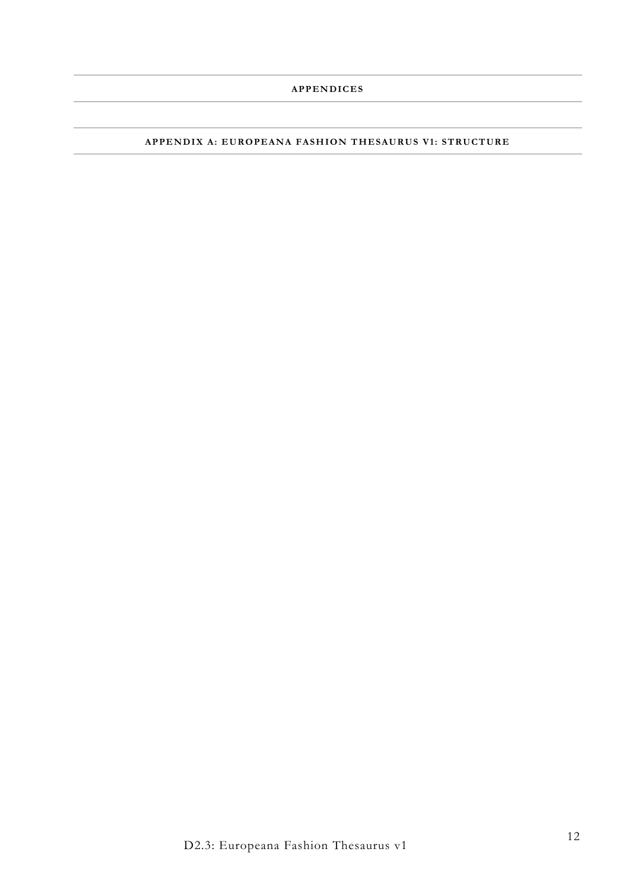# APPENDICES

## APPENDIX A: EUROPEANA FASHION THESAURUS V1: STRUCTURE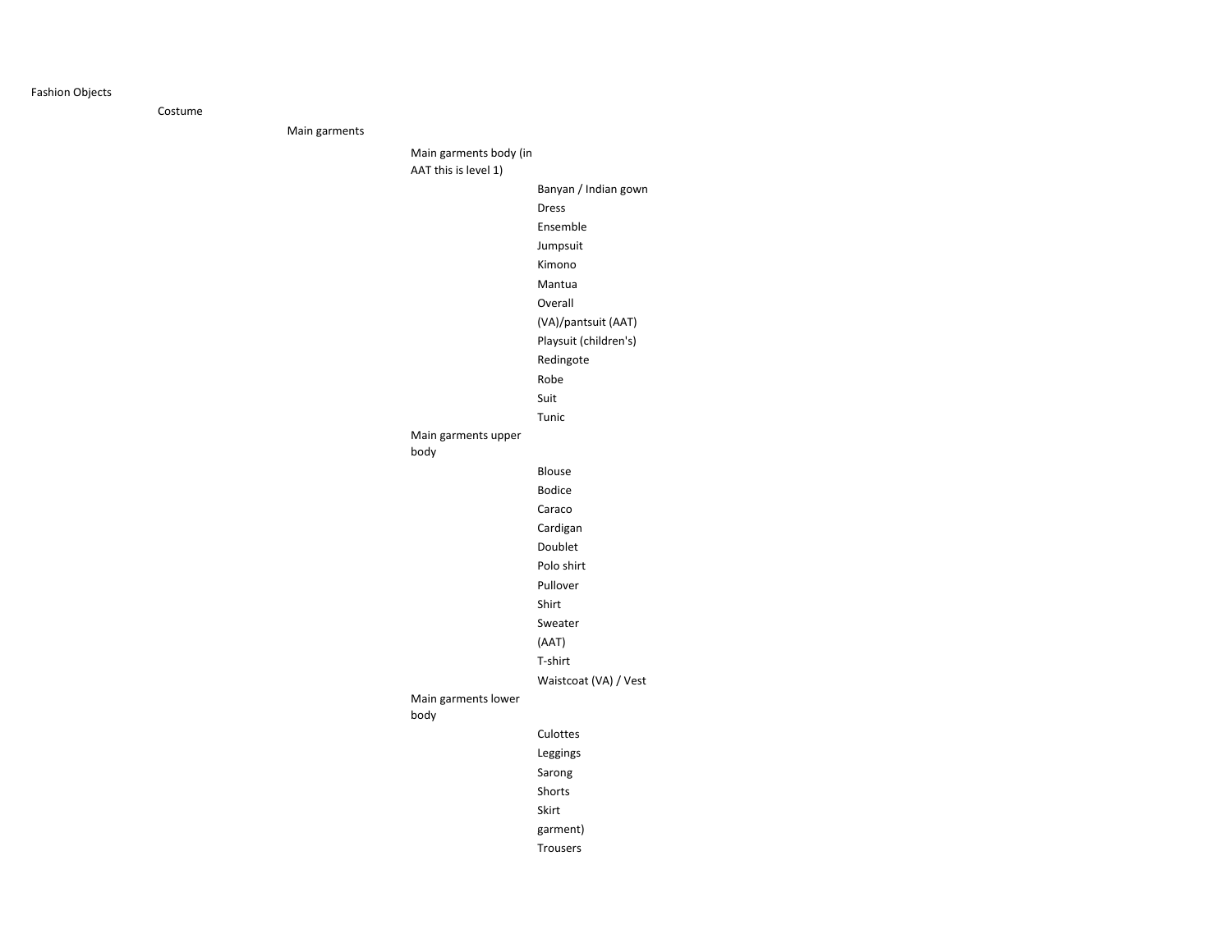- Fashion Objects
  - Costume
    - Main garments
      - Main garments body (in AAT this is level 1)
        - Banyan / Indian gown
        - Dress
        - Ensemble
        - Jumpsuit
        - Kimono
        - Mantua
        - Overall
        - (VA)/pantsuit (AAT)
        - Playsuit (children's)
        - Redingote
        - Robe
        - Suit
        - Tunic
      - Main garments upper body
        - Blouse
        - Bodice
        - Caraco
        - Cardigan
        - Doublet
        - Polo shirt
        - Pullover
        - Shirt
        - Sweater
        - (AAT)
        - T-shirt
        - Waistcoat (VA) / Vest
      - Main garments lower body
        - Culottes
        - Leggings
        - Sarong
        - Shorts
        - Skirt
        - garment)
        - Trousers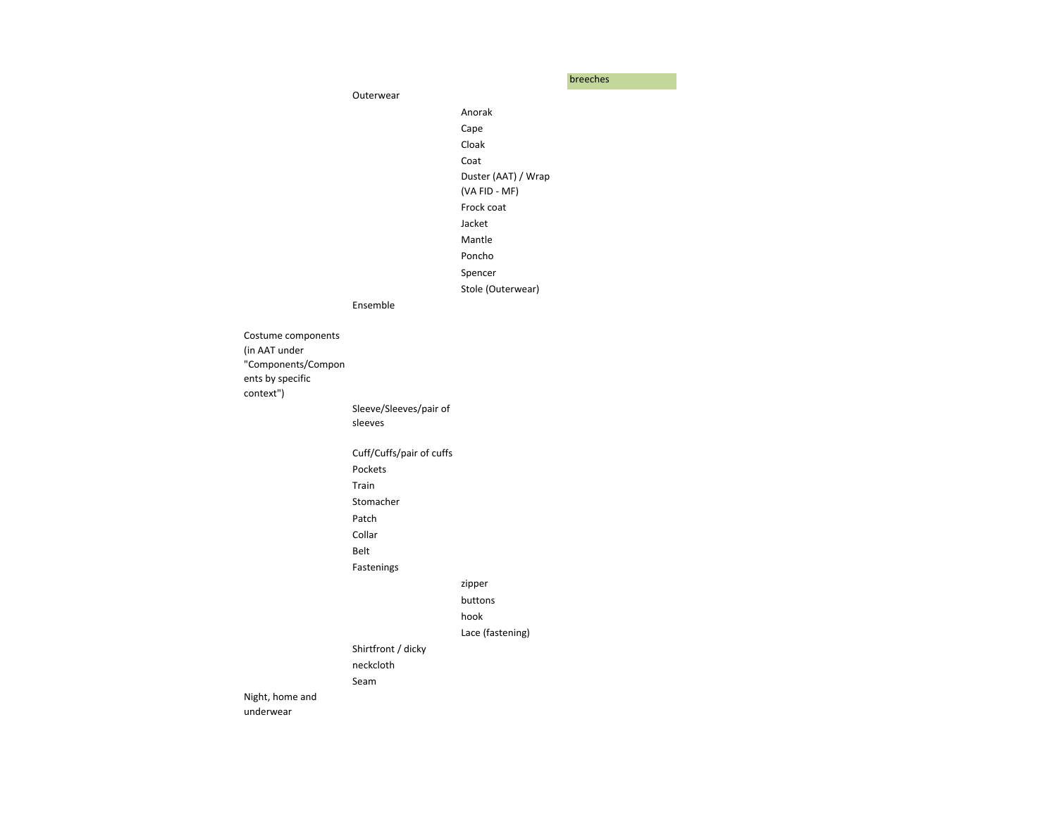| | | | |
|---|---|---|---|
| | | | breeches |
| | Outerwear | | |
| | | Anorak | |
| | | Cape | |
| | | Cloak | |
| | | Coat | |
| | | Duster (AAT) / Wrap (VA FID - MF) | |
| | | Frock coat | |
| | | Jacket | |
| | | Mantle | |
| | | Poncho | |
| | | Spencer | |
| | | Stole (Outerwear) | |
| | Ensemble | | |
| Costume components (in AAT under "Components/Components by specific context") | | | |
| | Sleeve/Sleeves/pair of sleeves | | |
| | Cuff/Cuffs/pair of cuffs | | |
| | Pockets | | |
| | Train | | |
| | Stomacher | | |
| | Patch | | |
| | Collar | | |
| | Belt | | |
| | Fastenings | | |
| | | zipper | |
| | | buttons | |
| | | hook | |
| | | Lace (fastening) | |
| | Shirtfront / dicky | | |
| | neckcloth | | |
| | Seam | | |
| Night, home and underwear | | | |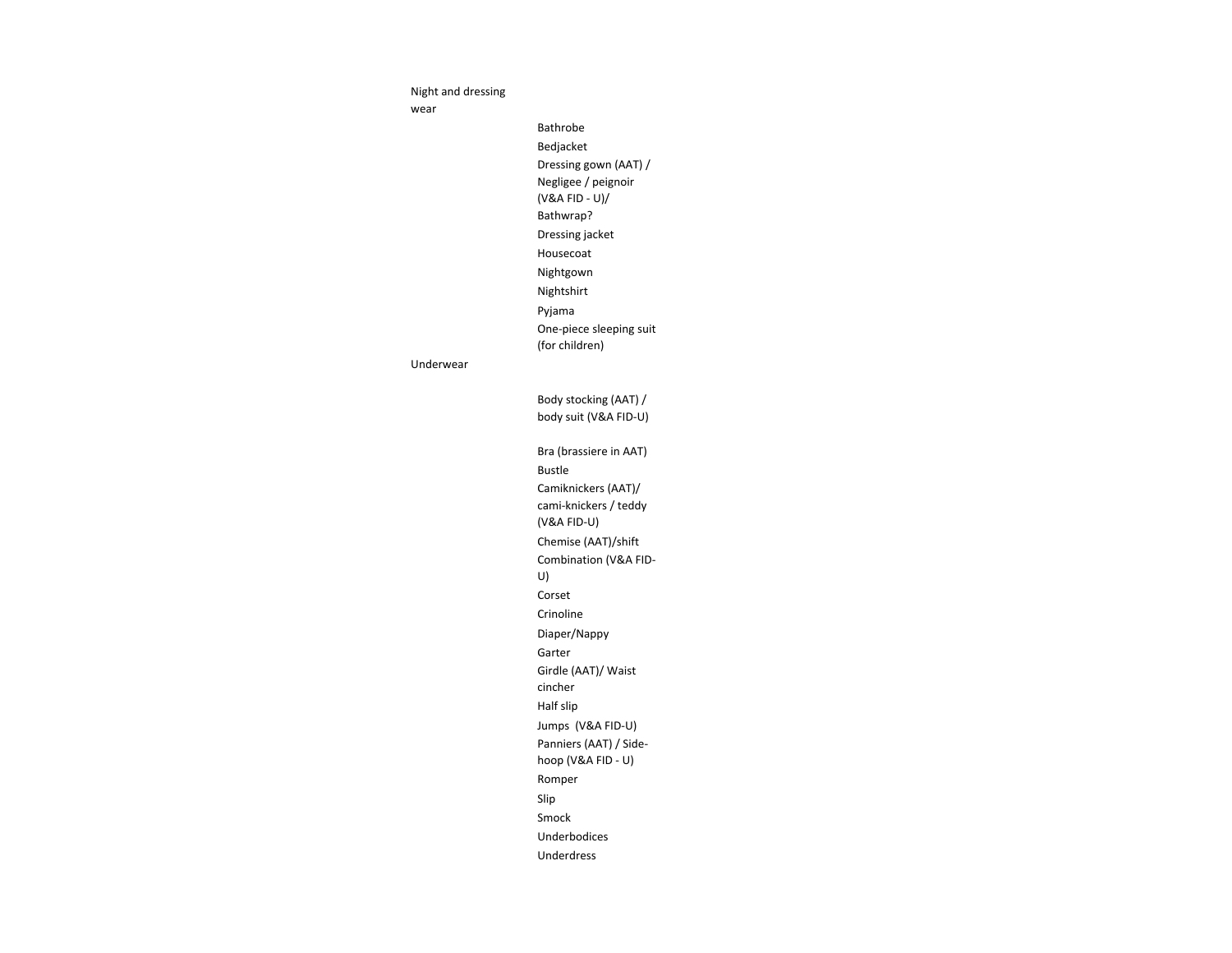| | |
|---|---|
| Night and dressing wear | |
| | Bathrobe |
| | Bedjacket |
| | Dressing gown (AAT) / Negligee / peignoir (V&A FID - U)/ Bathwrap? |
| | Dressing jacket |
| | Housecoat |
| | Nightgown |
| | Nightshirt |
| | Pyjama |
| | One-piece sleeping suit (for children) |
| Underwear | |
| | Body stocking (AAT) / body suit (V&A FID-U) |
| | Bra (brassiere in AAT) |
| | Bustle |
| | Camiknickers (AAT)/ cami-knickers / teddy (V&A FID-U) |
| | Chemise (AAT)/shift |
| | Combination (V&A FID-U) |
| | Corset |
| | Crinoline |
| | Diaper/Nappy |
| | Garter |
| | Girdle (AAT)/ Waist cincher |
| | Half slip |
| | Jumps (V&A FID-U) |
| | Panniers (AAT) / Side-hoop (V&A FID - U) |
| | Romper |
| | Slip |
| | Smock |
| | Underbodices |
| | Underdress |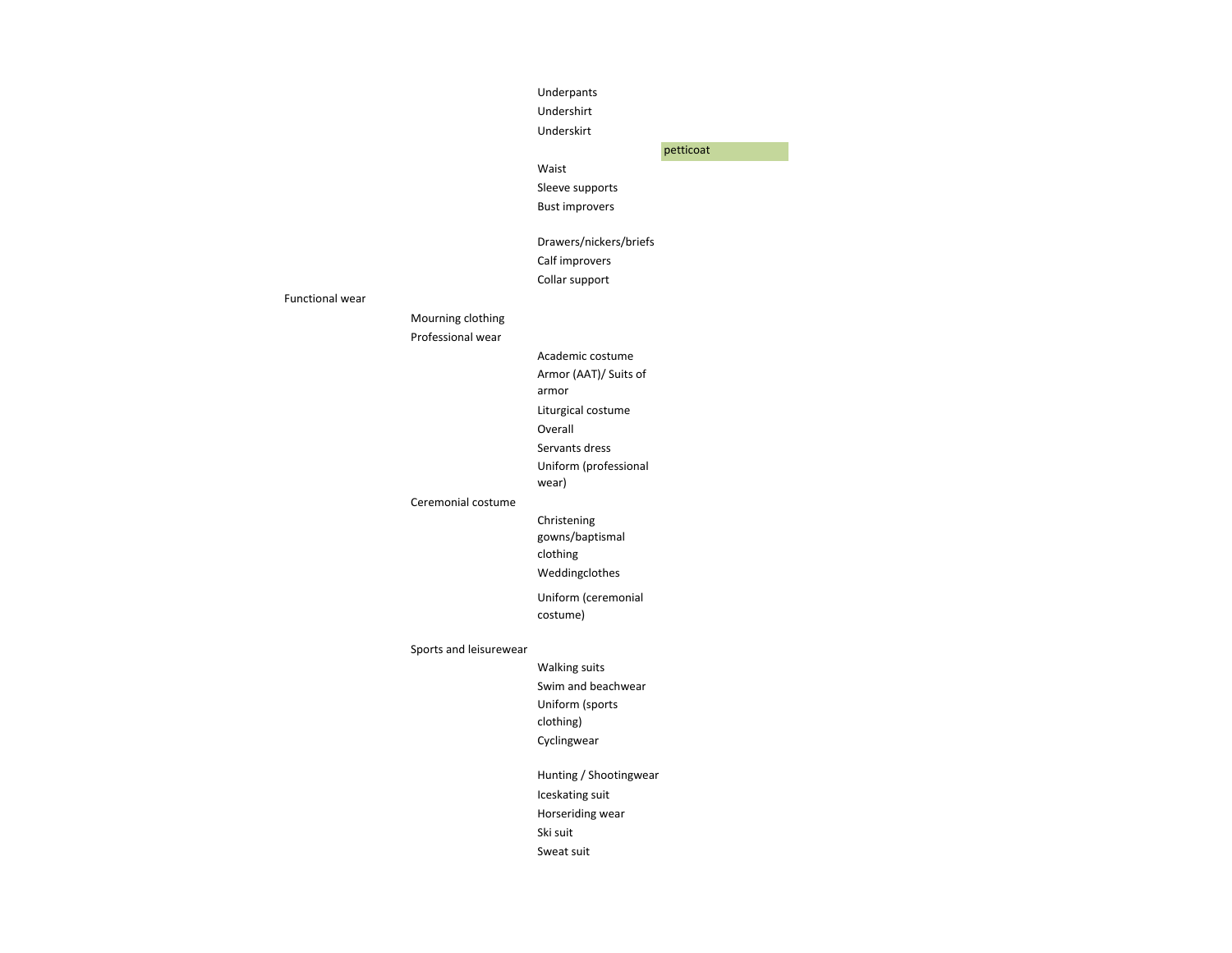- Underpants
- Undershirt
- Underskirt
  - petticoat
- Waist
- Sleeve supports
- Bust improvers
- Drawers/nickers/briefs
- Calf improvers
- Collar support

- Functional wear
  - Mourning clothing
  - Professional wear
    - Academic costume
    - Armor (AAT)/ Suits of armor
    - Liturgical costume
    - Overall
    - Servants dress
    - Uniform (professional wear)
  - Ceremonial costume
    - Christening gowns/baptismal clothing
    - Weddingclothes
    - Uniform (ceremonial costume)
  - Sports and leisurewear
    - Walking suits
    - Swim and beachwear
    - Uniform (sports clothing)
    - Cyclingwear
    - Hunting / Shootingwear
    - Iceskating suit
    - Horseriding wear
    - Ski suit
    - Sweat suit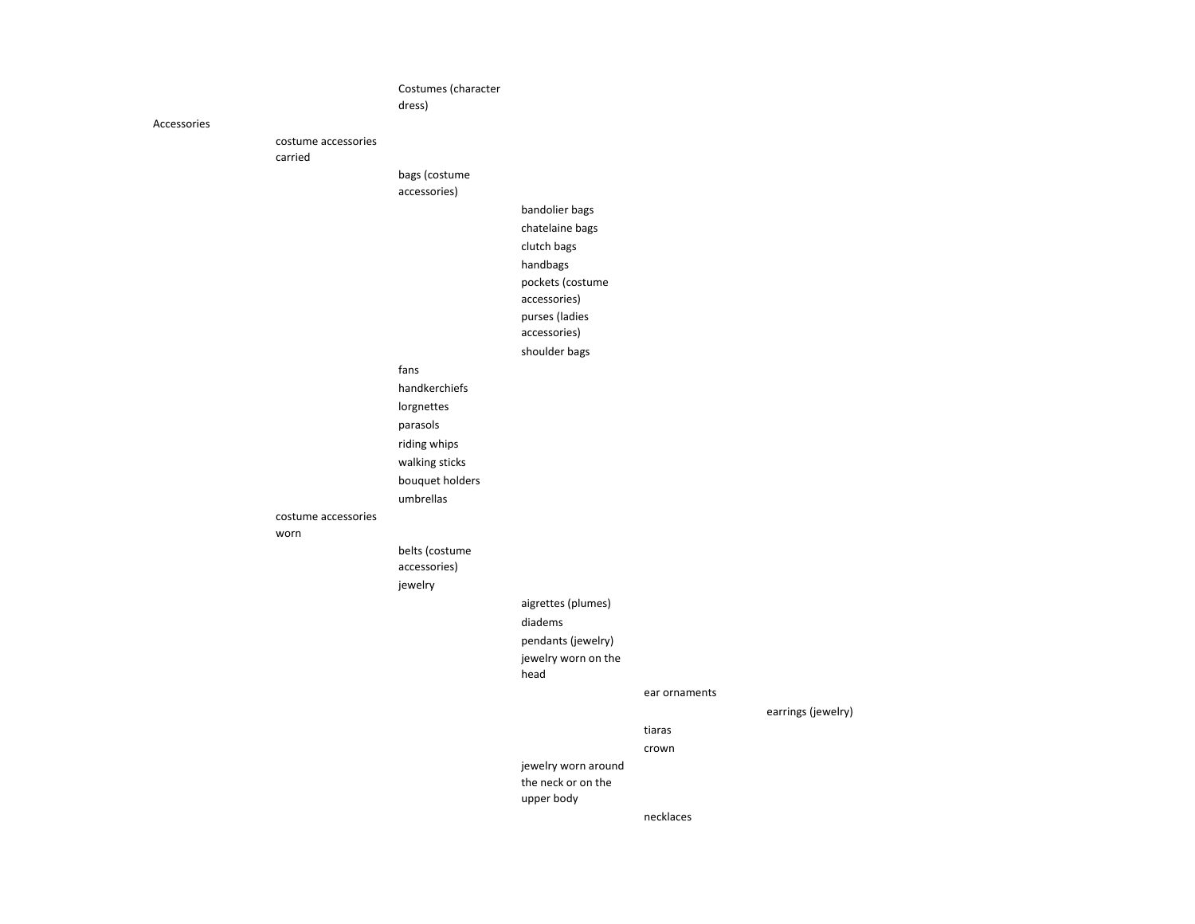- Costumes (character dress)

- Accessories
  - costume accessories carried
    - bags (costume accessories)
      - bandolier bags
      - chatelaine bags
      - clutch bags
      - handbags
      - pockets (costume accessories)
      - purses (ladies accessories)
      - shoulder bags
    - fans
    - handkerchiefs
    - lorgnettes
    - parasols
    - riding whips
    - walking sticks
    - bouquet holders
    - umbrellas
  - costume accessories worn
    - belts (costume accessories)
    - jewelry
      - aigrettes (plumes)
      - diadems
      - pendants (jewelry)
      - jewelry worn on the head
        - ear ornaments
          - earrings (jewelry)
        - tiaras
        - crown
      - jewelry worn around the neck or on the upper body
        - necklaces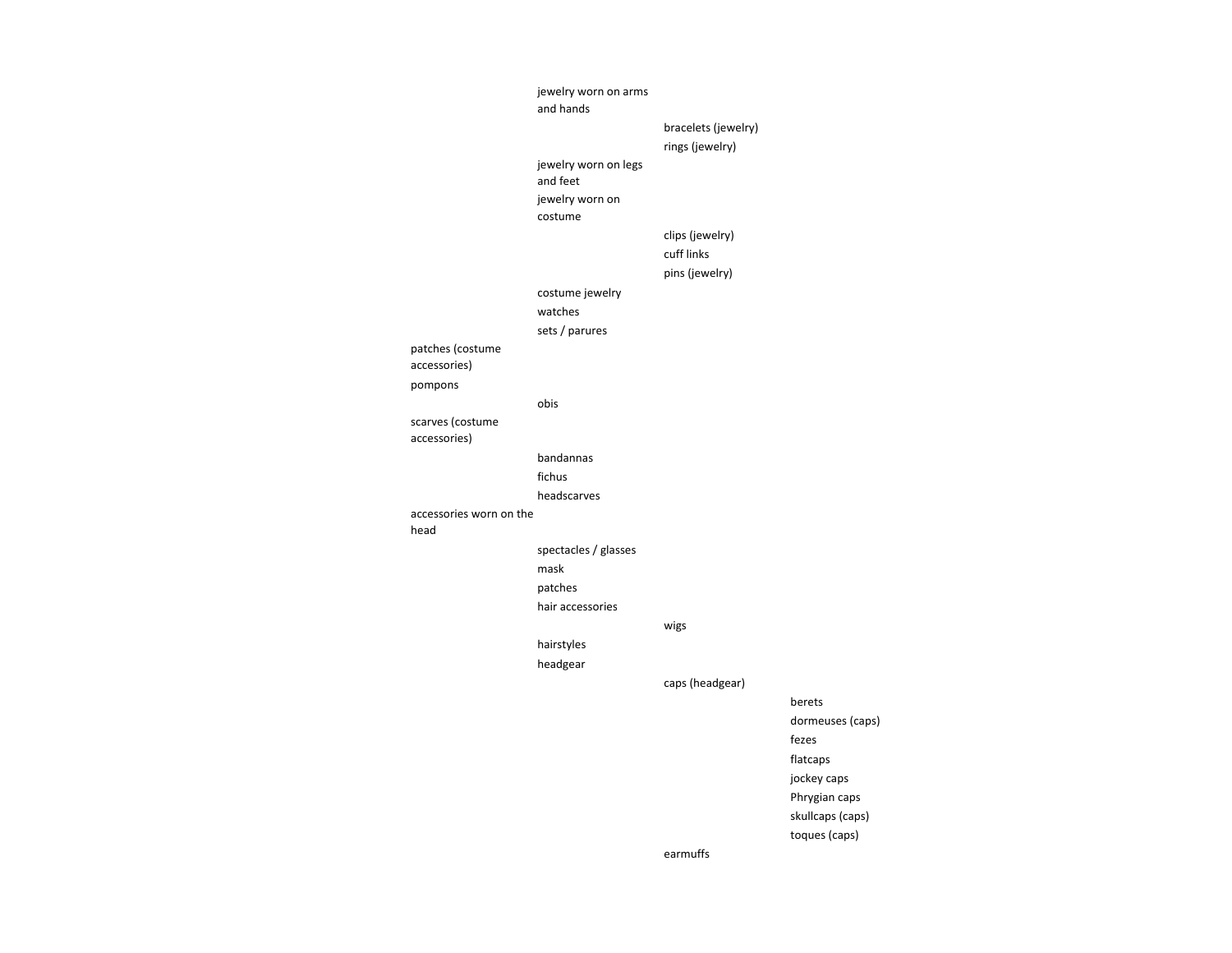- jewelry worn on arms and hands
    - bracelets (jewelry)
    - rings (jewelry)
- jewelry worn on legs and feet
- jewelry worn on costume
    - clips (jewelry)
    - cuff links
    - pins (jewelry)
- costume jewelry
- watches
- sets / parures

patches (costume accessories)

pompons

- obis

scarves (costume accessories)

- bandannas
- fichus
- headscarves

accessories worn on the head

- spectacles / glasses
- mask
- patches
- hair accessories
    - wigs
- hairstyles
- headgear
    - caps (headgear)
        - berets
        - dormeuses (caps)
        - fezes
        - flatcaps
        - jockey caps
        - Phrygian caps
        - skullcaps (caps)
        - toques (caps)
    - earmuffs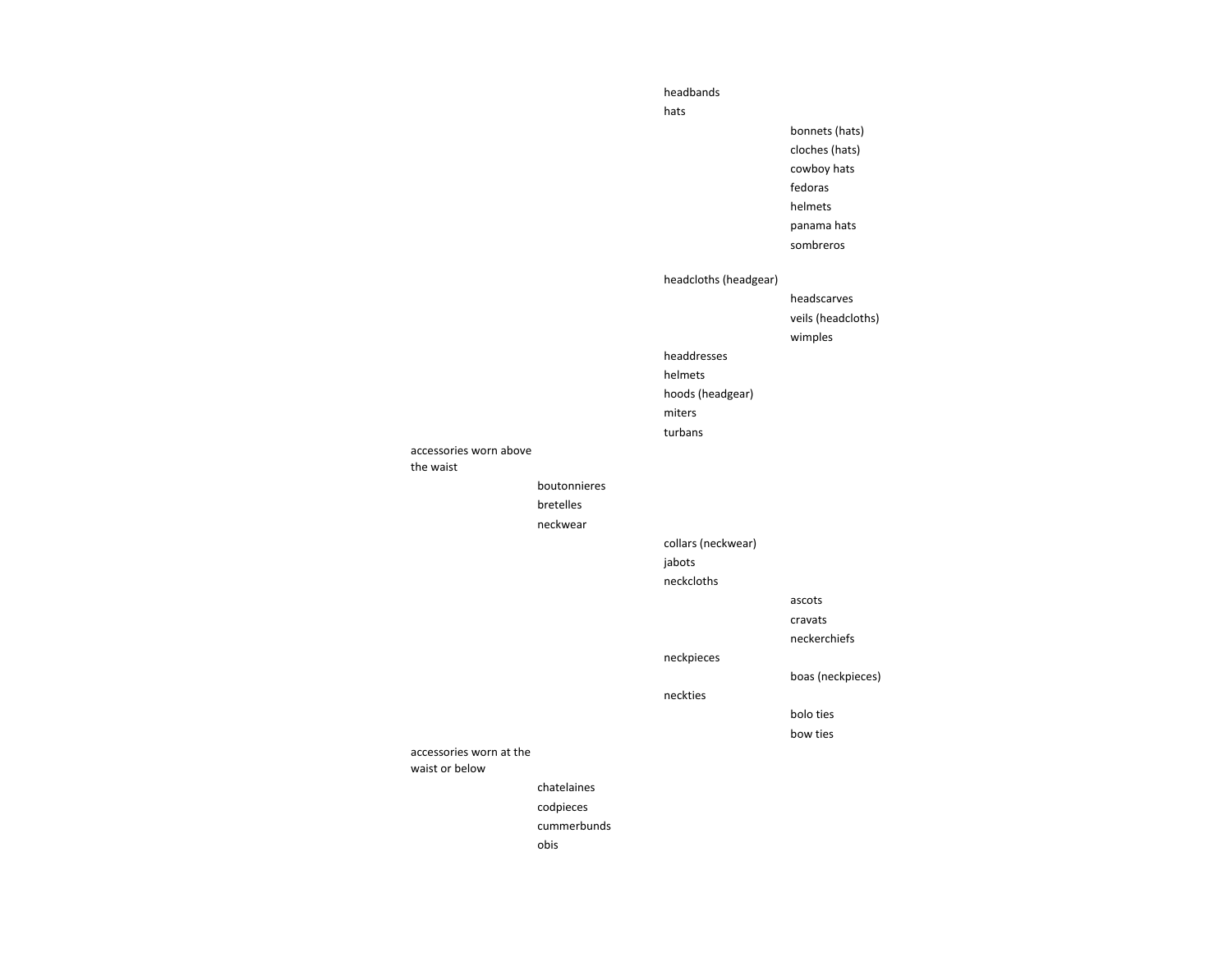- headbands
- hats
  - bonnets (hats)
  - cloches (hats)
  - cowboy hats
  - fedoras
  - helmets
  - panama hats
  - sombreros
- headcloths (headgear)
  - headscarves
  - veils (headcloths)
  - wimples
- headdresses
- helmets
- hoods (headgear)
- miters
- turbans

accessories worn above the waist

- boutonnieres
- bretelles
- neckwear
  - collars (neckwear)
  - jabots
  - neckcloths
    - ascots
    - cravats
    - neckerchiefs
  - neckpieces
    - boas (neckpieces)
  - neckties
    - bolo ties
    - bow ties

accessories worn at the waist or below

- chatelaines
- codpieces
- cummerbunds
- obis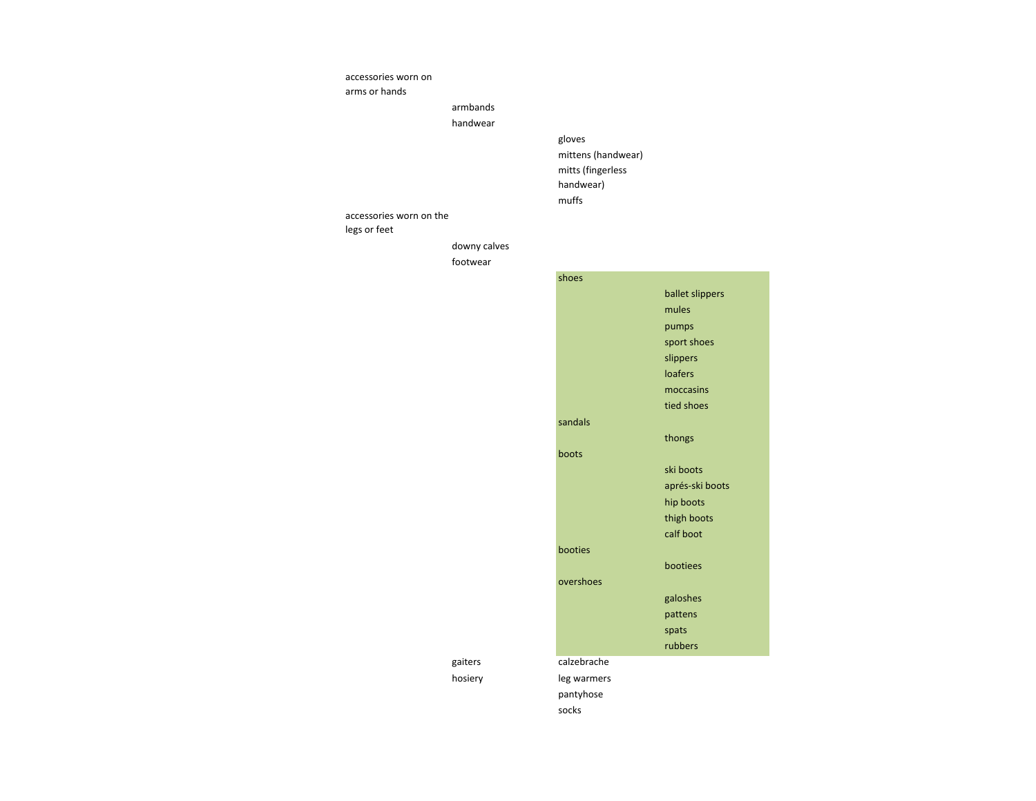- accessories worn on arms or hands
  - armbands
  - handwear
    - gloves
    - mittens (handwear)
    - mitts (fingerless handwear)
    - muffs
- accessories worn on the legs or feet
  - downy calves
  - footwear
    - shoes
      - ballet slippers
      - mules
      - pumps
      - sport shoes
      - slippers
      - loafers
      - moccasins
      - tied shoes
    - sandals
      - thongs
    - boots
      - ski boots
      - aprés-ski boots
      - hip boots
      - thigh boots
      - calf boot
    - booties
      - bootiees
    - overshoes
      - galoshes
      - pattens
      - spats
      - rubbers
  - gaiters
    - calzebrache
  - hosiery
    - leg warmers
    - pantyhose
    - socks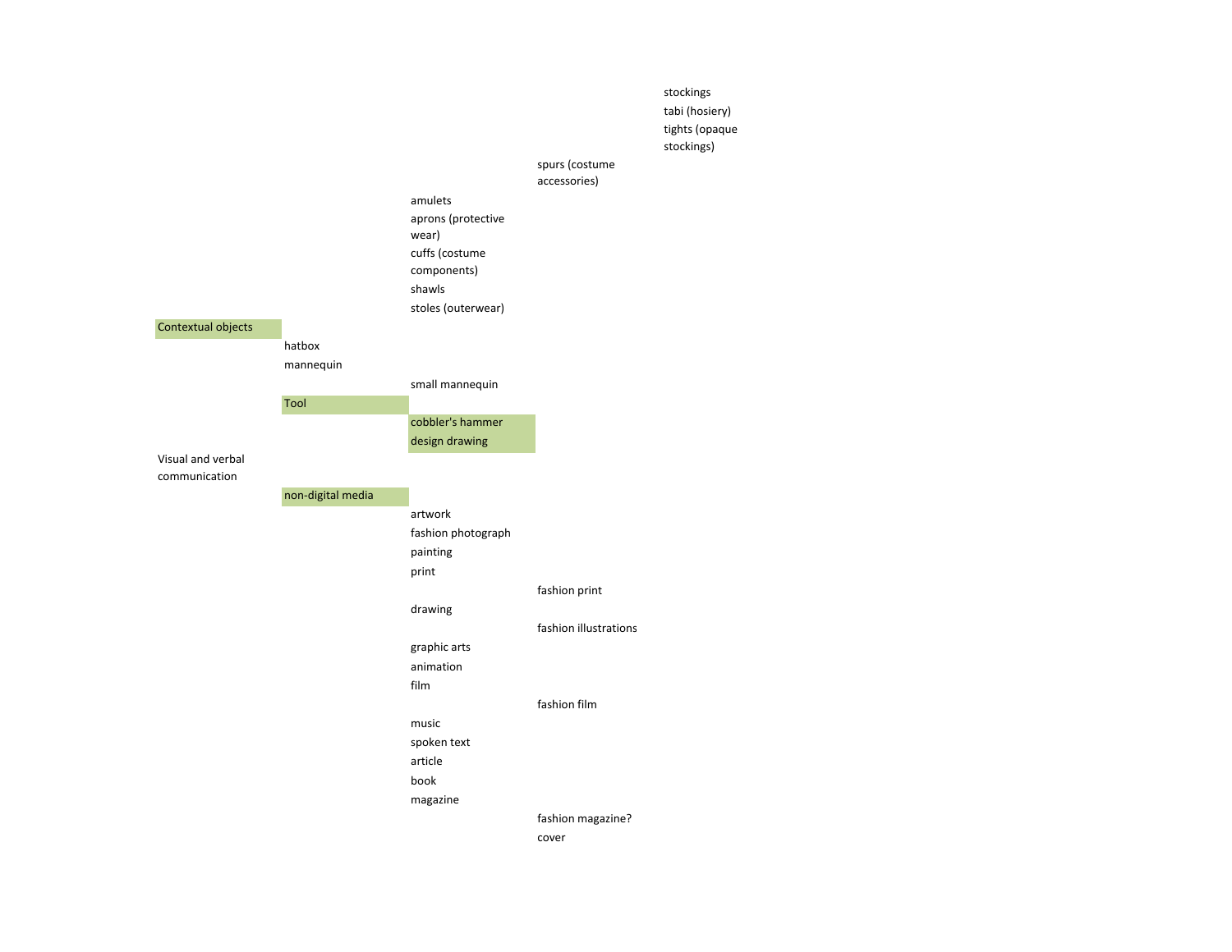- stockings
- tabi (hosiery)
- tights (opaque stockings)

- spurs (costume accessories)

- amulets
- aprons (protective wear)
- cuffs (costume components)
- shawls
- stoles (outerwear)

- Contextual objects
  - hatbox
  - mannequin
    - small mannequin
  - Tool
    - cobbler's hammer
    - design drawing
- Visual and verbal communication
  - non-digital media
    - artwork
    - fashion photograph
    - painting
    - print
      - fashion print
    - drawing
      - fashion illustrations
    - graphic arts
    - animation
    - film
      - fashion film
    - music
    - spoken text
    - article
    - book
    - magazine
      - fashion magazine?
      - cover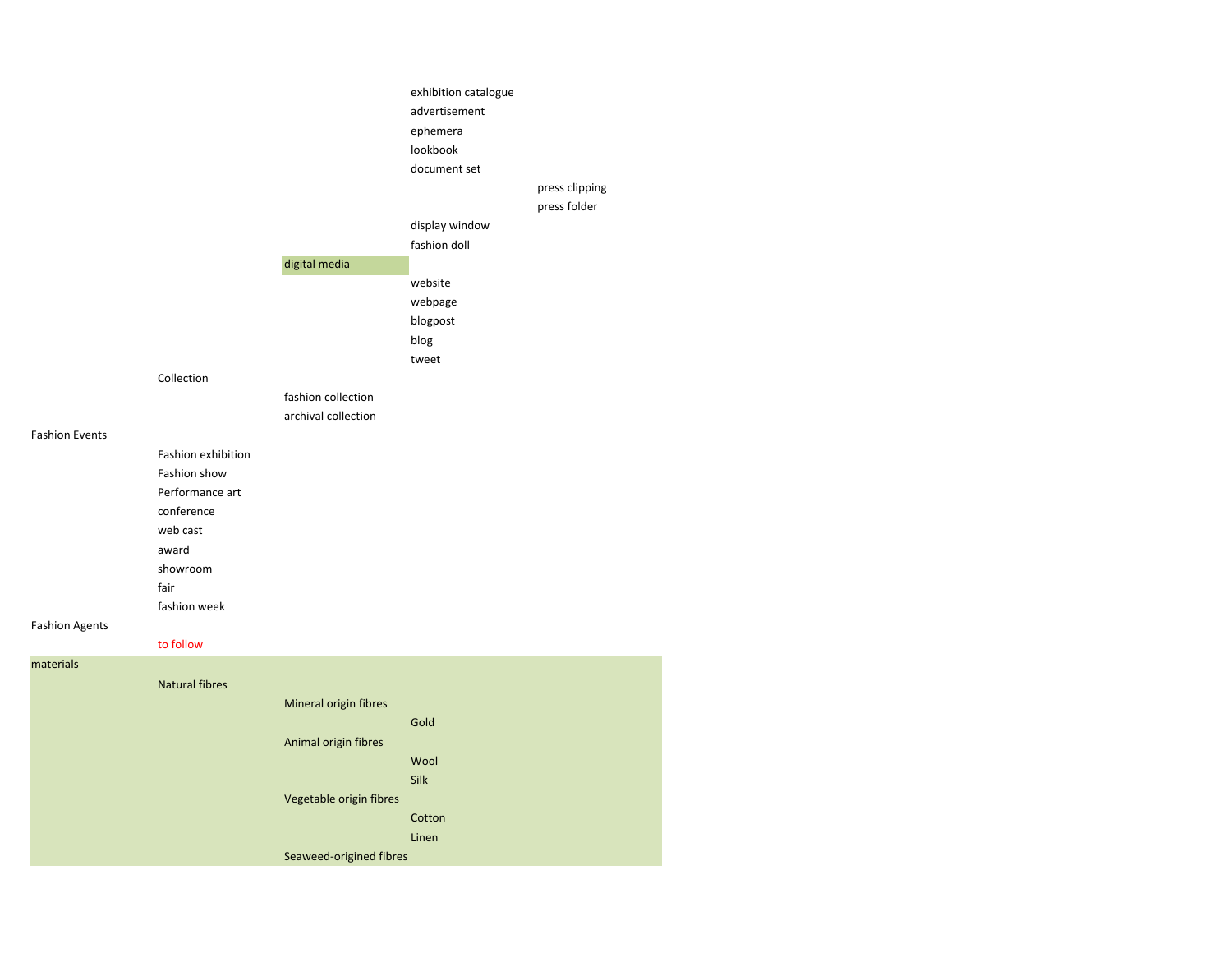- exhibition catalogue
- advertisement
- ephemera
- lookbook
- document set
  - press clipping
  - press folder
- display window
- fashion doll

- digital media
  - website
  - webpage
  - blogpost
  - blog
  - tweet

- Collection
  - fashion collection
  - archival collection

- Fashion Events
  - Fashion exhibition
  - Fashion show
  - Performance art
  - conference
  - web cast
  - award
  - showroom
  - fair
  - fashion week

- Fashion Agents
  - to follow

- materials
  - Natural fibres
    - Mineral origin fibres
      - Gold
    - Animal origin fibres
      - Wool
      - Silk
    - Vegetable origin fibres
      - Cotton
      - Linen
    - Seaweed-origined fibres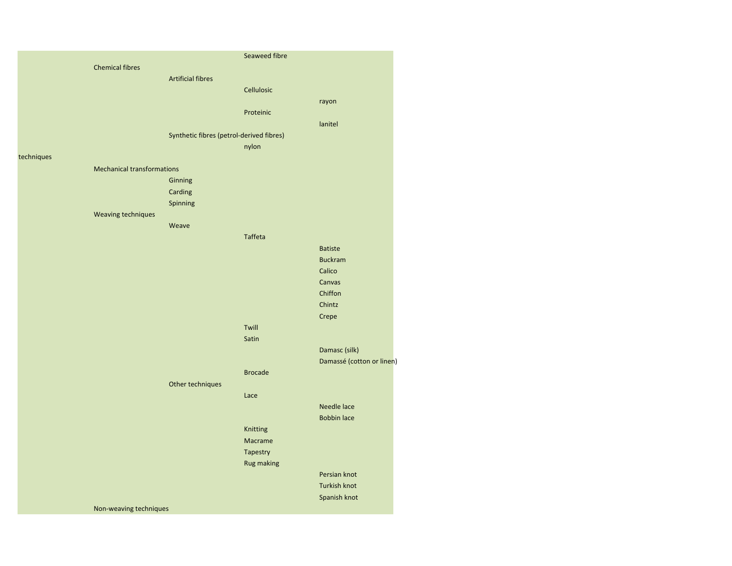- Seaweed fibre
- Chemical fibres
  - Artificial fibres
    - Cellulosic
      - rayon
    - Proteinic
      - lanitel
  - Synthetic fibres (petrol-derived fibres)
    - nylon

techniques

- Mechanical transformations
  - Ginning
  - Carding
  - Spinning
- Weaving techniques
  - Weave
    - Taffeta
      - Batiste
      - Buckram
      - Calico
      - Canvas
      - Chiffon
      - Chintz
      - Crepe
    - Twill
    - Satin
      - Damasc (silk)
      - Damassé (cotton or linen)
    - Brocade
  - Other techniques
    - Lace
      - Needle lace
      - Bobbin lace
    - Knitting
    - Macrame
    - Tapestry
    - Rug making
      - Persian knot
      - Turkish knot
      - Spanish knot
- Non-weaving techniques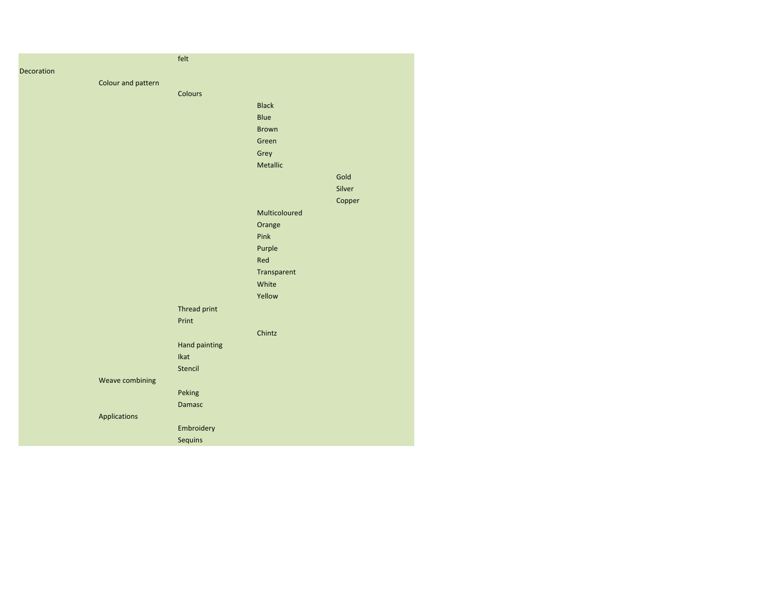| | | | | |
|---|---|---|---|---|
| | | felt | | |
| Decoration | | | | |
| | Colour and pattern | | | |
| | | Colours | | |
| | | | Black | |
| | | | Blue | |
| | | | Brown | |
| | | | Green | |
| | | | Grey | |
| | | | Metallic | |
| | | | | Gold |
| | | | | Silver |
| | | | | Copper |
| | | | Multicoloured | |
| | | | Orange | |
| | | | Pink | |
| | | | Purple | |
| | | | Red | |
| | | | Transparent | |
| | | | White | |
| | | | Yellow | |
| | | Thread print | | |
| | | Print | | |
| | | | Chintz | |
| | | Hand painting | | |
| | | Ikat | | |
| | | Stencil | | |
| | Weave combining | | | |
| | | Peking | | |
| | | Damasc | | |
| | Applications | | | |
| | | Embroidery | | |
| | | Sequins | | |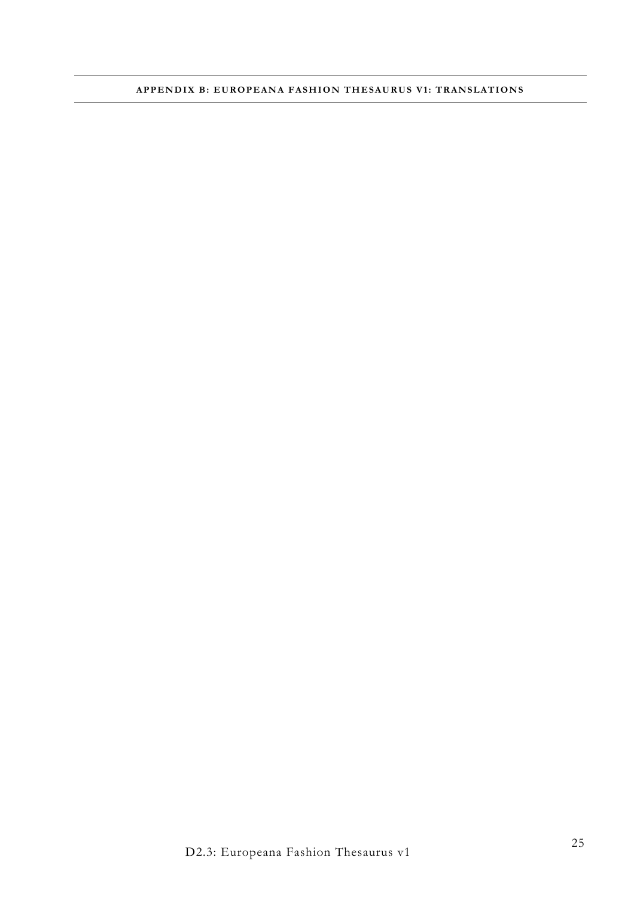## APPENDIX B: EUROPEANA FASHION THESAURUS V1: TRANSLATIONS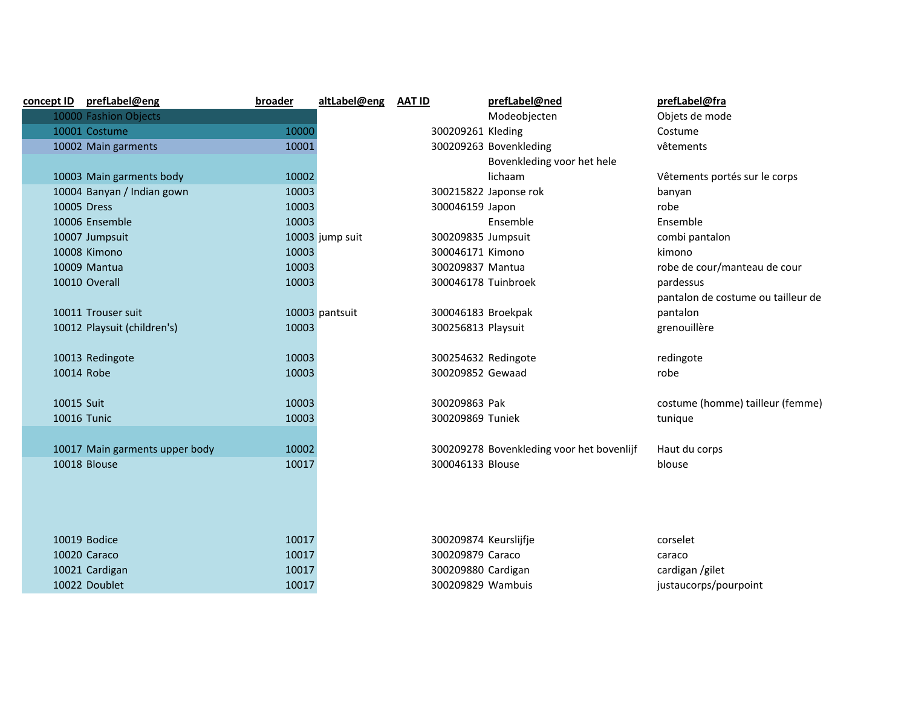| concept ID | prefLabel@eng | broader | altLabel@eng | AAT ID | prefLabel@ned | prefLabel@fra |
|---|---|---|---|---|---|---|
| 10000 | Fashion Objects | | | | Modeobjecten | Objets de mode |
| 10001 | Costume | 10000 | | 300209261 | Kleding | Costume |
| 10002 | Main garments | 10001 | | 300209263 | Bovenkleding | vêtements |
| 10003 | Main garments body | 10002 | | | Bovenkleding voor het hele lichaam | Vêtements portés sur le corps |
| 10004 | Banyan / Indian gown | 10003 | | 300215822 | Japonse rok | banyan |
| 10005 | Dress | 10003 | | 300046159 | Japon | robe |
| 10006 | Ensemble | 10003 | | | Ensemble | Ensemble |
| 10007 | Jumpsuit | 10003 | jump suit | 300209835 | Jumpsuit | combi pantalon |
| 10008 | Kimono | 10003 | | 300046171 | Kimono | kimono |
| 10009 | Mantua | 10003 | | 300209837 | Mantua | robe de cour/manteau de cour |
| 10010 | Overall | 10003 | | 300046178 | Tuinbroek | pardessus |
| 10011 | Trouser suit | 10003 | pantsuit | 300046183 | Broekpak | pantalon de costume ou tailleur de pantalon |
| 10012 | Playsuit (children's) | 10003 | | 300256813 | Playsuit | grenouillère |
| 10013 | Redingote | 10003 | | 300254632 | Redingote | redingote |
| 10014 | Robe | 10003 | | 300209852 | Gewaad | robe |
| 10015 | Suit | 10003 | | 300209863 | Pak | costume (homme) tailleur (femme) |
| 10016 | Tunic | 10003 | | 300209869 | Tuniek | tunique |
| 10017 | Main garments upper body | 10002 | | 300209278 | Bovenkleding voor het bovenlijf | Haut du corps |
| 10018 | Blouse | 10017 | | 300046133 | Blouse | blouse |
| 10019 | Bodice | 10017 | | 300209874 | Keurslijfje | corselet |
| 10020 | Caraco | 10017 | | 300209879 | Caraco | caraco |
| 10021 | Cardigan | 10017 | | 300209880 | Cardigan | cardigan /gilet |
| 10022 | Doublet | 10017 | | 300209829 | Wambuis | justaucorps/pourpoint |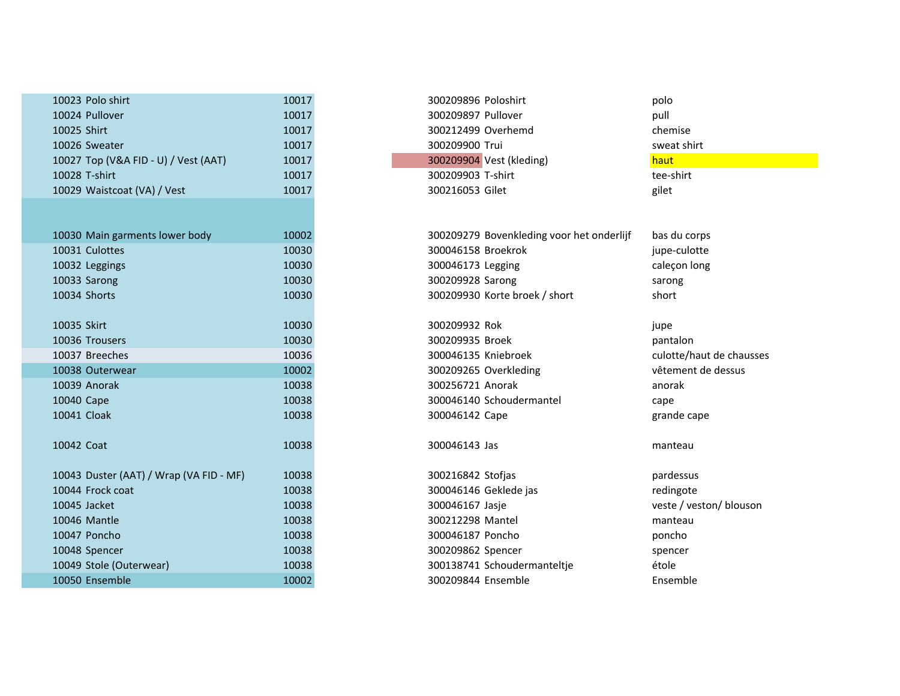| | | | | | |
|---|---|---|---|---|---|
| 10023 | Polo shirt | 10017 | 300209896 | Poloshirt | polo |
| 10024 | Pullover | 10017 | 300209897 | Pullover | pull |
| 10025 | Shirt | 10017 | 300212499 | Overhemd | chemise |
| 10026 | Sweater | 10017 | 300209900 | Trui | sweat shirt |
| 10027 | Top (V&A FID - U) / Vest (AAT) | 10017 | 300209904 | Vest (kleding) | haut |
| 10028 | T-shirt | 10017 | 300209903 | T-shirt | tee-shirt |
| 10029 | Waistcoat (VA) / Vest | 10017 | 300216053 | Gilet | gilet |
| | | | | | |
| 10030 | Main garments lower body | 10002 | 300209279 | Bovenkleding voor het onderlijf | bas du corps |
| 10031 | Culottes | 10030 | 300046158 | Broekrok | jupe-culotte |
| 10032 | Leggings | 10030 | 300046173 | Legging | caleçon long |
| 10033 | Sarong | 10030 | 300209928 | Sarong | sarong |
| 10034 | Shorts | 10030 | 300209930 | Korte broek / short | short |
| | | | | | |
| 10035 | Skirt | 10030 | 300209932 | Rok | jupe |
| 10036 | Trousers | 10030 | 300209935 | Broek | pantalon |
| 10037 | Breeches | 10036 | 300046135 | Kniebroek | culotte/haut de chausses |
| 10038 | Outerwear | 10002 | 300209265 | Overkleding | vêtement de dessus |
| 10039 | Anorak | 10038 | 300256721 | Anorak | anorak |
| 10040 | Cape | 10038 | 300046140 | Schoudermantel | cape |
| 10041 | Cloak | 10038 | 300046142 | Cape | grande cape |
| | | | | | |
| 10042 | Coat | 10038 | 300046143 | Jas | manteau |
| | | | | | |
| 10043 | Duster (AAT) / Wrap (VA FID - MF) | 10038 | 300216842 | Stofjas | pardessus |
| 10044 | Frock coat | 10038 | 300046146 | Geklede jas | redingote |
| 10045 | Jacket | 10038 | 300046167 | Jasje | veste / veston/ blouson |
| 10046 | Mantle | 10038 | 300212298 | Mantel | manteau |
| 10047 | Poncho | 10038 | 300046187 | Poncho | poncho |
| 10048 | Spencer | 10038 | 300209862 | Spencer | spencer |
| 10049 | Stole (Outerwear) | 10038 | 300138741 | Schoudermanteltje | étole |
| 10050 | Ensemble | 10002 | 300209844 | Ensemble | Ensemble |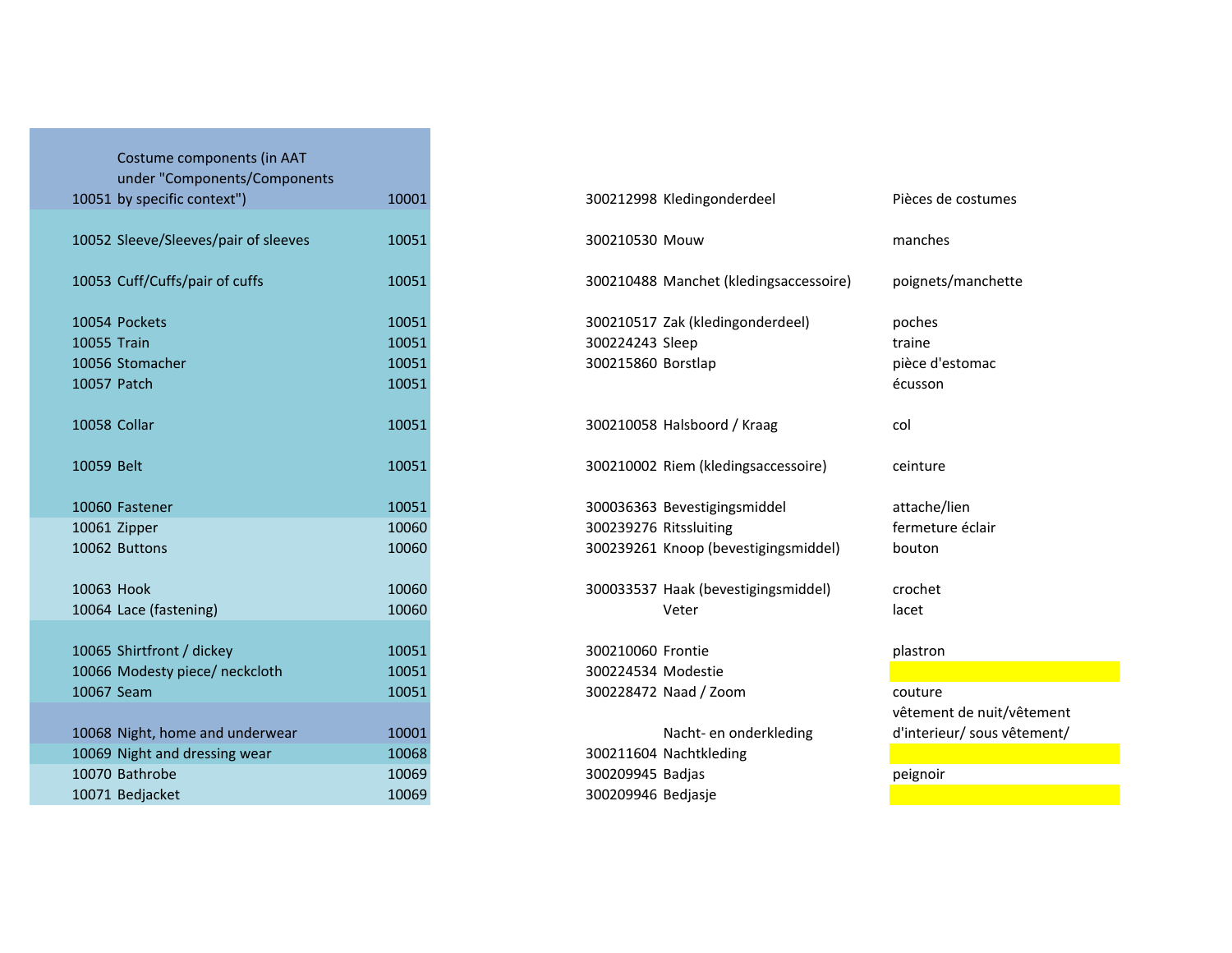| | | | | | |
|---|---|---|---|---|---|
| 10051 | Costume components (in AAT under "Components/Components by specific context") | 10001 | 300212998 | Kledingonderdeel | Pièces de costumes |
| 10052 | Sleeve/Sleeves/pair of sleeves | 10051 | 300210530 | Mouw | manches |
| 10053 | Cuff/Cuffs/pair of cuffs | 10051 | 300210488 | Manchet (kledingsaccessoire) | poignets/manchette |
| 10054 | Pockets | 10051 | 300210517 | Zak (kledingonderdeel) | poches |
| 10055 | Train | 10051 | 300224243 | Sleep | traine |
| 10056 | Stomacher | 10051 | 300215860 | Borstlap | pièce d'estomac |
| 10057 | Patch | 10051 | | | écusson |
| 10058 | Collar | 10051 | 300210058 | Halsboord / Kraag | col |
| 10059 | Belt | 10051 | 300210002 | Riem (kledingsaccessoire) | ceinture |
| 10060 | Fastener | 10051 | 300036363 | Bevestigingsmiddel | attache/lien |
| 10061 | Zipper | 10060 | 300239276 | Ritssluiting | fermeture éclair |
| 10062 | Buttons | 10060 | 300239261 | Knoop (bevestigingsmiddel) | bouton |
| 10063 | Hook | 10060 | 300033537 | Haak (bevestigingsmiddel) | crochet |
| 10064 | Lace (fastening) | 10060 | | Veter | lacet |
| 10065 | Shirtfront / dickey | 10051 | 300210060 | Frontie | plastron |
| 10066 | Modesty piece/ neckcloth | 10051 | 300224534 | Modestie | |
| 10067 | Seam | 10051 | 300228472 | Naad / Zoom | couture |
| 10068 | Night, home and underwear | 10001 | | Nacht- en onderkleding | vêtement de nuit/vêtement d'interieur/ sous vêtement/ |
| 10069 | Night and dressing wear | 10068 | 300211604 | Nachtkleding | |
| 10070 | Bathrobe | 10069 | 300209945 | Badjas | peignoir |
| 10071 | Bedjacket | 10069 | 300209946 | Bedjasje | |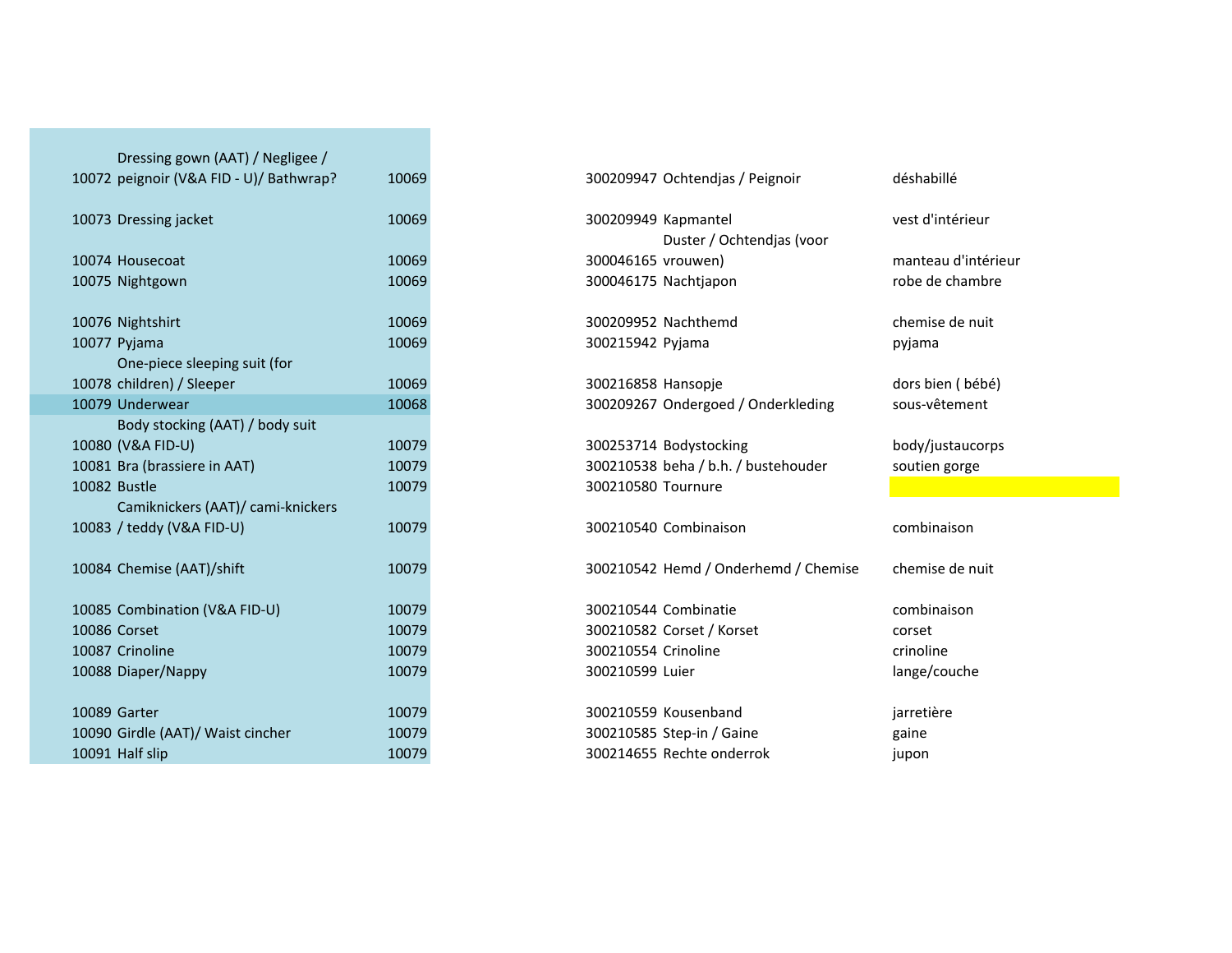| | | | | | |
|---|---|---|---|---|---|
| 10072 | Dressing gown (AAT) / Negligee / peignoir (V&A FID - U)/ Bathwrap? | 10069 | 300209947 | Ochtendjas / Peignoir | déshabillé |
| 10073 | Dressing jacket | 10069 | 300209949 | Kapmantel | vest d'intérieur |
| 10074 | Housecoat | 10069 | 300046165 | Duster / Ochtendjas (voor vrouwen) | manteau d'intérieur |
| 10075 | Nightgown | 10069 | 300046175 | Nachtjapon | robe de chambre |
| 10076 | Nightshirt | 10069 | 300209952 | Nachthemd | chemise de nuit |
| 10077 | Pyjama | 10069 | 300215942 | Pyjama | pyjama |
| 10078 | One-piece sleeping suit (for children) / Sleeper | 10069 | 300216858 | Hansopje | dors bien ( bébé) |
| 10079 | Underwear | 10068 | 300209267 | Ondergoed / Onderkleding | sous-vêtement |
| 10080 | Body stocking (AAT) / body suit (V&A FID-U) | 10079 | 300253714 | Bodystocking | body/justaucorps |
| 10081 | Bra (brassiere in AAT) | 10079 | 300210538 | beha / b.h. / bustehouder | soutien gorge |
| 10082 | Bustle | 10079 | 300210580 | Tournure | |
| 10083 | Camiknickers (AAT)/ cami-knickers / teddy (V&A FID-U) | 10079 | 300210540 | Combinaison | combinaison |
| 10084 | Chemise (AAT)/shift | 10079 | 300210542 | Hemd / Onderhemd / Chemise | chemise de nuit |
| 10085 | Combination (V&A FID-U) | 10079 | 300210544 | Combinatie | combinaison |
| 10086 | Corset | 10079 | 300210582 | Corset / Korset | corset |
| 10087 | Crinoline | 10079 | 300210554 | Crinoline | crinoline |
| 10088 | Diaper/Nappy | 10079 | 300210599 | Luier | lange/couche |
| 10089 | Garter | 10079 | 300210559 | Kousenband | jarretière |
| 10090 | Girdle (AAT)/ Waist cincher | 10079 | 300210585 | Step-in / Gaine | gaine |
| 10091 | Half slip | 10079 | 300214655 | Rechte onderrok | jupon |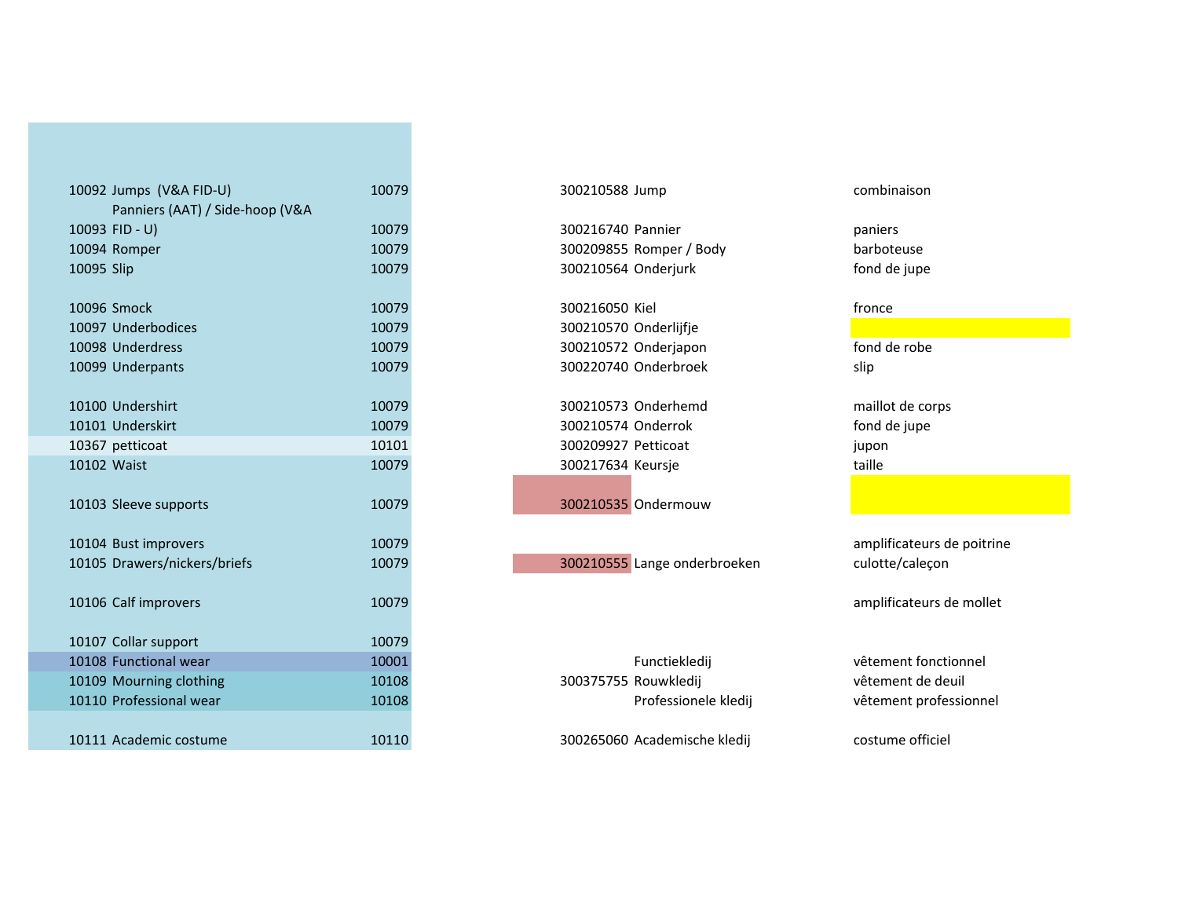| | | | | | |
|---|---|---|---|---|---|
| 10092 | Jumps (V&A FID-U) | 10079 | 300210588 | Jump | combinaison |
| 10093 | Panniers (AAT) / Side-hoop (V&A FID - U) | 10079 | 300216740 | Pannier | paniers |
| 10094 | Romper | 10079 | 300209855 | Romper / Body | barboteuse |
| 10095 | Slip | 10079 | 300210564 | Onderjurk | fond de jupe |
| 10096 | Smock | 10079 | 300216050 | Kiel | fronce |
| 10097 | Underbodices | 10079 | 300210570 | Onderlijfje | |
| 10098 | Underdress | 10079 | 300210572 | Onderjapon | fond de robe |
| 10099 | Underpants | 10079 | 300220740 | Onderbroek | slip |
| 10100 | Undershirt | 10079 | 300210573 | Onderhemd | maillot de corps |
| 10101 | Underskirt | 10079 | 300210574 | Onderrok | fond de jupe |
| 10367 | petticoat | 10101 | 300209927 | Petticoat | jupon |
| 10102 | Waist | 10079 | 300217634 | Keursje | taille |
| 10103 | Sleeve supports | 10079 | 300210535 | Ondermouw | |
| 10104 | Bust improvers | 10079 | | | amplificateurs de poitrine |
| 10105 | Drawers/nickers/briefs | 10079 | 300210555 | Lange onderbroeken | culotte/caleçon |
| 10106 | Calf improvers | 10079 | | | amplificateurs de mollet |
| 10107 | Collar support | 10079 | | | |
| 10108 | Functional wear | 10001 | | Functiekledij | vêtement fonctionnel |
| 10109 | Mourning clothing | 10108 | 300375755 | Rouwkledij | vêtement de deuil |
| 10110 | Professional wear | 10108 | | Professionele kledij | vêtement professionnel |
| 10111 | Academic costume | 10110 | 300265060 | Academische kledij | costume officiel |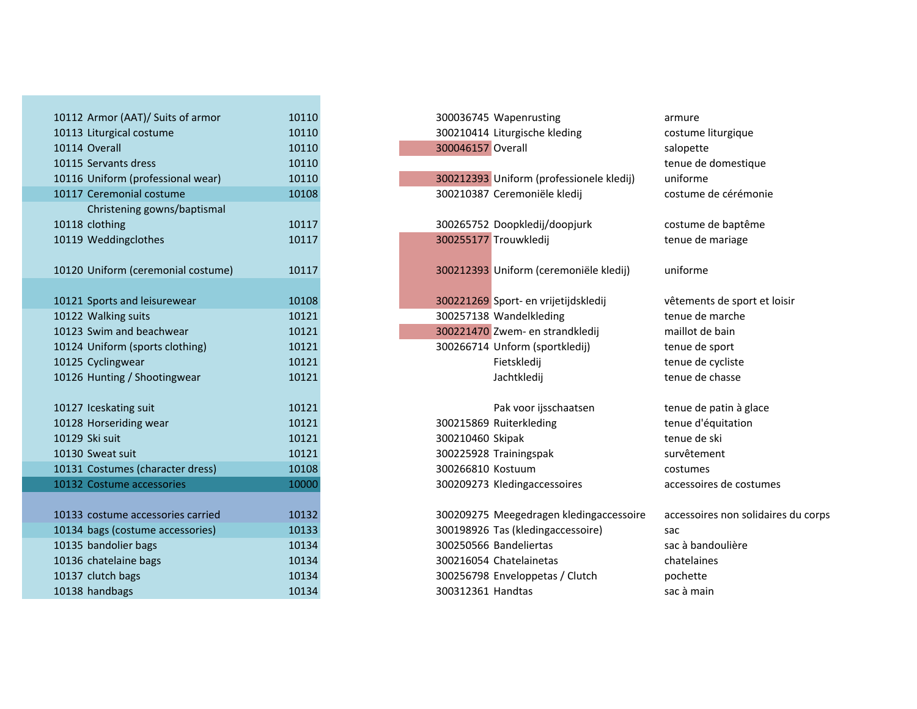| | | | | | |
|---|---|---|---|---|---|
| 10112 | Armor (AAT)/ Suits of armor | 10110 | 300036745 | Wapenrusting | armure |
| 10113 | Liturgical costume | 10110 | 300210414 | Liturgische kleding | costume liturgique |
| 10114 | Overall | 10110 | 300046157 | Overall | salopette |
| 10115 | Servants dress | 10110 | | | tenue de domestique |
| 10116 | Uniform (professional wear) | 10110 | 300212393 | Uniform (professionele kledij) | uniforme |
| 10117 | Ceremonial costume | 10108 | 300210387 | Ceremoniële kledij | costume de cérémonie |
| 10118 | Christening gowns/baptismal clothing | 10117 | 300265752 | Doopkledij/doopjurk | costume de baptême |
| 10119 | Weddingclothes | 10117 | 300255177 | Trouwkledij | tenue de mariage |
| 10120 | Uniform (ceremonial costume) | 10117 | 300212393 | Uniform (ceremoniële kledij) | uniforme |
| 10121 | Sports and leisurewear | 10108 | 300221269 | Sport- en vrijetijdskledij | vêtements de sport et loisir |
| 10122 | Walking suits | 10121 | 300257138 | Wandelkleding | tenue de marche |
| 10123 | Swim and beachwear | 10121 | 300221470 | Zwem- en strandkledij | maillot de bain |
| 10124 | Uniform (sports clothing) | 10121 | 300266714 | Unform (sportkledij) | tenue de sport |
| 10125 | Cyclingwear | 10121 | | Fietskledij | tenue de cycliste |
| 10126 | Hunting / Shootingwear | 10121 | | Jachtkledij | tenue de chasse |
| 10127 | Iceskating suit | 10121 | | Pak voor ijsschaatsen | tenue de patin à glace |
| 10128 | Horseriding wear | 10121 | 300215869 | Ruiterkleding | tenue d'équitation |
| 10129 | Ski suit | 10121 | 300210460 | Skipak | tenue de ski |
| 10130 | Sweat suit | 10121 | 300225928 | Trainingspak | survêtement |
| 10131 | Costumes (character dress) | 10108 | 300266810 | Kostuum | costumes |
| 10132 | Costume accessories | 10000 | 300209273 | Kledingaccessoires | accessoires de costumes |
| 10133 | costume accessories carried | 10132 | 300209275 | Meegedragen kledingaccessoire | accessoires non solidaires du corps |
| 10134 | bags (costume accessories) | 10133 | 300198926 | Tas (kledingaccessoire) | sac |
| 10135 | bandolier bags | 10134 | 300250566 | Bandeliertas | sac à bandoulière |
| 10136 | chatelaine bags | 10134 | 300216054 | Chatelainetas | chatelaines |
| 10137 | clutch bags | 10134 | 300256798 | Enveloppetas / Clutch | pochette |
| 10138 | handbags | 10134 | 300312361 | Handtas | sac à main |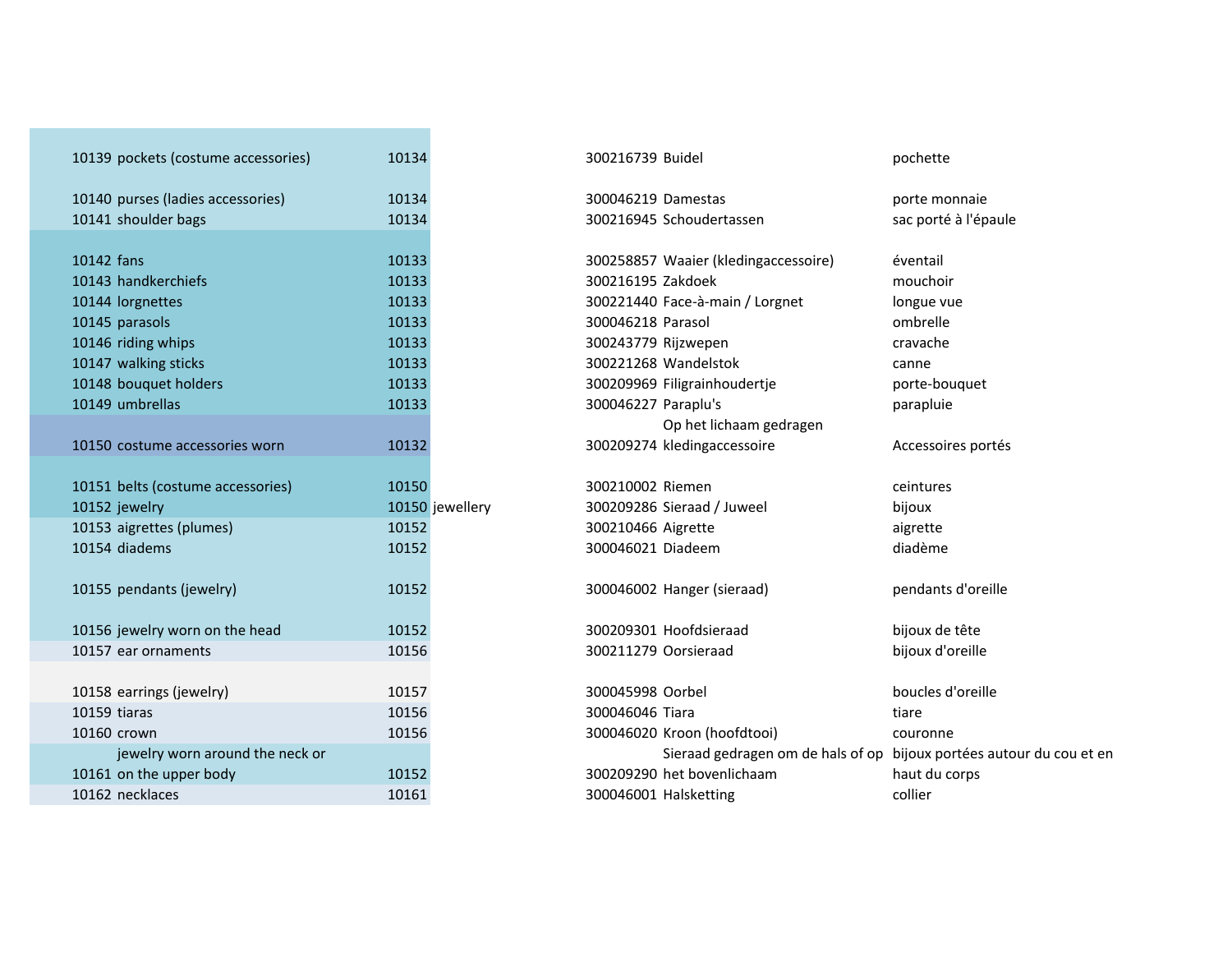| | | | | | | |
|---|---|---|---|---|---|---|
| 10139 | pockets (costume accessories) | 10134 | | 300216739 | Buidel | pochette |
| 10140 | purses (ladies accessories) | 10134 | | 300046219 | Damestas | porte monnaie |
| 10141 | shoulder bags | 10134 | | 300216945 | Schoudertassen | sac porté à l'épaule |
| 10142 | fans | 10133 | | 300258857 | Waaier (kledingaccessoire) | éventail |
| 10143 | handkerchiefs | 10133 | | 300216195 | Zakdoek | mouchoir |
| 10144 | lorgnettes | 10133 | | 300221440 | Face-à-main / Lorgnet | longue vue |
| 10145 | parasols | 10133 | | 300046218 | Parasol | ombrelle |
| 10146 | riding whips | 10133 | | 300243779 | Rijzwepen | cravache |
| 10147 | walking sticks | 10133 | | 300221268 | Wandelstok | canne |
| 10148 | bouquet holders | 10133 | | 300209969 | Filigrainhoudertje | porte-bouquet |
| 10149 | umbrellas | 10133 | | 300046227 | Paraplu's | parapluie |
| 10150 | costume accessories worn | 10132 | | 300209274 | Op het lichaam gedragen kledingaccessoire | Accessoires portés |
| 10151 | belts (costume accessories) | 10150 | | 300210002 | Riemen | ceintures |
| 10152 | jewelry | 10150 | jewellery | 300209286 | Sieraad / Juweel | bijoux |
| 10153 | aigrettes (plumes) | 10152 | | 300210466 | Aigrette | aigrette |
| 10154 | diadems | 10152 | | 300046021 | Diadeem | diadème |
| 10155 | pendants (jewelry) | 10152 | | 300046002 | Hanger (sieraad) | pendants d'oreille |
| 10156 | jewelry worn on the head | 10152 | | 300209301 | Hoofdsieraad | bijoux de tête |
| 10157 | ear ornaments | 10156 | | 300211279 | Oorsieraad | bijoux d'oreille |
| 10158 | earrings (jewelry) | 10157 | | 300045998 | Oorbel | boucles d'oreille |
| 10159 | tiaras | 10156 | | 300046046 | Tiara | tiare |
| 10160 | crown | 10156 | | 300046020 | Kroon (hoofdtooi) | couronne |
| 10161 | jewelry worn around the neck or on the upper body | 10152 | | 300209290 | Sieraad gedragen om de hals of op het bovenlichaam | bijoux portées autour du cou et en haut du corps |
| 10162 | necklaces | 10161 | | 300046001 | Halsketting | collier |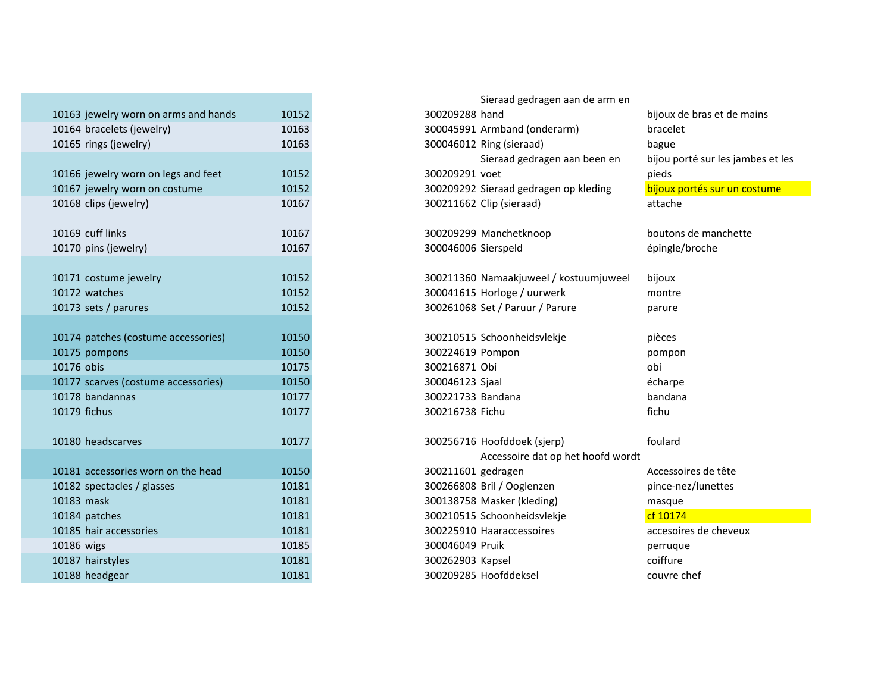| | | | | | |
|---|---|---|---|---|---|
| 10163 | jewelry worn on arms and hands | 10152 | 300209288 | Sieraad gedragen aan de arm en hand | bijoux de bras et de mains |
| 10164 | bracelets (jewelry) | 10163 | 300045991 | Armband (onderarm) | bracelet |
| 10165 | rings (jewelry) | 10163 | 300046012 | Ring (sieraad) | bague |
| 10166 | jewelry worn on legs and feet | 10152 | 300209291 | Sieraad gedragen aan been en voet | bijou porté sur les jambes et les pieds |
| 10167 | jewelry worn on costume | 10152 | 300209292 | Sieraad gedragen op kleding | bijoux portés sur un costume |
| 10168 | clips (jewelry) | 10167 | 300211662 | Clip (sieraad) | attache |
| 10169 | cuff links | 10167 | 300209299 | Manchetknoop | boutons de manchette |
| 10170 | pins (jewelry) | 10167 | 300046006 | Sierspeld | épingle/broche |
| 10171 | costume jewelry | 10152 | 300211360 | Namaakjuweel / kostuumjuweel | bijoux |
| 10172 | watches | 10152 | 300041615 | Horloge / uurwerk | montre |
| 10173 | sets / parures | 10152 | 300261068 | Set / Paruur / Parure | parure |
| 10174 | patches (costume accessories) | 10150 | 300210515 | Schoonheidsvlekje | pièces |
| 10175 | pompons | 10150 | 300224619 | Pompon | pompon |
| 10176 | obis | 10175 | 300216871 | Obi | obi |
| 10177 | scarves (costume accessories) | 10150 | 300046123 | Sjaal | écharpe |
| 10178 | bandannas | 10177 | 300221733 | Bandana | bandana |
| 10179 | fichus | 10177 | 300216738 | Fichu | fichu |
| 10180 | headscarves | 10177 | 300256716 | Hoofddoek (sjerp) | foulard |
| 10181 | accessories worn on the head | 10150 | 300211601 | Accessoire dat op het hoofd wordt gedragen | Accessoires de tête |
| 10182 | spectacles / glasses | 10181 | 300266808 | Bril / Ooglenzen | pince-nez/lunettes |
| 10183 | mask | 10181 | 300138758 | Masker (kleding) | masque |
| 10184 | patches | 10181 | 300210515 | Schoonheidsvlekje | cf 10174 |
| 10185 | hair accessories | 10181 | 300225910 | Haaraccessoires | accesoires de cheveux |
| 10186 | wigs | 10185 | 300046049 | Pruik | perruque |
| 10187 | hairstyles | 10181 | 300262903 | Kapsel | coiffure |
| 10188 | headgear | 10181 | 300209285 | Hoofddeksel | couvre chef |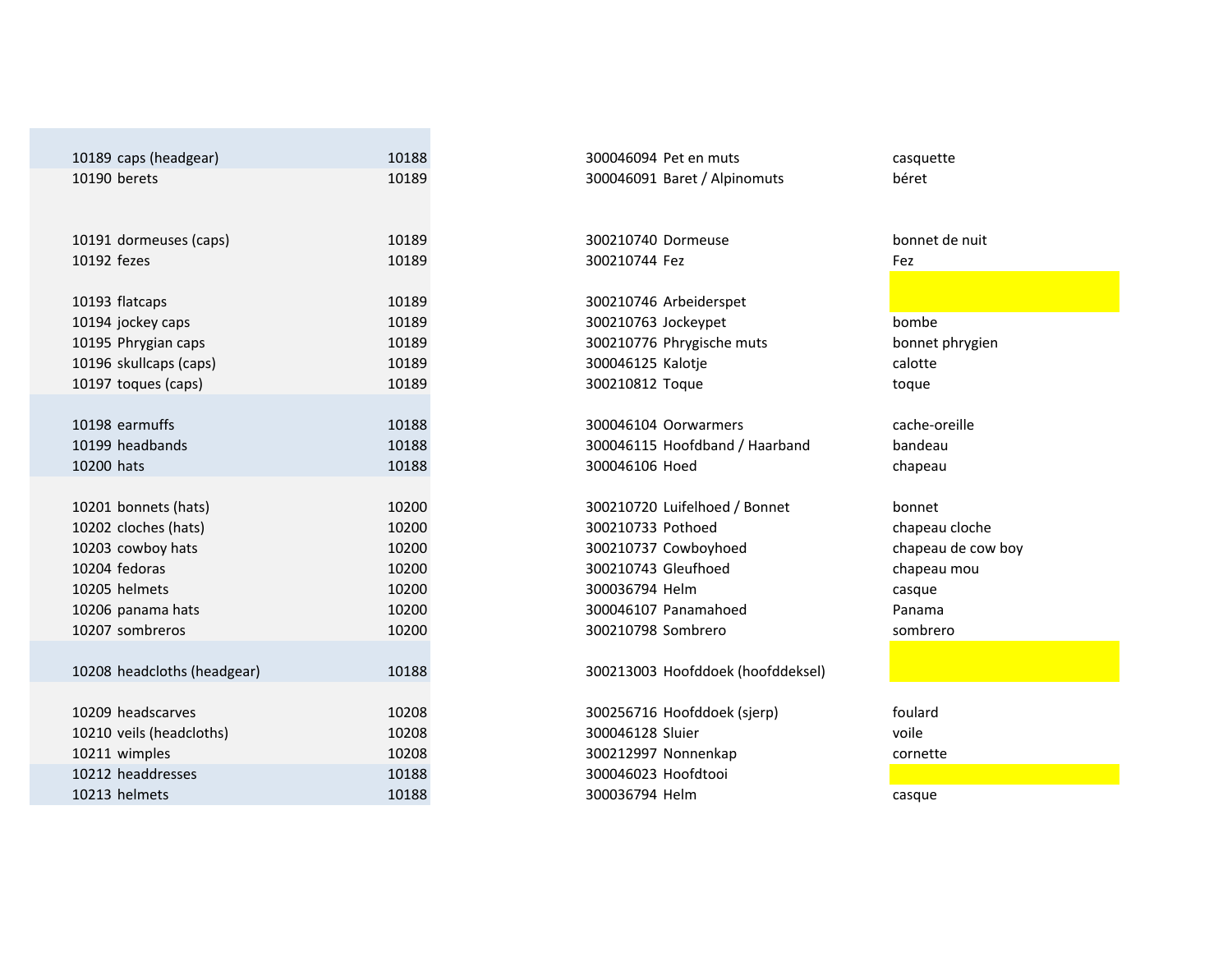| | | | | | |
|---|---|---|---|---|---|
| 10189 | caps (headgear) | 10188 | 300046094 | Pet en muts | casquette |
| 10190 | berets | 10189 | 300046091 | Baret / Alpinomuts | béret |
| 10191 | dormeuses (caps) | 10189 | 300210740 | Dormeuse | bonnet de nuit |
| 10192 | fezes | 10189 | 300210744 | Fez | Fez |
| 10193 | flatcaps | 10189 | 300210746 | Arbeiderspet | |
| 10194 | jockey caps | 10189 | 300210763 | Jockeypet | bombe |
| 10195 | Phrygian caps | 10189 | 300210776 | Phrygische muts | bonnet phrygien |
| 10196 | skullcaps (caps) | 10189 | 300046125 | Kalotje | calotte |
| 10197 | toques (caps) | 10189 | 300210812 | Toque | toque |
| 10198 | earmuffs | 10188 | 300046104 | Oorwarmers | cache-oreille |
| 10199 | headbands | 10188 | 300046115 | Hoofdband / Haarband | bandeau |
| 10200 | hats | 10188 | 300046106 | Hoed | chapeau |
| 10201 | bonnets (hats) | 10200 | 300210720 | Luifelhoed / Bonnet | bonnet |
| 10202 | cloches (hats) | 10200 | 300210733 | Pothoed | chapeau cloche |
| 10203 | cowboy hats | 10200 | 300210737 | Cowboyhoed | chapeau de cow boy |
| 10204 | fedoras | 10200 | 300210743 | Gleufhoed | chapeau mou |
| 10205 | helmets | 10200 | 300036794 | Helm | casque |
| 10206 | panama hats | 10200 | 300046107 | Panamahoed | Panama |
| 10207 | sombreros | 10200 | 300210798 | Sombrero | sombrero |
| 10208 | headcloths (headgear) | 10188 | 300213003 | Hoofddoek (hoofddeksel) | |
| 10209 | headscarves | 10208 | 300256716 | Hoofddoek (sjerp) | foulard |
| 10210 | veils (headcloths) | 10208 | 300046128 | Sluier | voile |
| 10211 | wimples | 10208 | 300212997 | Nonnenkap | cornette |
| 10212 | headdresses | 10188 | 300046023 | Hoofdtooi | |
| 10213 | helmets | 10188 | 300036794 | Helm | casque |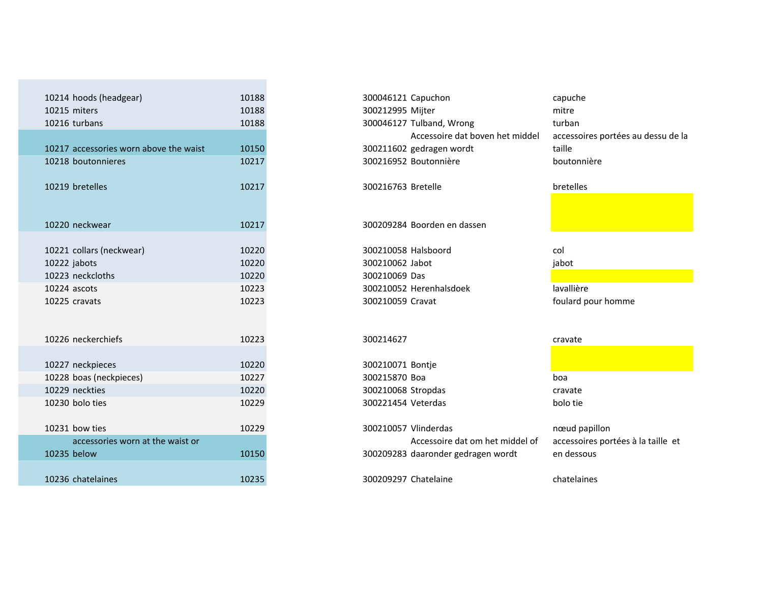| | | | | | |
|---|---|---|---|---|---|
| 10214 | hoods (headgear) | 10188 | 300046121 | Capuchon | capuche |
| 10215 | miters | 10188 | 300212995 | Mijter | mitre |
| 10216 | turbans | 10188 | 300046127 | Tulband, Wrong | turban |
| 10217 | accessories worn above the waist | 10150 | 300211602 | Accessoire dat boven het middel gedragen wordt | accessoires portées au dessu de la taille |
| 10218 | boutonnieres | 10217 | 300216952 | Boutonnière | boutonnière |
| 10219 | bretelles | 10217 | 300216763 | Bretelle | bretelles |
| 10220 | neckwear | 10217 | 300209284 | Boorden en dassen | |
| 10221 | collars (neckwear) | 10220 | 300210058 | Halsboord | col |
| 10222 | jabots | 10220 | 300210062 | Jabot | jabot |
| 10223 | neckcloths | 10220 | 300210069 | Das | |
| 10224 | ascots | 10223 | 300210052 | Herenhalsdoek | lavallière |
| 10225 | cravats | 10223 | 300210059 | Cravat | foulard pour homme |
| 10226 | neckerchiefs | 10223 | 300214627 | | cravate |
| 10227 | neckpieces | 10220 | 300210071 | Bontje | |
| 10228 | boas (neckpieces) | 10227 | 300215870 | Boa | boa |
| 10229 | neckties | 10220 | 300210068 | Stropdas | cravate |
| 10230 | bolo ties | 10229 | 300221454 | Veterdas | bolo tie |
| 10231 | bow ties | 10229 | 300210057 | Vlinderdas | nœud papillon |
| 10235 | accessories worn at the waist or below | 10150 | 300209283 | Accessoire dat om het middel of daaronder gedragen wordt | accessoires portées à la taille et en dessous |
| 10236 | chatelaines | 10235 | 300209297 | Chatelaine | chatelaines |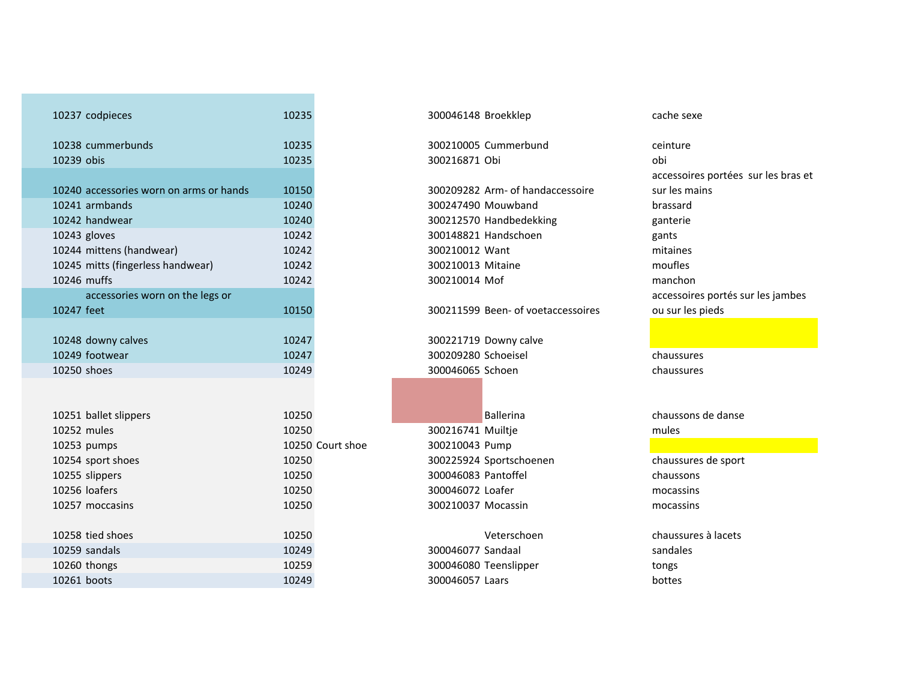| | | | | | | |
|---|---|---|---|---|---|---|
| 10237 | codpieces | 10235 | | 300046148 | Broekklep | cache sexe |
| 10238 | cummerbunds | 10235 | | 300210005 | Cummerbund | ceinture |
| 10239 | obis | 10235 | | 300216871 | Obi | obi |
| 10240 | accessories worn on arms or hands | 10150 | | 300209282 | Arm- of handaccessoire | accessoires portées sur les bras et sur les mains |
| 10241 | armbands | 10240 | | 300247490 | Mouwband | brassard |
| 10242 | handwear | 10240 | | 300212570 | Handbedekking | ganterie |
| 10243 | gloves | 10242 | | 300148821 | Handschoen | gants |
| 10244 | mittens (handwear) | 10242 | | 300210012 | Want | mitaines |
| 10245 | mitts (fingerless handwear) | 10242 | | 300210013 | Mitaine | moufles |
| 10246 | muffs | 10242 | | 300210014 | Mof | manchon |
| 10247 | accessories worn on the legs or feet | 10150 | | 300211599 | Been- of voetaccessoires | accessoires portés sur les jambes ou sur les pieds |
| 10248 | downy calves | 10247 | | 300221719 | Downy calve | |
| 10249 | footwear | 10247 | | 300209280 | Schoeisel | chaussures |
| 10250 | shoes | 10249 | | 300046065 | Schoen | chaussures |
| 10251 | ballet slippers | 10250 | | | Ballerina | chaussons de danse |
| 10252 | mules | 10250 | | 300216741 | Muiltje | mules |
| 10253 | pumps | 10250 | Court shoe | 300210043 | Pump | |
| 10254 | sport shoes | 10250 | | 300225924 | Sportschoenen | chaussures de sport |
| 10255 | slippers | 10250 | | 300046083 | Pantoffel | chaussons |
| 10256 | loafers | 10250 | | 300046072 | Loafer | mocassins |
| 10257 | moccasins | 10250 | | 300210037 | Mocassin | mocassins |
| 10258 | tied shoes | 10250 | | | Veterschoen | chaussures à lacets |
| 10259 | sandals | 10249 | | 300046077 | Sandaal | sandales |
| 10260 | thongs | 10259 | | 300046080 | Teenslipper | tongs |
| 10261 | boots | 10249 | | 300046057 | Laars | bottes |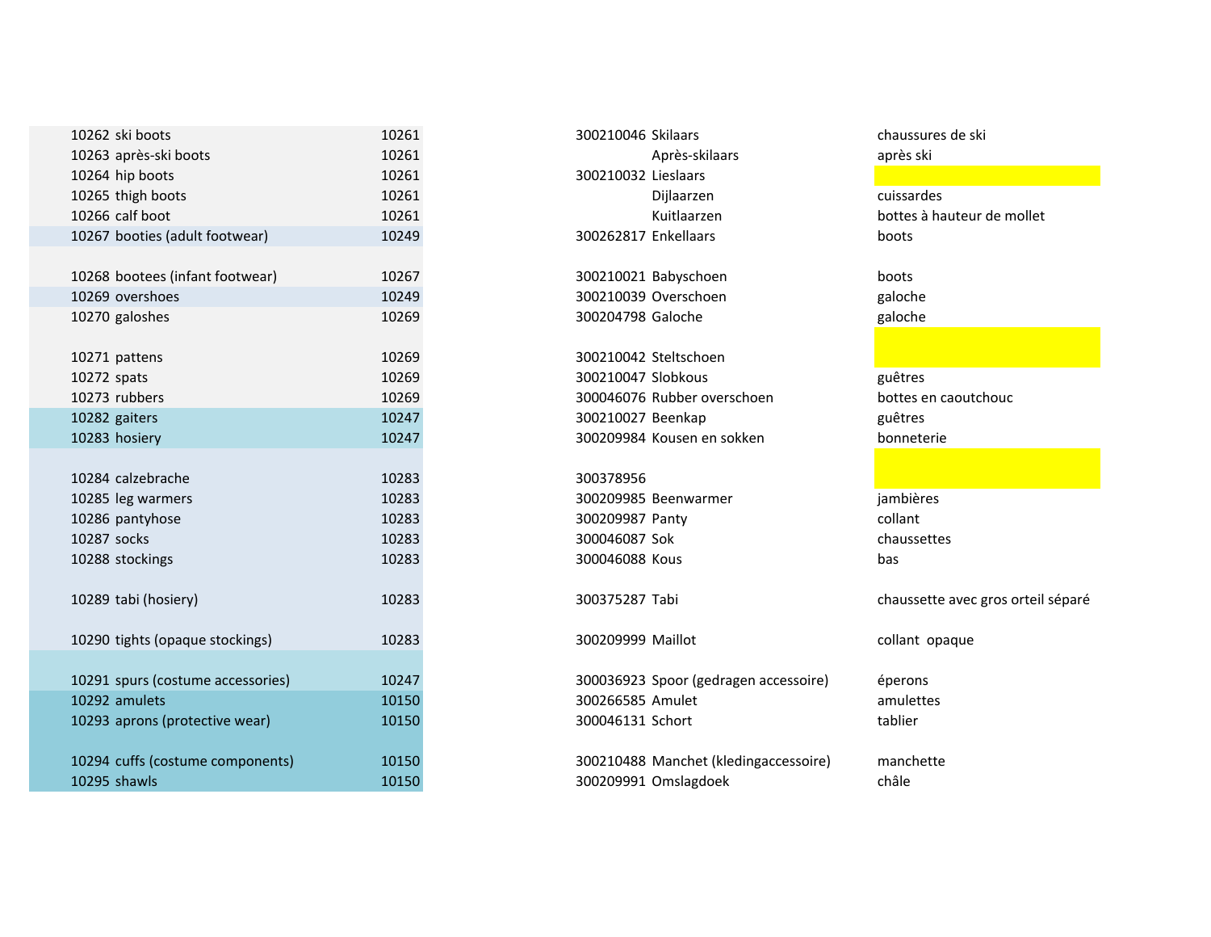| | | | | | |
|---|---|---|---|---|---|
| 10262 | ski boots | 10261 | 300210046 | Skilaars | chaussures de ski |
| 10263 | après-ski boots | 10261 | | Après-skilaars | après ski |
| 10264 | hip boots | 10261 | 300210032 | Lieslaars | |
| 10265 | thigh boots | 10261 | | Dijlaarzen | cuissardes |
| 10266 | calf boot | 10261 | | Kuitlaarzen | bottes à hauteur de mollet |
| 10267 | booties (adult footwear) | 10249 | 300262817 | Enkellaars | boots |
| 10268 | bootees (infant footwear) | 10267 | 300210021 | Babyschoen | boots |
| 10269 | overshoes | 10249 | 300210039 | Overschoen | galoche |
| 10270 | galoshes | 10269 | 300204798 | Galoche | galoche |
| 10271 | pattens | 10269 | 300210042 | Steltschoen | |
| 10272 | spats | 10269 | 300210047 | Slobkous | guêtres |
| 10273 | rubbers | 10269 | 300046076 | Rubber overschoen | bottes en caoutchouc |
| 10282 | gaiters | 10247 | 300210027 | Beenkap | guêtres |
| 10283 | hosiery | 10247 | 300209984 | Kousen en sokken | bonneterie |
| 10284 | calzebrache | 10283 | 300378956 | | |
| 10285 | leg warmers | 10283 | 300209985 | Beenwarmer | jambières |
| 10286 | pantyhose | 10283 | 300209987 | Panty | collant |
| 10287 | socks | 10283 | 300046087 | Sok | chaussettes |
| 10288 | stockings | 10283 | 300046088 | Kous | bas |
| 10289 | tabi (hosiery) | 10283 | 300375287 | Tabi | chaussette avec gros orteil séparé |
| 10290 | tights (opaque stockings) | 10283 | 300209999 | Maillot | collant opaque |
| 10291 | spurs (costume accessories) | 10247 | 300036923 | Spoor (gedragen accessoire) | éperons |
| 10292 | amulets | 10150 | 300266585 | Amulet | amulettes |
| 10293 | aprons (protective wear) | 10150 | 300046131 | Schort | tablier |
| 10294 | cuffs (costume components) | 10150 | 300210488 | Manchet (kledingaccessoire) | manchette |
| 10295 | shawls | 10150 | 300209991 | Omslagdoek | châle |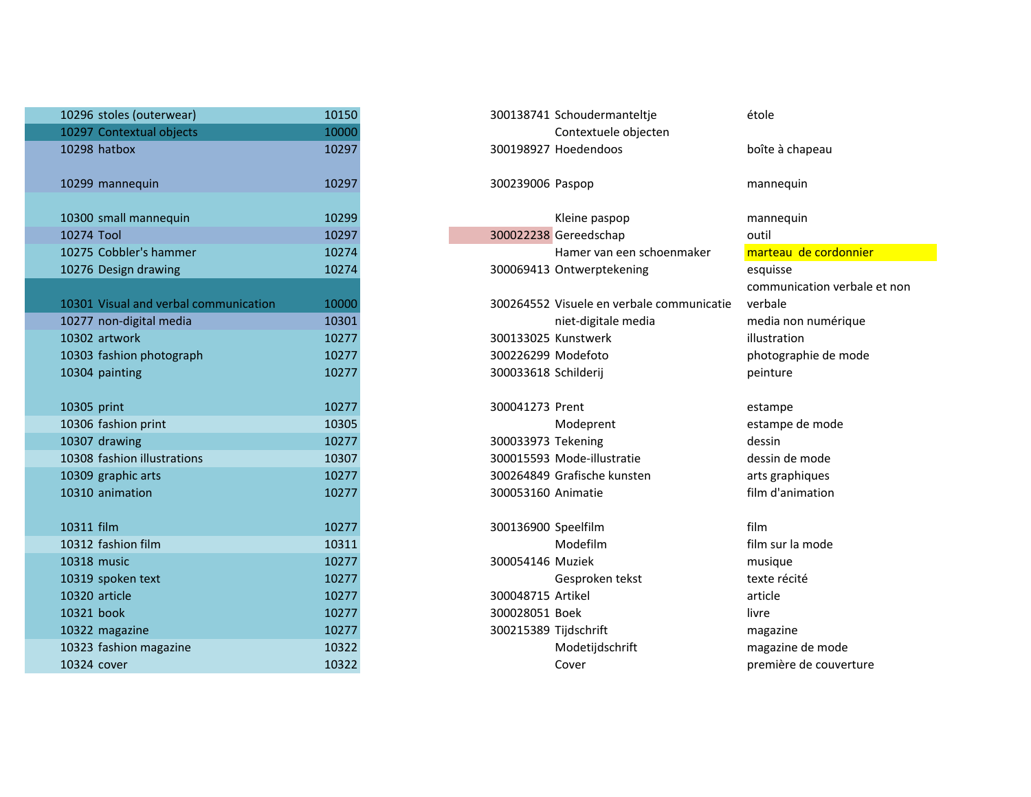| | | | | | |
|---|---|---|---|---|---|
| 10296 | stoles (outerwear) | 10150 | 300138741 | Schoudermanteltje | étole |
| 10297 | Contextual objects | 10000 | | Contextuele objecten | |
| 10298 | hatbox | 10297 | 300198927 | Hoedendoos | boîte à chapeau |
| 10299 | mannequin | 10297 | 300239006 | Paspop | mannequin |
| 10300 | small mannequin | 10299 | | Kleine paspop | mannequin |
| 10274 | Tool | 10297 | 300022238 | Gereedschap | outil |
| 10275 | Cobbler's hammer | 10274 | | Hamer van een schoenmaker | marteau  de cordonnier |
| 10276 | Design drawing | 10274 | 300069413 | Ontwerptekening | esquisse |
| 10301 | Visual and verbal communication | 10000 | 300264552 | Visuele en verbale communicatie | communication verbale et non verbale |
| 10277 | non-digital media | 10301 | | niet-digitale media | media non numérique |
| 10302 | artwork | 10277 | 300133025 | Kunstwerk | illustration |
| 10303 | fashion photograph | 10277 | 300226299 | Modefoto | photographie de mode |
| 10304 | painting | 10277 | 300033618 | Schilderij | peinture |
| 10305 | print | 10277 | 300041273 | Prent | estampe |
| 10306 | fashion print | 10305 | | Modeprent | estampe de mode |
| 10307 | drawing | 10277 | 300033973 | Tekening | dessin |
| 10308 | fashion illustrations | 10307 | 300015593 | Mode-illustratie | dessin de mode |
| 10309 | graphic arts | 10277 | 300264849 | Grafische kunsten | arts graphiques |
| 10310 | animation | 10277 | 300053160 | Animatie | film d'animation |
| 10311 | film | 10277 | 300136900 | Speelfilm | film |
| 10312 | fashion film | 10311 | | Modefilm | film sur la mode |
| 10318 | music | 10277 | 300054146 | Muziek | musique |
| 10319 | spoken text | 10277 | | Gesproken tekst | texte récité |
| 10320 | article | 10277 | 300048715 | Artikel | article |
| 10321 | book | 10277 | 300028051 | Boek | livre |
| 10322 | magazine | 10277 | 300215389 | Tijdschrift | magazine |
| 10323 | fashion magazine | 10322 | | Modetijdschrift | magazine de mode |
| 10324 | cover | 10322 | | Cover | première de couverture |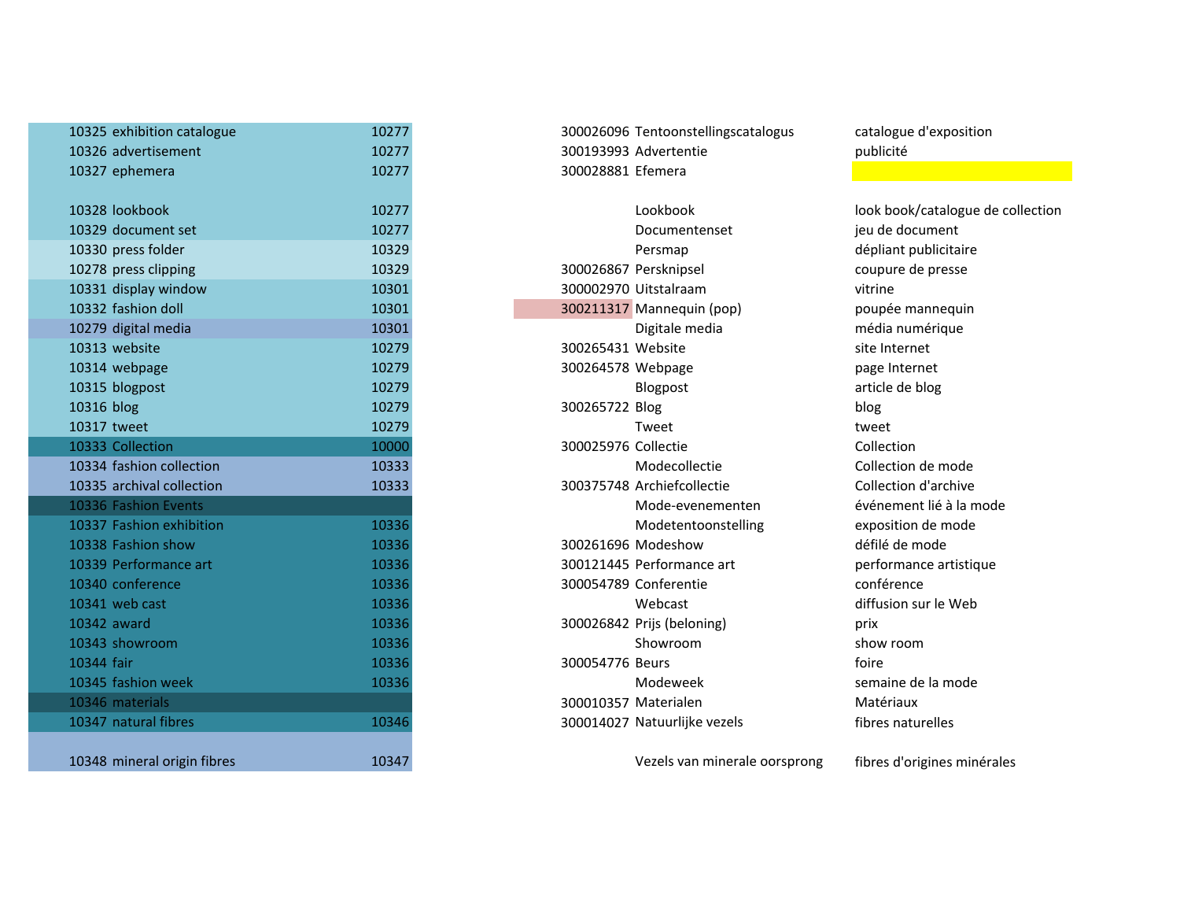| | | | | | |
|---|---|---|---|---|---|
| 10325 | exhibition catalogue | 10277 | 300026096 | Tentoonstellingscatalogus | catalogue d'exposition |
| 10326 | advertisement | 10277 | 300193993 | Advertentie | publicité |
| 10327 | ephemera | 10277 | 300028881 | Efemera | |
| | | | | | |
| 10328 | lookbook | 10277 | | Lookbook | look book/catalogue de collection |
| 10329 | document set | 10277 | | Documentenset | jeu de document |
| 10330 | press folder | 10329 | | Persmap | dépliant publicitaire |
| 10278 | press clipping | 10329 | 300026867 | Persknipsel | coupure de presse |
| 10331 | display window | 10301 | 300002970 | Uitstalraam | vitrine |
| 10332 | fashion doll | 10301 | 300211317 | Mannequin (pop) | poupée mannequin |
| 10279 | digital media | 10301 | | Digitale media | média numérique |
| 10313 | website | 10279 | 300265431 | Website | site Internet |
| 10314 | webpage | 10279 | 300264578 | Webpage | page Internet |
| 10315 | blogpost | 10279 | | Blogpost | article de blog |
| 10316 | blog | 10279 | 300265722 | Blog | blog |
| 10317 | tweet | 10279 | | Tweet | tweet |
| 10333 | Collection | 10000 | 300025976 | Collectie | Collection |
| 10334 | fashion collection | 10333 | | Modecollectie | Collection de mode |
| 10335 | archival collection | 10333 | 300375748 | Archiefcollectie | Collection d'archive |
| 10336 | Fashion Events | | | Mode-evenementen | événement lié à la mode |
| 10337 | Fashion exhibition | 10336 | | Modetentoonstelling | exposition de mode |
| 10338 | Fashion show | 10336 | 300261696 | Modeshow | défilé de mode |
| 10339 | Performance art | 10336 | 300121445 | Performance art | performance artistique |
| 10340 | conference | 10336 | 300054789 | Conferentie | conférence |
| 10341 | web cast | 10336 | | Webcast | diffusion sur le Web |
| 10342 | award | 10336 | 300026842 | Prijs (beloning) | prix |
| 10343 | showroom | 10336 | | Showroom | show room |
| 10344 | fair | 10336 | 300054776 | Beurs | foire |
| 10345 | fashion week | 10336 | | Modeweek | semaine de la mode |
| 10346 | materials | | 300010357 | Materialen | Matériaux |
| 10347 | natural fibres | 10346 | 300014027 | Natuurlijke vezels | fibres naturelles |
| | | | | | |
| 10348 | mineral origin fibres | 10347 | | Vezels van minerale oorsprong | fibres d'origines minérales |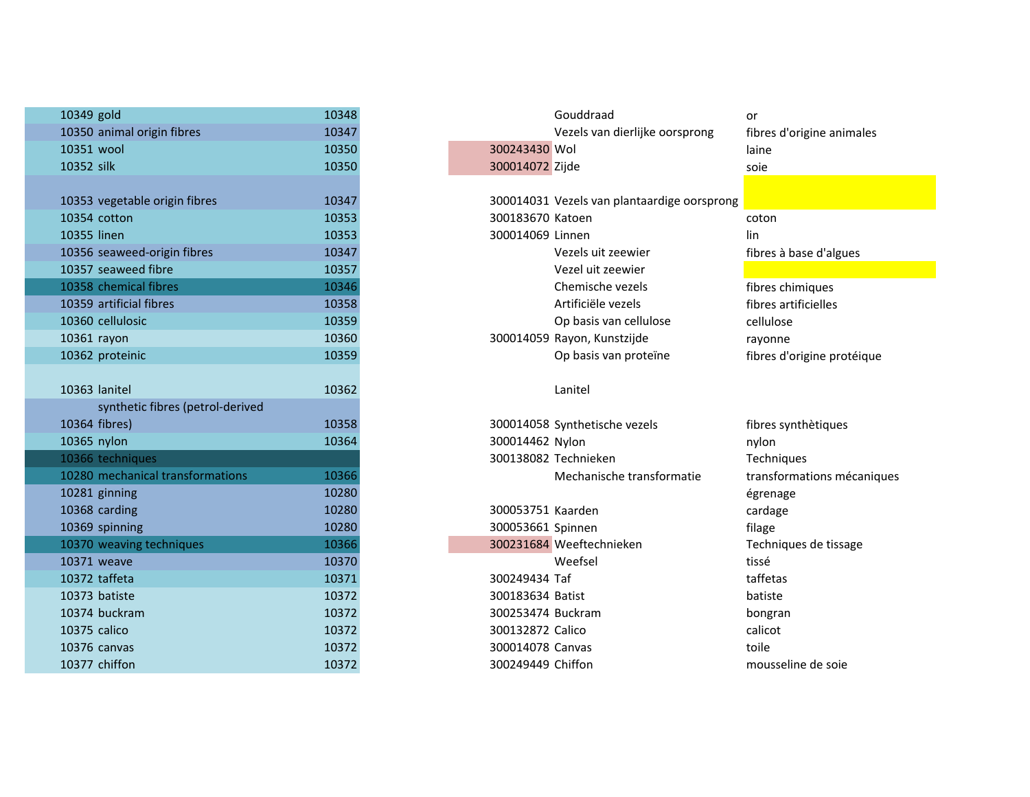| ID | Term | Parent | AAT ID | Dutch | French |
|---|---|---|---|---|---|
| 10349 | gold | 10348 | | Gouddraad | or |
| 10350 | animal origin fibres | 10347 | | Vezels van dierlijke oorsprong | fibres d'origine animales |
| 10351 | wool | 10350 | 300243430 | Wol | laine |
| 10352 | silk | 10350 | 300014072 | Zijde | soie |
| 10353 | vegetable origin fibres | 10347 | 300014031 | Vezels van plantaardige oorsprong | |
| 10354 | cotton | 10353 | 300183670 | Katoen | coton |
| 10355 | linen | 10353 | 300014069 | Linnen | lin |
| 10356 | seaweed-origin fibres | 10347 | | Vezels uit zeewier | fibres à base d'algues |
| 10357 | seaweed fibre | 10357 | | Vezel uit zeewier | |
| 10358 | chemical fibres | 10346 | | Chemische vezels | fibres chimiques |
| 10359 | artificial fibres | 10358 | | Artificiële vezels | fibres artificielles |
| 10360 | cellulosic | 10359 | | Op basis van cellulose | cellulose |
| 10361 | rayon | 10360 | 300014059 | Rayon, Kunstzijde | rayonne |
| 10362 | proteinic | 10359 | | Op basis van proteïne | fibres d'origine protéique |
| 10363 | lanitel | 10362 | | Lanitel | |
| 10364 | synthetic fibres (petrol-derived fibres) | 10358 | 300014058 | Synthetische vezels | fibres synthètiques |
| 10365 | nylon | 10364 | 300014462 | Nylon | nylon |
| 10366 | techniques | | 300138082 | Technieken | Techniques |
| 10280 | mechanical transformations | 10366 | | Mechanische transformatie | transformations mécaniques |
| 10281 | ginning | 10280 | | | égrenage |
| 10368 | carding | 10280 | 300053751 | Kaarden | cardage |
| 10369 | spinning | 10280 | 300053661 | Spinnen | filage |
| 10370 | weaving techniques | 10366 | 300231684 | Weeftechnieken | Techniques de tissage |
| 10371 | weave | 10370 | | Weefsel | tissé |
| 10372 | taffeta | 10371 | 300249434 | Taf | taffetas |
| 10373 | batiste | 10372 | 300183634 | Batist | batiste |
| 10374 | buckram | 10372 | 300253474 | Buckram | bongran |
| 10375 | calico | 10372 | 300132872 | Calico | calicot |
| 10376 | canvas | 10372 | 300014078 | Canvas | toile |
| 10377 | chiffon | 10372 | 300249449 | Chiffon | mousseline de soie |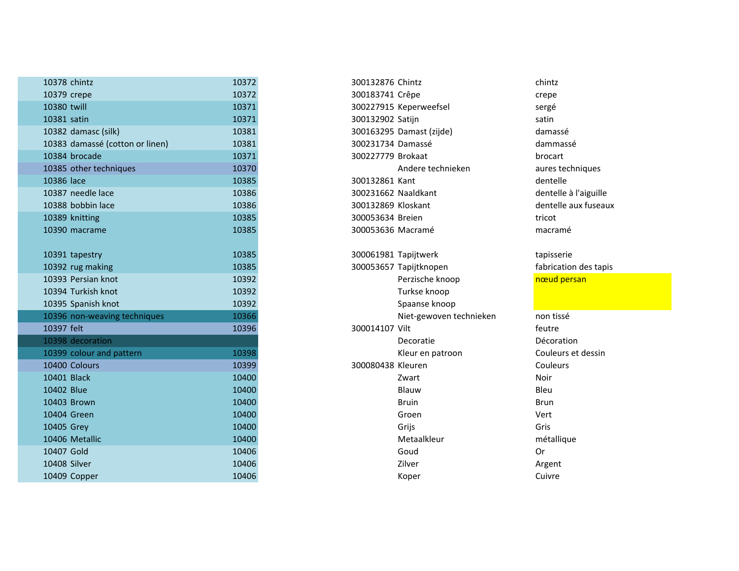| | | | | | |
|---|---|---|---|---|---|
| 10378 | chintz | 10372 | 300132876 | Chintz | chintz |
| 10379 | crepe | 10372 | 300183741 | Crêpe | crepe |
| 10380 | twill | 10371 | 300227915 | Keperweefsel | sergé |
| 10381 | satin | 10371 | 300132902 | Satijn | satin |
| 10382 | damasc (silk) | 10381 | 300163295 | Damast (zijde) | damassé |
| 10383 | damassé (cotton or linen) | 10381 | 300231734 | Damassé | dammassé |
| 10384 | brocade | 10371 | 300227779 | Brokaat | brocart |
| 10385 | other techniques | 10370 | | Andere technieken | aures techniques |
| 10386 | lace | 10385 | 300132861 | Kant | dentelle |
| 10387 | needle lace | 10386 | 300231662 | Naaldkant | dentelle à l'aiguille |
| 10388 | bobbin lace | 10386 | 300132869 | Kloskant | dentelle aux fuseaux |
| 10389 | knitting | 10385 | 300053634 | Breien | tricot |
| 10390 | macrame | 10385 | 300053636 | Macramé | macramé |
| 10391 | tapestry | 10385 | 300061981 | Tapijtwerk | tapisserie |
| 10392 | rug making | 10385 | 300053657 | Tapijtknopen | fabrication des tapis |
| 10393 | Persian knot | 10392 | | Perzische knoop | nœud persan |
| 10394 | Turkish knot | 10392 | | Turkse knoop | |
| 10395 | Spanish knot | 10392 | | Spaanse knoop | |
| 10396 | non-weaving techniques | 10366 | | Niet-gewoven technieken | non tissé |
| 10397 | felt | 10396 | 300014107 | Vilt | feutre |
| 10398 | decoration | | | Decoratie | Décoration |
| 10399 | colour and pattern | 10398 | | Kleur en patroon | Couleurs et dessin |
| 10400 | Colours | 10399 | 300080438 | Kleuren | Couleurs |
| 10401 | Black | 10400 | | Zwart | Noir |
| 10402 | Blue | 10400 | | Blauw | Bleu |
| 10403 | Brown | 10400 | | Bruin | Brun |
| 10404 | Green | 10400 | | Groen | Vert |
| 10405 | Grey | 10400 | | Grijs | Gris |
| 10406 | Metallic | 10400 | | Metaalkleur | métallique |
| 10407 | Gold | 10406 | | Goud | Or |
| 10408 | Silver | 10406 | | Zilver | Argent |
| 10409 | Copper | 10406 | | Koper | Cuivre |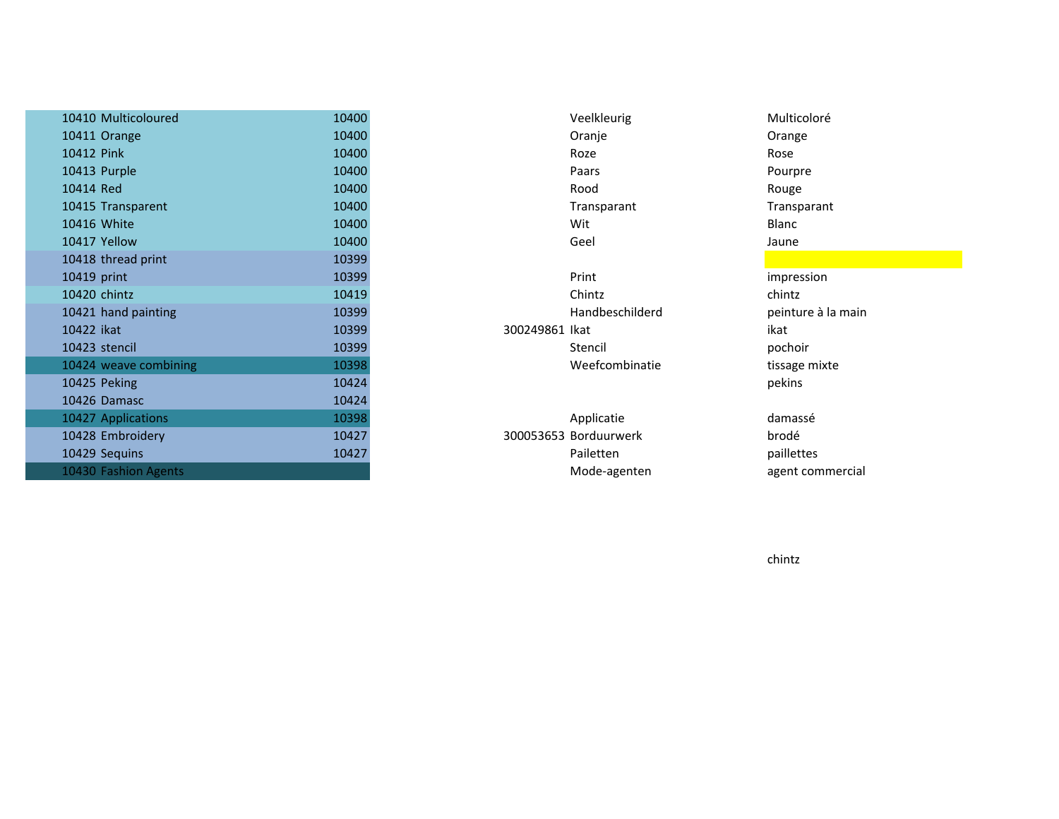| | | | | | |
|---|---|---|---|---|---|
| 10410 | Multicoloured | 10400 | | Veelkleurig | Multicoloré |
| 10411 | Orange | 10400 | | Oranje | Orange |
| 10412 | Pink | 10400 | | Roze | Rose |
| 10413 | Purple | 10400 | | Paars | Pourpre |
| 10414 | Red | 10400 | | Rood | Rouge |
| 10415 | Transparent | 10400 | | Transparant | Transparant |
| 10416 | White | 10400 | | Wit | Blanc |
| 10417 | Yellow | 10400 | | Geel | Jaune |
| 10418 | thread print | 10399 | | | |
| 10419 | print | 10399 | | Print | impression |
| 10420 | chintz | 10419 | | Chintz | chintz |
| 10421 | hand painting | 10399 | | Handbeschilderd | peinture à la main |
| 10422 | ikat | 10399 | 300249861 | Ikat | ikat |
| 10423 | stencil | 10399 | | Stencil | pochoir |
| 10424 | weave combining | 10398 | | Weefcombinatie | tissage mixte |
| 10425 | Peking | 10424 | | | pekins |
| 10426 | Damasc | 10424 | | | |
| 10427 | Applications | 10398 | | Applicatie | damassé |
| 10428 | Embroidery | 10427 | 300053653 | Borduurwerk | brodé |
| 10429 | Sequins | 10427 | | Pailetten | paillettes |
| 10430 | Fashion Agents | | | Mode-agenten | agent commercial |
| | | | | | |
| | | | | | chintz |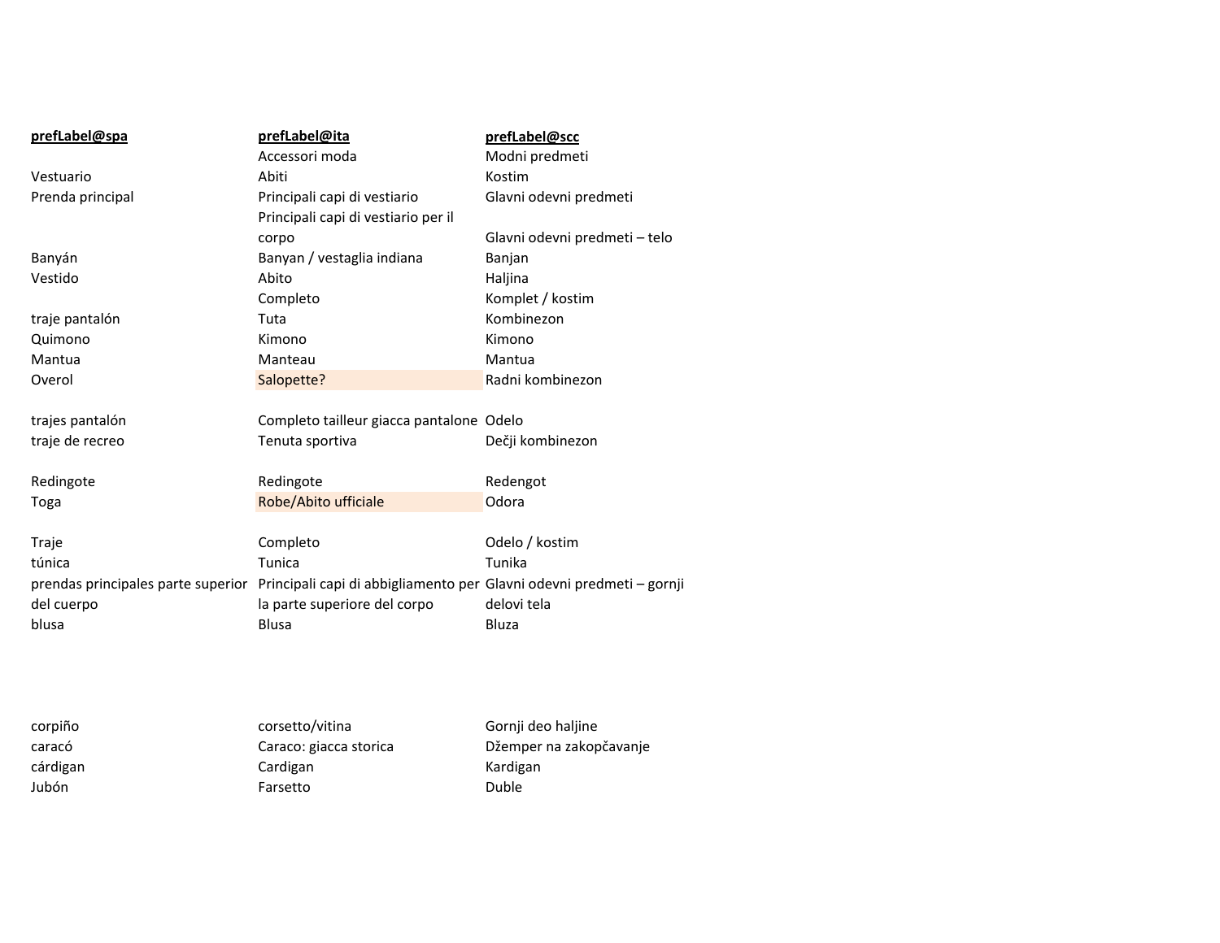| prefLabel@spa | prefLabel@ita | prefLabel@scc |
|---|---|---|
| | Accessori moda | Modni predmeti |
| Vestuario | Abiti | Kostim |
| Prenda principal | Principali capi di vestiario | Glavni odevni predmeti |
| | Principali capi di vestiario per il corpo | Glavni odevni predmeti – telo |
| Banyán | Banyan / vestaglia indiana | Banjan |
| Vestido | Abito | Haljina |
| | Completo | Komplet / kostim |
| traje pantalón | Tuta | Kombinezon |
| Quimono | Kimono | Kimono |
| Mantua | Manteau | Mantua |
| Overol | Salopette? | Radni kombinezon |
| trajes pantalón | Completo tailleur giacca pantalone | Odelo |
| traje de recreo | Tenuta sportiva | Dečji kombinezon |
| Redingote | Redingote | Redengot |
| Toga | Robe/Abito ufficiale | Odora |
| Traje | Completo | Odelo / kostim |
| túnica | Tunica | Tunika |
| prendas principales parte superior del cuerpo | Principali capi di abbigliamento per la parte superiore del corpo | Glavni odevni predmeti – gornji delovi tela |
| blusa | Blusa | Bluza |
| corpiño | corsetto/vitina | Gornji deo haljine |
| caracó | Caraco: giacca storica | Džemper na zakopčavanje |
| cárdigan | Cardigan | Kardigan |
| Jubón | Farsetto | Duble |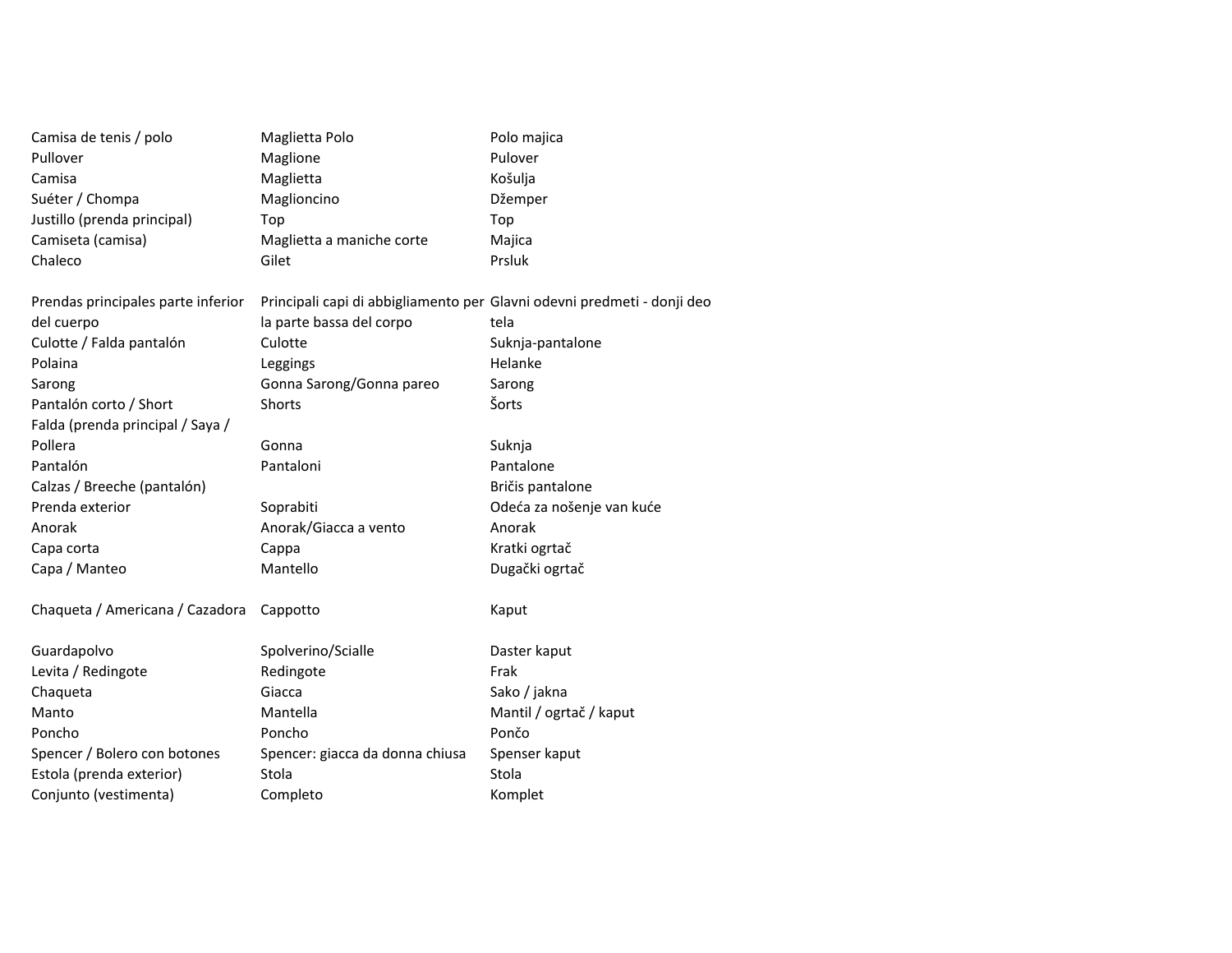| | | |
|---|---|---|
| Camisa de tenis / polo | Maglietta Polo | Polo majica |
| Pullover | Maglione | Pulover |
| Camisa | Maglietta | Košulja |
| Suéter / Chompa | Maglioncino | Džemper |
| Justillo (prenda principal) | Top | Top |
| Camiseta (camisa) | Maglietta a maniche corte | Majica |
| Chaleco | Gilet | Prsluk |
| | | |
| Prendas principales parte inferior del cuerpo | Principali capi di abbigliamento per la parte bassa del corpo | Glavni odevni predmeti - donji deo tela |
| Culotte / Falda pantalón | Culotte | Suknja-pantalone |
| Polaina | Leggings | Helanke |
| Sarong | Gonna Sarong/Gonna pareo | Sarong |
| Pantalón corto / Short | Shorts | Šorts |
| Falda (prenda principal / Saya / Pollera | Gonna | Suknja |
| Pantalón | Pantaloni | Pantalone |
| Calzas / Breeche (pantalón) | | Bričis pantalone |
| Prenda exterior | Soprabiti | Odeća za nošenje van kuće |
| Anorak | Anorak/Giacca a vento | Anorak |
| Capa corta | Cappa | Kratki ogrtač |
| Capa / Manteo | Mantello | Dugački ogrtač |
| | | |
| Chaqueta / Americana / Cazadora | Cappotto | Kaput |
| | | |
| Guardapolvo | Spolverino/Scialle | Daster kaput |
| Levita / Redingote | Redingote | Frak |
| Chaqueta | Giacca | Sako / jakna |
| Manto | Mantella | Mantil / ogrtač / kaput |
| Poncho | Poncho | Pončo |
| Spencer / Bolero con botones | Spencer: giacca da donna chiusa | Spenser kaput |
| Estola (prenda exterior) | Stola | Stola |
| Conjunto (vestimenta) | Completo | Komplet |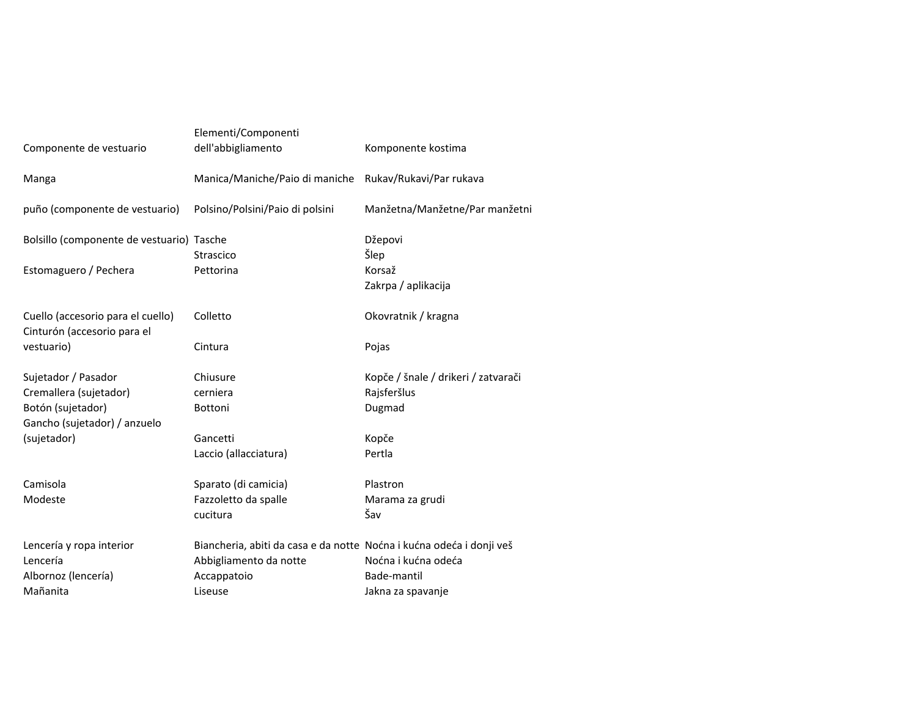| Componente de vestuario | Elementi/Componenti dell'abbigliamento | Komponente kostima |
| --- | --- | --- |
| Manga | Manica/Maniche/Paio di maniche | Rukav/Rukavi/Par rukava |
| puño (componente de vestuario) | Polsino/Polsini/Paio di polsini | Manžetna/Manžetne/Par manžetni |
| Bolsillo (componente de vestuario) | Tasche | Džepovi |
| | Strascico | Šlep |
| Estomaguero / Pechera | Pettorina | Korsaž |
| | | Zakrpa / aplikacija |
| Cuello (accesorio para el cuello) | Colletto | Okovratnik / kragna |
| Cinturón (accesorio para el vestuario) | Cintura | Pojas |
| Sujetador / Pasador | Chiusure | Kopče / šnale / drikeri / zatvarači |
| Cremallera (sujetador) | cerniera | Rajsferšlus |
| Botón (sujetador) | Bottoni | Dugmad |
| Gancho (sujetador) / anzuelo (sujetador) | Gancetti | Kopče |
| | Laccio (allacciatura) | Pertla |
| Camisola | Sparato (di camicia) | Plastron |
| Modeste | Fazzoletto da spalle | Marama za grudi |
| | cucitura | Šav |
| Lencería y ropa interior | Biancheria, abiti da casa e da notte | Noćna i kućna odeća i donji veš |
| Lencería | Abbigliamento da notte | Noćna i kućna odeća |
| Albornoz (lencería) | Accappatoio | Bade-mantil |
| Mañanita | Liseuse | Jakna za spavanje |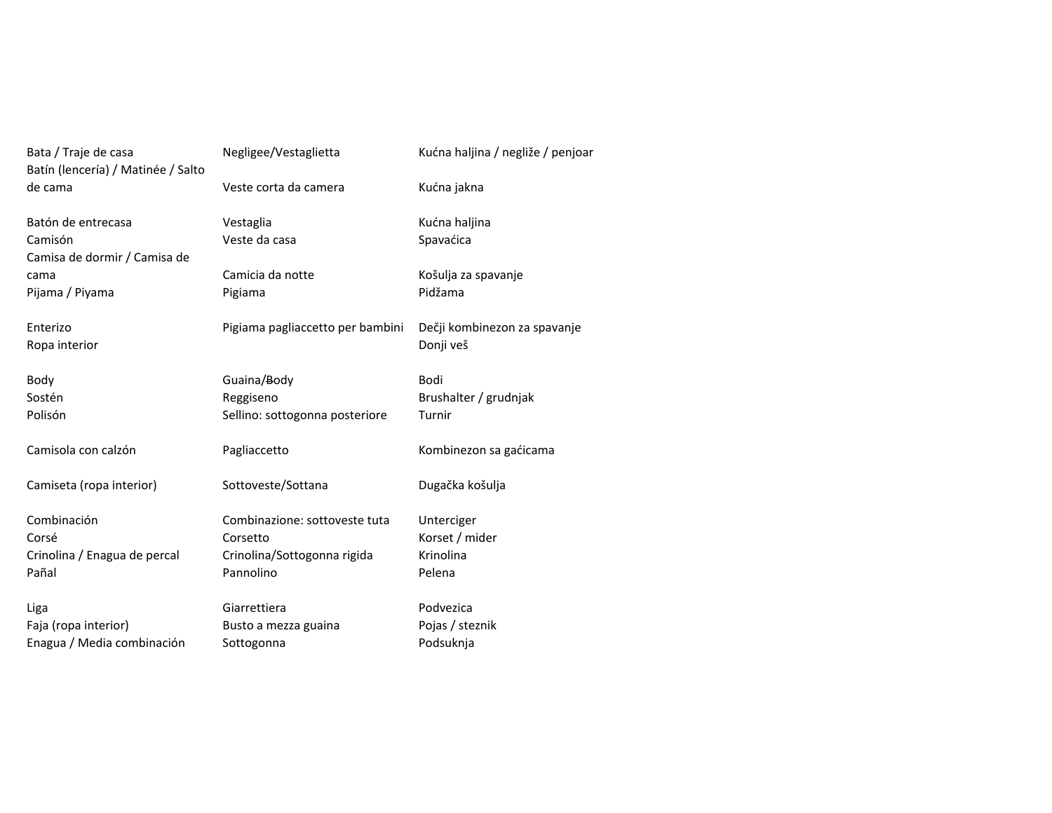| | | |
|---|---|---|
| Bata / Traje de casa | Negligee/Vestaglietta | Kućna haljina / negliže / penjoar |
| Batín (lencería) / Matinée / Salto de cama | Veste corta da camera | Kućna jakna |
| Batón de entrecasa | Vestaglia | Kućna haljina |
| Camisón | Veste da casa | Spavaćica |
| Camisa de dormir / Camisa de cama | Camicia da notte | Košulja za spavanje |
| Pijama / Piyama | Pigiama | Pidžama |
| Enterizo | Pigiama pagliaccetto per bambini | Dečji kombinezon za spavanje |
| Ropa interior | | Donji veš |
| Body | Guaina/~~B~~ody | Bodi |
| Sostén | Reggiseno | Brushalter / grudnjak |
| Polisón | Sellino: sottogonna posteriore | Turnir |
| Camisola con calzón | Pagliaccetto | Kombinezon sa gaćicama |
| Camiseta (ropa interior) | Sottoveste/Sottana | Dugačka košulja |
| Combinación | Combinazione: sottoveste tuta | Unterciger |
| Corsé | Corsetto | Korset / mider |
| Crinolina / Enagua de percal | Crinolina/Sottogonna rigida | Krinolina |
| Pañal | Pannolino | Pelena |
| Liga | Giarrettiera | Podvezica |
| Faja (ropa interior) | Busto a mezza guaina | Pojas / steznik |
| Enagua / Media combinación | Sottogonna | Podsuknja |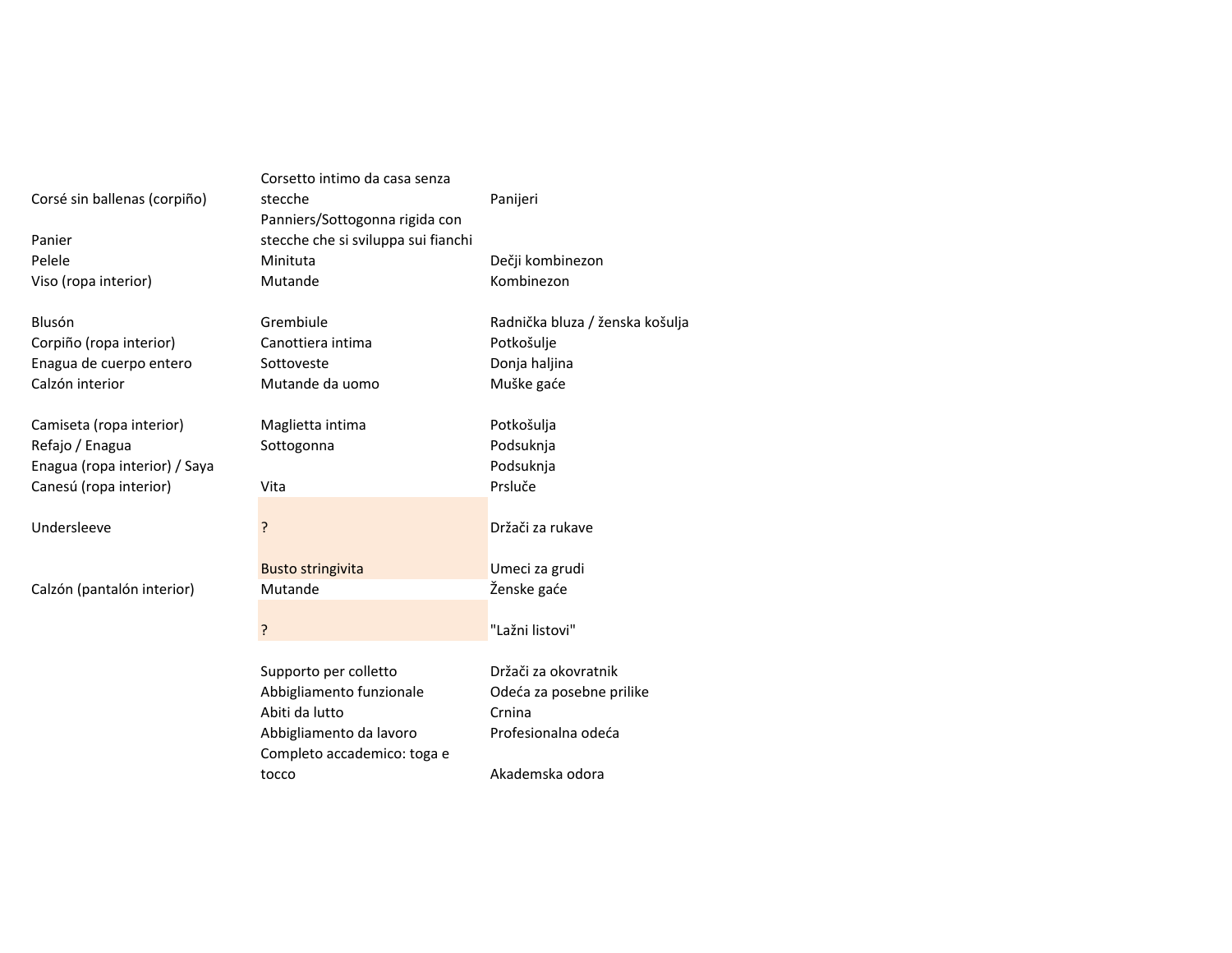| | | |
|---|---|---|
| Corsé sin ballenas (corpiño) | Corsetto intimo da casa senza stecche | Panijeri |
| Panier | Panniers/Sottogonna rigida con stecche che si sviluppa sui fianchi | |
| Pelele | Minituta | Dečji kombinezon |
| Viso (ropa interior) | Mutande | Kombinezon |
| Blusón | Grembiule | Radnička bluza / ženska košulja |
| Corpiño (ropa interior) | Canottiera intima | Potkošulje |
| Enagua de cuerpo entero | Sottoveste | Donja haljina |
| Calzón interior | Mutande da uomo | Muške gaće |
| Camiseta (ropa interior) | Maglietta intima | Potkošulja |
| Refajo / Enagua | Sottogonna | Podsuknja |
| Enagua (ropa interior) / Saya | | Podsuknja |
| Canesú (ropa interior) | Vita | Prsluče |
| Undersleeve | ? | Držači za rukave |
| | Busto stringivita | Umeci za grudi |
| Calzón (pantalón interior) | Mutande | Ženske gaće |
| | ? | "Lažni listovi" |
| | Supporto per colletto | Držači za okovratnik |
| | Abbigliamento funzionale | Odeća za posebne prilike |
| | Abiti da lutto | Crnina |
| | Abbigliamento da lavoro | Profesionalna odeća |
| | Completo accademico: toga e tocco | Akademska odora |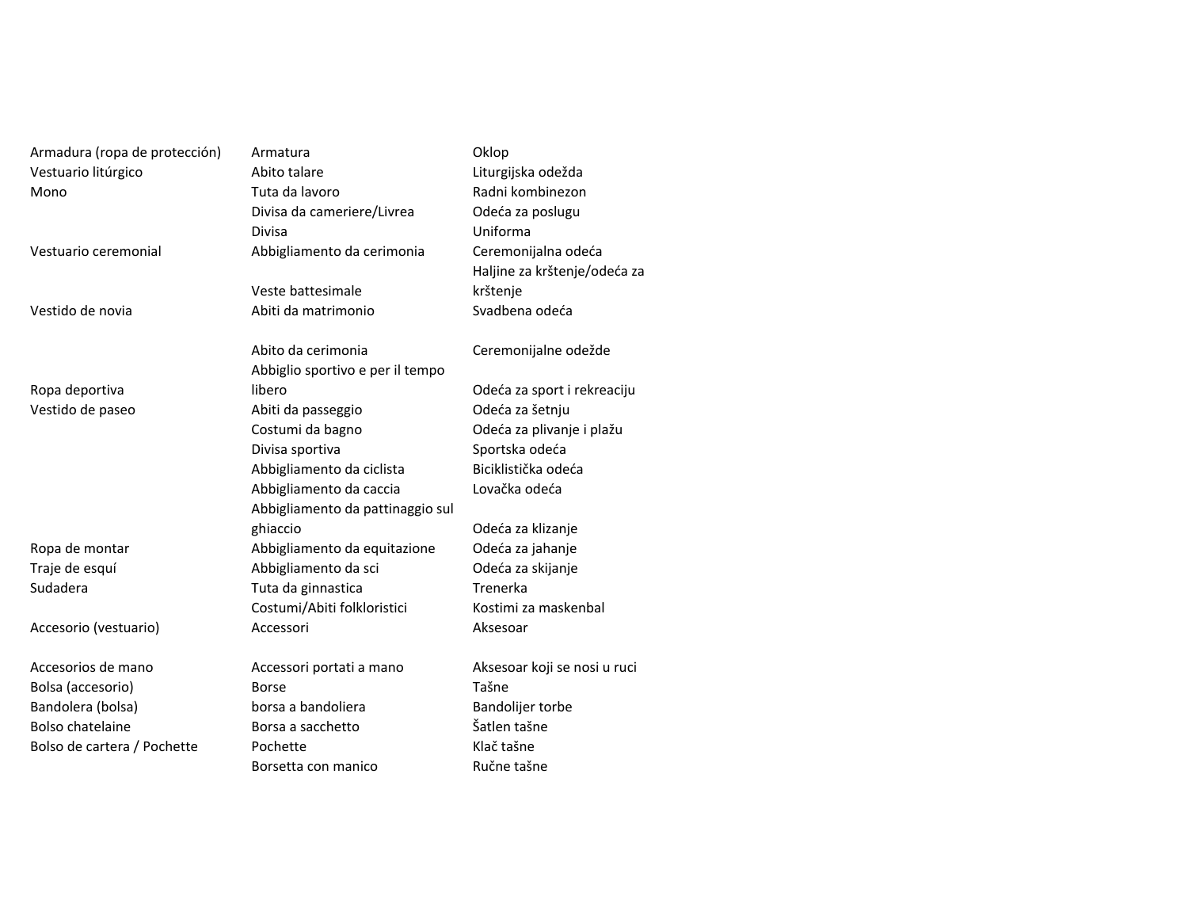| | | |
|---|---|---|
| Armadura (ropa de protección) | Armatura | Oklop |
| Vestuario litúrgico | Abito talare | Liturgijska odežda |
| Mono | Tuta da lavoro | Radni kombinezon |
| | Divisa da cameriere/Livrea | Odeća za poslugu |
| | Divisa | Uniforma |
| Vestuario ceremonial | Abbigliamento da cerimonia | Ceremonijalna odeća |
| | Veste battesimale | Haljine za krštenje/odeća za krštenje |
| Vestido de novia | Abiti da matrimonio | Svadbena odeća |
| | Abito da cerimonia | Ceremonijalne odežde |
| Ropa deportiva | Abbiglio sportivo e per il tempo libero | Odeća za sport i rekreaciju |
| Vestido de paseo | Abiti da passeggio | Odeća za šetnju |
| | Costumi da bagno | Odeća za plivanje i plažu |
| | Divisa sportiva | Sportska odeća |
| | Abbigliamento da ciclista | Biciklistička odeća |
| | Abbigliamento da caccia | Lovačka odeća |
| | Abbigliamento da pattinaggio sul ghiaccio | Odeća za klizanje |
| Ropa de montar | Abbigliamento da equitazione | Odeća za jahanje |
| Traje de esquí | Abbigliamento da sci | Odeća za skijanje |
| Sudadera | Tuta da ginnastica | Trenerka |
| | Costumi/Abiti folkloristici | Kostimi za maskenbal |
| Accesorio (vestuario) | Accessori | Aksesoar |
| Accesorios de mano | Accessori portati a mano | Aksesoar koji se nosi u ruci |
| Bolsa (accesorio) | Borse | Tašne |
| Bandolera (bolsa) | borsa a bandoliera | Bandolijer torbe |
| Bolso chatelaine | Borsa a sacchetto | Šatlen tašne |
| Bolso de cartera / Pochette | Pochette | Klač tašne |
| | Borsetta con manico | Ručne tašne |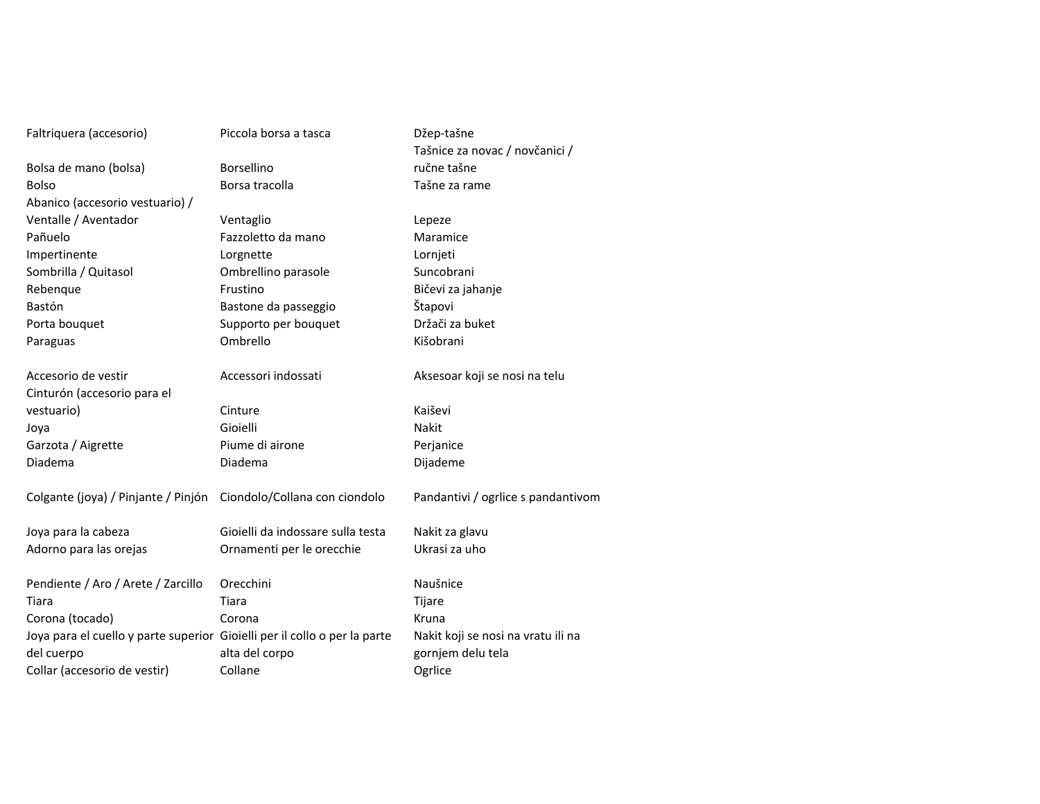| | | |
|---|---|---|
| Faltriquera (accesorio) | Piccola borsa a tasca | Džep-tašne |
| Bolsa de mano (bolsa) | Borsellino | Tašnice za novac / novčanici / ručne tašne |
| Bolso | Borsa tracolla | Tašne za rame |
| Abanico (accesorio vestuario) / Ventalle / Aventador | Ventaglio | Lepeze |
| Pañuelo | Fazzoletto da mano | Maramice |
| Impertinente | Lorgnette | Lornjeti |
| Sombrilla / Quitasol | Ombrellino parasole | Suncobrani |
| Rebenque | Frustino | Bičevi za jahanje |
| Bastón | Bastone da passeggio | Štapovi |
| Porta bouquet | Supporto per bouquet | Držači za buket |
| Paraguas | Ombrello | Kišobrani |
| | | |
| Accesorio de vestir | Accessori indossati | Aksesoar koji se nosi na telu |
| Cinturón (accesorio para el vestuario) | Cinture | Kaiševi |
| Joya | Gioielli | Nakit |
| Garzota / Aigrette | Piume di airone | Perjanice |
| Diadema | Diadema | Dijademe |
| | | |
| Colgante (joya) / Pinjante / Pinjón | Ciondolo/Collana con ciondolo | Pandantivi / ogrlice s pandantivom |
| | | |
| Joya para la cabeza | Gioielli da indossare sulla testa | Nakit za glavu |
| Adorno para las orejas | Ornamenti per le orecchie | Ukrasi za uho |
| | | |
| Pendiente / Aro / Arete / Zarcillo | Orecchini | Naušnice |
| Tiara | Tiara | Tijare |
| Corona (tocado) | Corona | Kruna |
| Joya para el cuello y parte superior del cuerpo | Gioielli per il collo o per la parte alta del corpo | Nakit koji se nosi na vratu ili na gornjem delu tela |
| Collar (accesorio de vestir) | Collane | Ogrlice |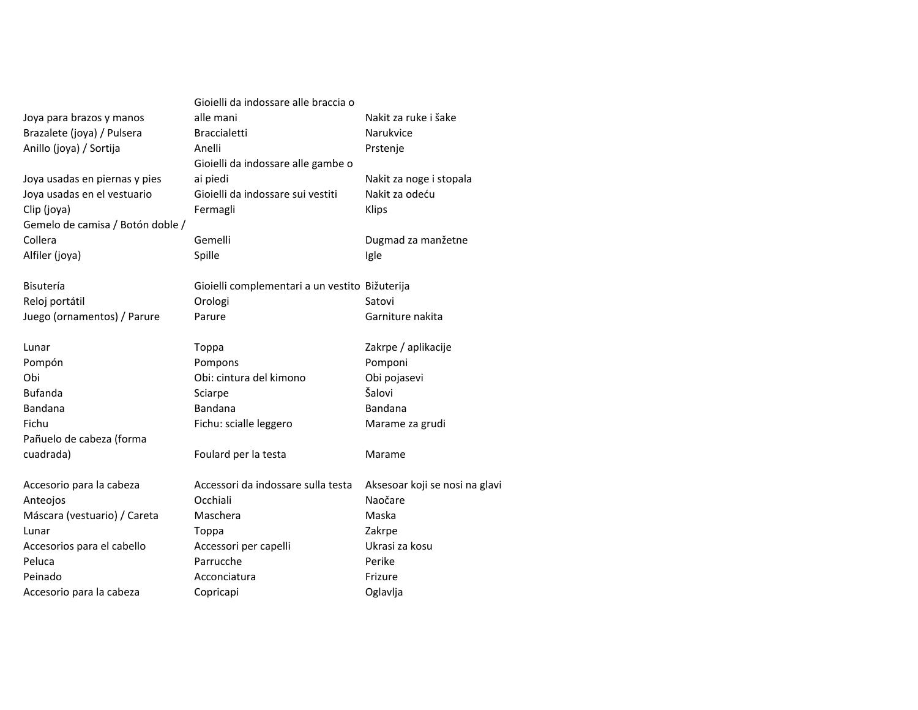| | | |
|---|---|---|
| Joya para brazos y manos | Gioielli da indossare alle braccia o alle mani | Nakit za ruke i šake |
| Brazalete (joya) / Pulsera | Braccialetti | Narukvice |
| Anillo (joya) / Sortija | Anelli | Prstenje |
| Joya usadas en piernas y pies | Gioielli da indossare alle gambe o ai piedi | Nakit za noge i stopala |
| Joya usadas en el vestuario | Gioielli da indossare sui vestiti | Nakit za odeću |
| Clip (joya) | Fermagli | Klips |
| Gemelo de camisa / Botón doble / Collera | Gemelli | Dugmad za manžetne |
| Alfiler (joya) | Spille | Igle |
| | | |
| Bisutería | Gioielli complementari a un vestito | Bižuterija |
| Reloj portátil | Orologi | Satovi |
| Juego (ornamentos) / Parure | Parure | Garniture nakita |
| | | |
| Lunar | Toppa | Zakrpe / aplikacije |
| Pompón | Pompons | Pomponi |
| Obi | Obi: cintura del kimono | Obi pojasevi |
| Bufanda | Sciarpe | Šalovi |
| Bandana | Bandana | Bandana |
| Fichu | Fichu: scialle leggero | Marame za grudi |
| Pañuelo de cabeza (forma cuadrada) | Foulard per la testa | Marame |
| | | |
| Accesorio para la cabeza | Accessori da indossare sulla testa | Aksesoar koji se nosi na glavi |
| Anteojos | Occhiali | Naočare |
| Máscara (vestuario) / Careta | Maschera | Maska |
| Lunar | Toppa | Zakrpe |
| Accesorios para el cabello | Accessori per capelli | Ukrasi za kosu |
| Peluca | Parrucche | Perike |
| Peinado | Acconciatura | Frizure |
| Accesorio para la cabeza | Copricapi | Oglavlja |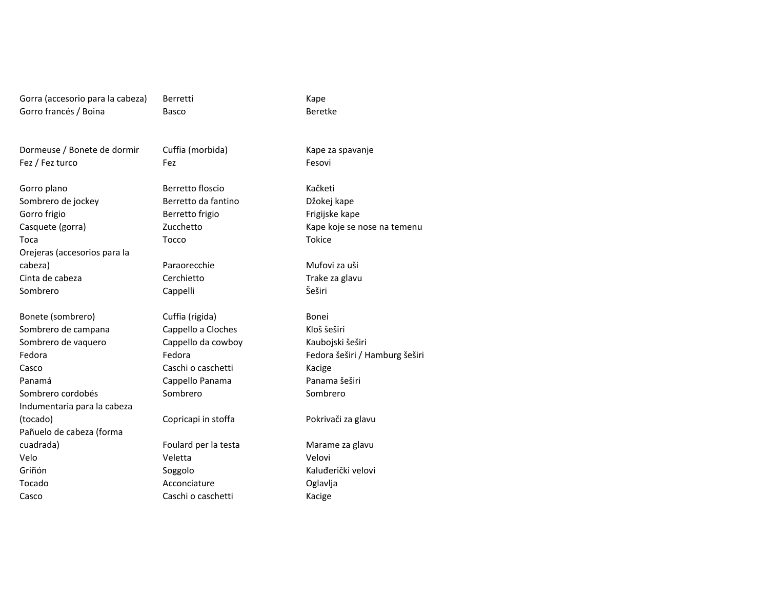| Spanish | Italian | Serbian |
|---|---|---|
| Gorra (accesorio para la cabeza) | Berretti | Kape |
| Gorro francés / Boina | Basco | Beretke |
| | | |
| Dormeuse / Bonete de dormir | Cuffia (morbida) | Kape za spavanje |
| Fez / Fez turco | Fez | Fesovi |
| | | |
| Gorro plano | Berretto floscio | Kačketi |
| Sombrero de jockey | Berretto da fantino | Džokej kape |
| Gorro frigio | Berretto frigio | Frigijske kape |
| Casquete (gorra) | Zucchetto | Kape koje se nose na temenu |
| Toca | Tocco | Tokice |
| Orejeras (accesorios para la cabeza) | Paraorecchie | Mufovi za uši |
| Cinta de cabeza | Cerchietto | Trake za glavu |
| Sombrero | Cappelli | Šeširi |
| | | |
| Bonete (sombrero) | Cuffia (rigida) | Bonei |
| Sombrero de campana | Cappello a Cloches | Kloš šeširi |
| Sombrero de vaquero | Cappello da cowboy | Kaubojski šeširi |
| Fedora | Fedora | Fedora šeširi / Hamburg šeširi |
| Casco | Caschi o caschetti | Kacige |
| Panamá | Cappello Panama | Panama šeširi |
| Sombrero cordobés | Sombrero | Sombrero |
| Indumentaria para la cabeza (tocado) | Copricapi in stoffa | Pokrivači za glavu |
| Pañuelo de cabeza (forma cuadrada) | Foulard per la testa | Marame za glavu |
| Velo | Veletta | Velovi |
| Griñón | Soggolo | Kaluđerički velovi |
| Tocado | Acconciature | Oglavlja |
| Casco | Caschi o caschetti | Kacige |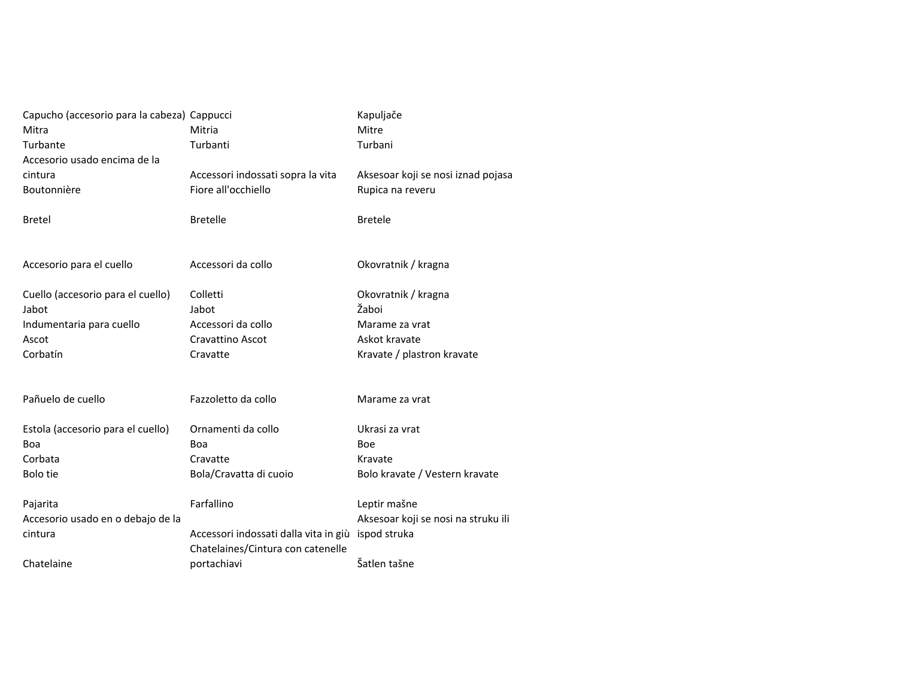| | | |
|---|---|---|
| Capucho (accesorio para la cabeza) | Cappucci | Kapuljače |
| Mitra | Mitria | Mitre |
| Turbante | Turbanti | Turbani |
| Accesorio usado encima de la cintura | Accessori indossati sopra la vita | Aksesoar koji se nosi iznad pojasa |
| Boutonnière | Fiore all'occhiello | Rupica na reveru |
| Bretel | Bretelle | Bretele |
| Accesorio para el cuello | Accessori da collo | Okovratnik / kragna |
| Cuello (accesorio para el cuello) | Colletti | Okovratnik / kragna |
| Jabot | Jabot | Žaboi |
| Indumentaria para cuello | Accessori da collo | Marame za vrat |
| Ascot | Cravattino Ascot | Askot kravate |
| Corbatín | Cravatte | Kravate / plastron kravate |
| Pañuelo de cuello | Fazzoletto da collo | Marame za vrat |
| Estola (accesorio para el cuello) | Ornamenti da collo | Ukrasi za vrat |
| Boa | Boa | Boe |
| Corbata | Cravatte | Kravate |
| Bolo tie | Bola/Cravatta di cuoio | Bolo kravate / Vestern kravate |
| Pajarita | Farfallino | Leptir mašne |
| Accesorio usado en o debajo de la cintura | Accessori indossati dalla vita in giù | Aksesoar koji se nosi na struku ili ispod struka |
| Chatelaine | Chatelaines/Cintura con catenelle portachiavi | Šatlen tašne |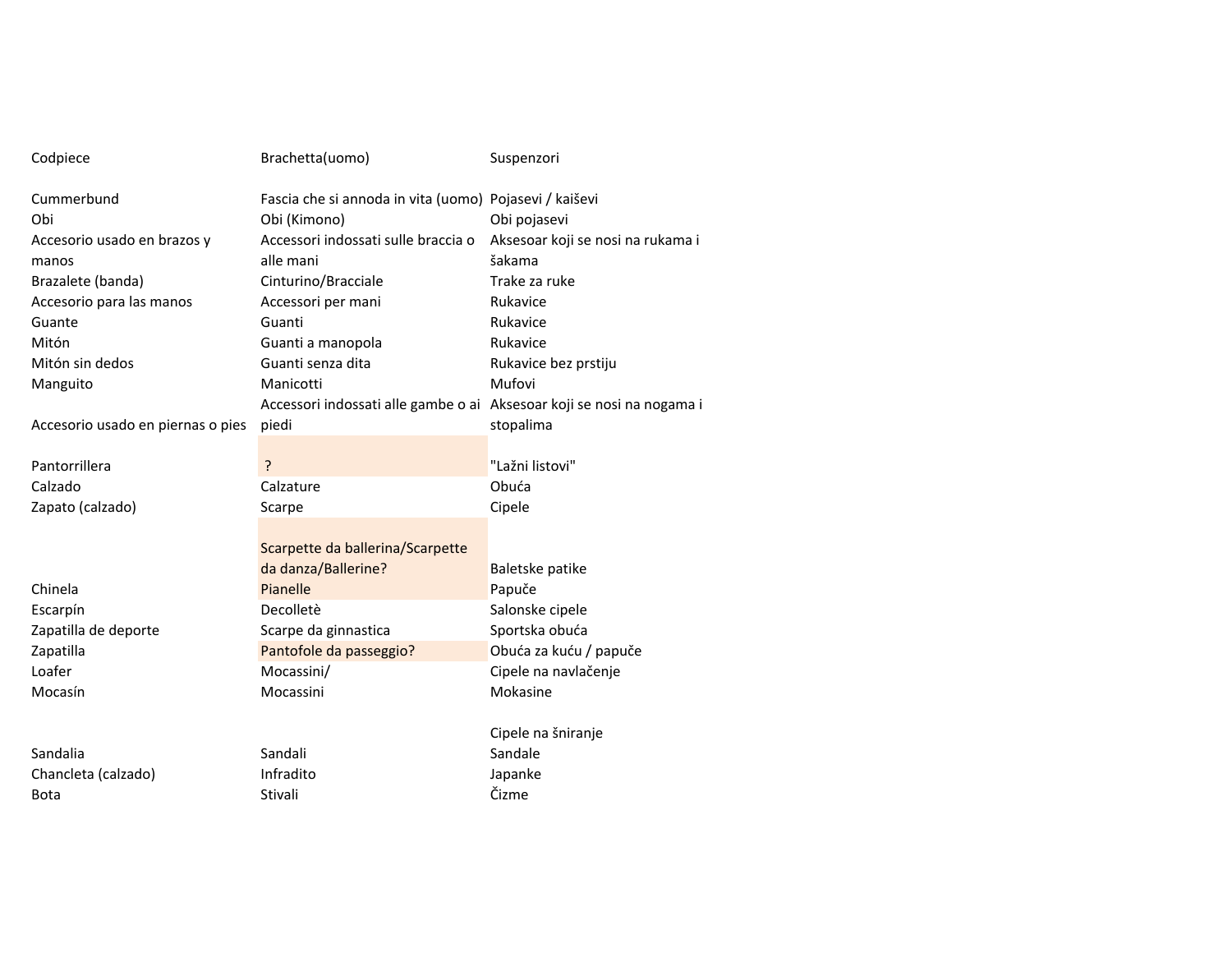| | | |
|---|---|---|
| Codpiece | Brachetta(uomo) | Suspenzori |
| | | |
| Cummerbund | Fascia che si annoda in vita (uomo) | Pojasevi / kaiševi |
| Obi | Obi (Kimono) | Obi pojasevi |
| Accesorio usado en brazos y manos | Accessori indossati sulle braccia o alle mani | Aksesoar koji se nosi na rukama i šakama |
| Brazalete (banda) | Cinturino/Bracciale | Trake za ruke |
| Accesorio para las manos | Accessori per mani | Rukavice |
| Guante | Guanti | Rukavice |
| Mitón | Guanti a manopola | Rukavice |
| Mitón sin dedos | Guanti senza dita | Rukavice bez prstiju |
| Manguito | Manicotti | Mufovi |
| Accesorio usado en piernas o pies | Accessori indossati alle gambe o ai piedi | Aksesoar koji se nosi na nogama i stopalima |
| Pantorrillera | ? | "Lažni listovi" |
| Calzado | Calzature | Obuća |
| Zapato (calzado) | Scarpe | Cipele |
| | Scarpette da ballerina/Scarpette da danza/Ballerine? | Baletske patike |
| Chinela | Pianelle | Papuče |
| Escarpín | Decolletè | Salonske cipele |
| Zapatilla de deporte | Scarpe da ginnastica | Sportska obuća |
| Zapatilla | Pantofole da passeggio? | Obuća za kuću / papuče |
| Loafer | Mocassini/ | Cipele na navlačenje |
| Mocasín | Mocassini | Mokasine |
| | | Cipele na šniranje |
| Sandalia | Sandali | Sandale |
| Chancleta (calzado) | Infradito | Japanke |
| Bota | Stivali | Čizme |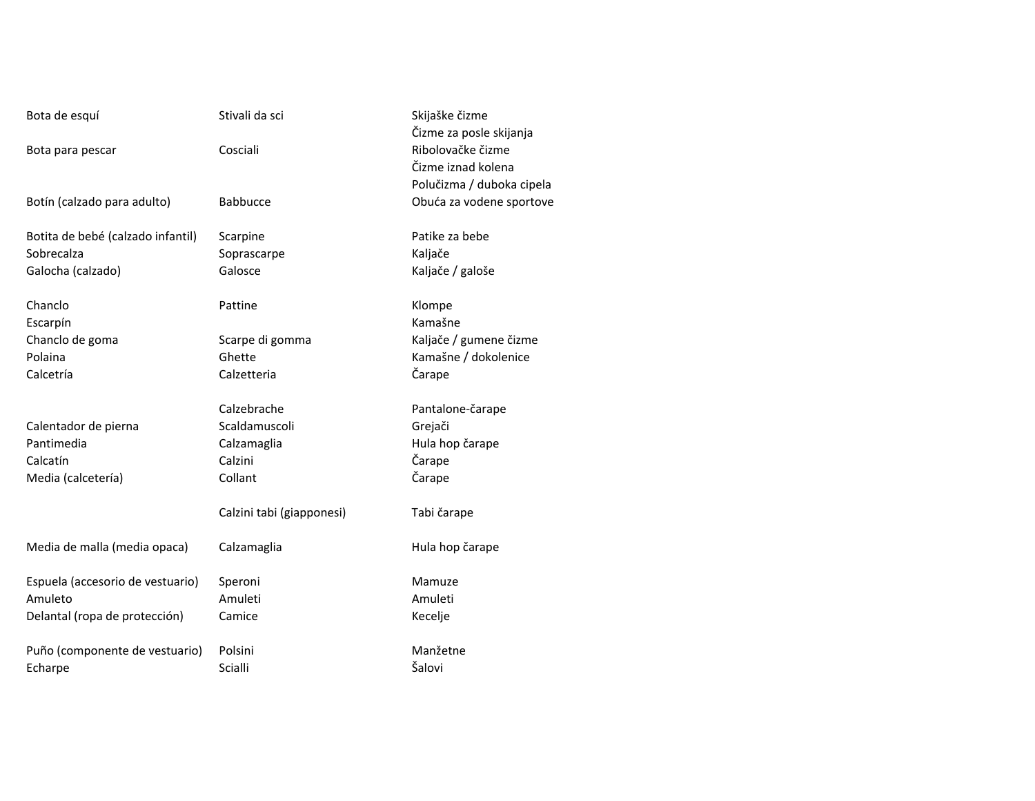| | | |
|---|---|---|
| Bota de esquí | Stivali da sci | Skijaške čizme |
| | | Čizme za posle skijanja |
| Bota para pescar | Cosciali | Ribolovačke čizme |
| | | Čizme iznad kolena |
| | | Polučizma / duboka cipela |
| Botín (calzado para adulto) | Babbucce | Obuća za vodene sportove |
| | | |
| Botita de bebé (calzado infantil) | Scarpine | Patike za bebe |
| Sobrecalza | Soprascarpe | Kaljače |
| Galocha (calzado) | Galosce | Kaljače / galoše |
| | | |
| Chanclo | Pattine | Klompe |
| Escarpín | | Kamašne |
| Chanclo de goma | Scarpe di gomma | Kaljače / gumene čizme |
| Polaina | Ghette | Kamašne / dokolenice |
| Calcetría | Calzetteria | Čarape |
| | | |
| | Calzebrache | Pantalone-čarape |
| Calentador de pierna | Scaldamuscoli | Grejači |
| Pantimedia | Calzamaglia | Hula hop čarape |
| Calcatín | Calzini | Čarape |
| Media (calcetería) | Collant | Čarape |
| | | |
| | Calzini tabi (giapponesi) | Tabi čarape |
| | | |
| Media de malla (media opaca) | Calzamaglia | Hula hop čarape |
| | | |
| Espuela (accesorio de vestuario) | Speroni | Mamuze |
| Amuleto | Amuleti | Amuleti |
| Delantal (ropa de protección) | Camice | Kecelje |
| | | |
| Puño (componente de vestuario) | Polsini | Manžetne |
| Echarpe | Scialli | Šalovi |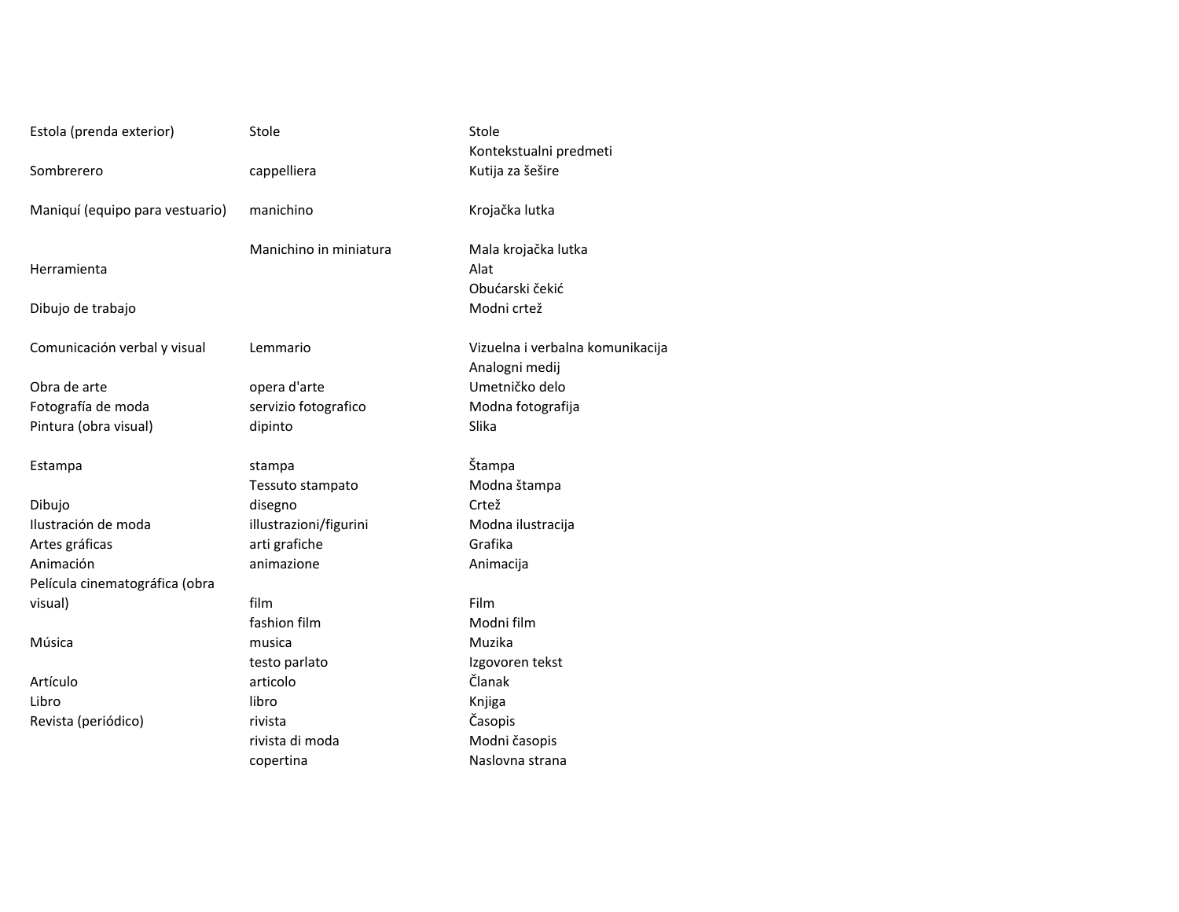| | | |
|---|---|---|
| Estola (prenda exterior) | Stole | Stole |
| | | Kontekstualni predmeti |
| Sombrerero | cappelliera | Kutija za šešire |
| | | |
| Maniquí (equipo para vestuario) | manichino | Krojačka lutka |
| | | |
| | Manichino in miniatura | Mala krojačka lutka |
| Herramienta | | Alat |
| | | Obućarski čekić |
| Dibujo de trabajo | | Modni crtež |
| | | |
| Comunicación verbal y visual | Lemmario | Vizuelna i verbalna komunikacija |
| | | Analogni medij |
| Obra de arte | opera d'arte | Umetničko delo |
| Fotografía de moda | servizio fotografico | Modna fotografija |
| Pintura (obra visual) | dipinto | Slika |
| | | |
| Estampa | stampa | Štampa |
| | Tessuto stampato | Modna štampa |
| Dibujo | disegno | Crtež |
| Ilustración de moda | illustrazioni/figurini | Modna ilustracija |
| Artes gráficas | arti grafiche | Grafika |
| Animación | animazione | Animacija |
| Película cinematográfica (obra visual) | film | Film |
| | fashion film | Modni film |
| Música | musica | Muzika |
| | testo parlato | Izgovoren tekst |
| Artículo | articolo | Članak |
| Libro | libro | Knjiga |
| Revista (periódico) | rivista | Časopis |
| | rivista di moda | Modni časopis |
| | copertina | Naslovna strana |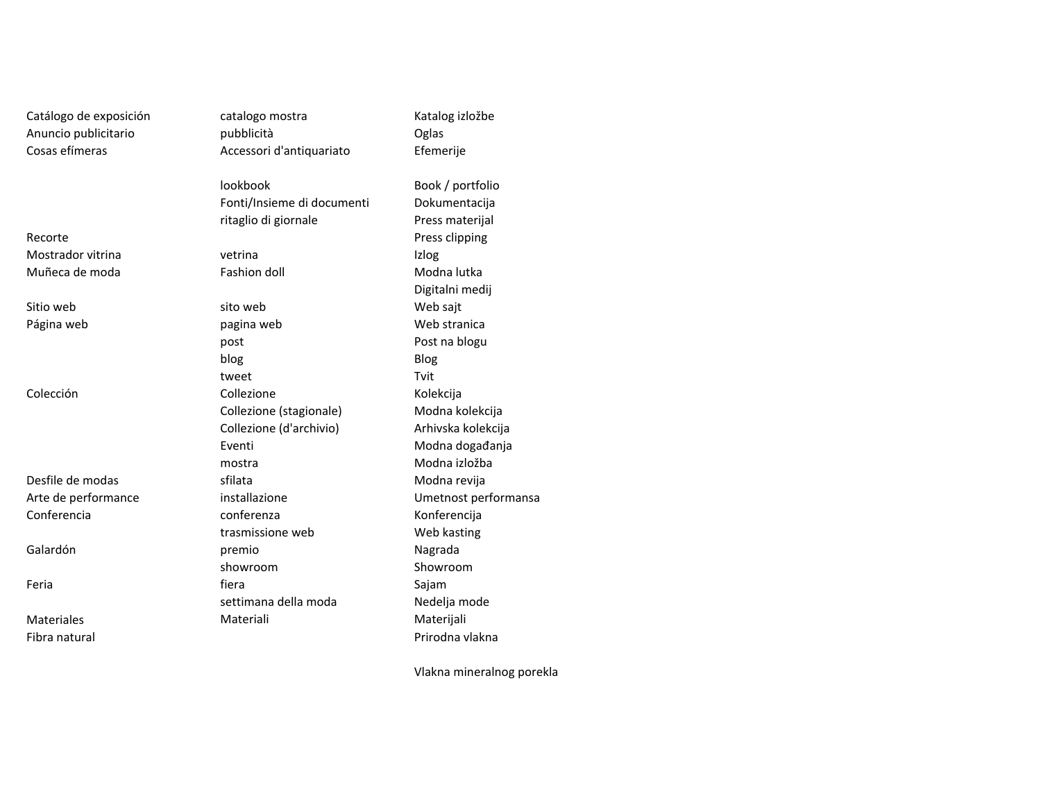| | | |
|---|---|---|
| Catálogo de exposición | catalogo mostra | Katalog izložbe |
| Anuncio publicitario | pubblicità | Oglas |
| Cosas efímeras | Accessori d'antiquariato | Efemerije |
| | | |
| | lookbook | Book / portfolio |
| | Fonti/Insieme di documenti | Dokumentacija |
| | ritaglio di giornale | Press materijal |
| Recorte | | Press clipping |
| Mostrador vitrina | vetrina | Izlog |
| Muñeca de moda | Fashion doll | Modna lutka |
| | | Digitalni medij |
| Sitio web | sito web | Web sajt |
| Página web | pagina web | Web stranica |
| | post | Post na blogu |
| | blog | Blog |
| | tweet | Tvit |
| Colección | Collezione | Kolekcija |
| | Collezione (stagionale) | Modna kolekcija |
| | Collezione (d'archivio) | Arhivska kolekcija |
| | Eventi | Modna događanja |
| | mostra | Modna izložba |
| Desfile de modas | sfilata | Modna revija |
| Arte de performance | installazione | Umetnost performansa |
| Conferencia | conferenza | Konferencija |
| | trasmissione web | Web kasting |
| Galardón | premio | Nagrada |
| | showroom | Showroom |
| Feria | fiera | Sajam |
| | settimana della moda | Nedelja mode |
| Materiales | Materiali | Materijali |
| Fibra natural | | Prirodna vlakna |
| | | |
| | | Vlakna mineralnog porekla |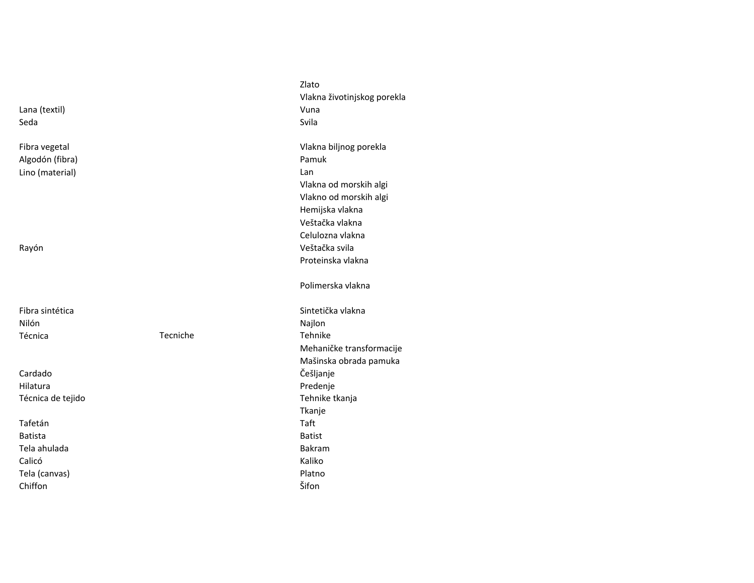| | | |
|---|---|---|
| | | Zlato |
| | | Vlakna životinjskog porekla |
| Lana (textil) | | Vuna |
| Seda | | Svila |
| | | |
| Fibra vegetal | | Vlakna biljnog porekla |
| Algodón (fibra) | | Pamuk |
| Lino (material) | | Lan |
| | | Vlakna od morskih algi |
| | | Vlakno od morskih algi |
| | | Hemijska vlakna |
| | | Veštačka vlakna |
| | | Celulozna vlakna |
| Rayón | | Veštačka svila |
| | | Proteinska vlakna |
| | | |
| | | Polimerska vlakna |
| | | |
| Fibra sintética | | Sintetička vlakna |
| Nilón | | Najlon |
| Técnica | Tecniche | Tehnike |
| | | Mehaničke transformacije |
| | | Mašinska obrada pamuka |
| Cardado | | Češljanje |
| Hilatura | | Predenje |
| Técnica de tejido | | Tehnike tkanja |
| | | Tkanje |
| Tafetán | | Taft |
| Batista | | Batist |
| Tela ahulada | | Bakram |
| Calicó | | Kaliko |
| Tela (canvas) | | Platno |
| Chiffon | | Šifon |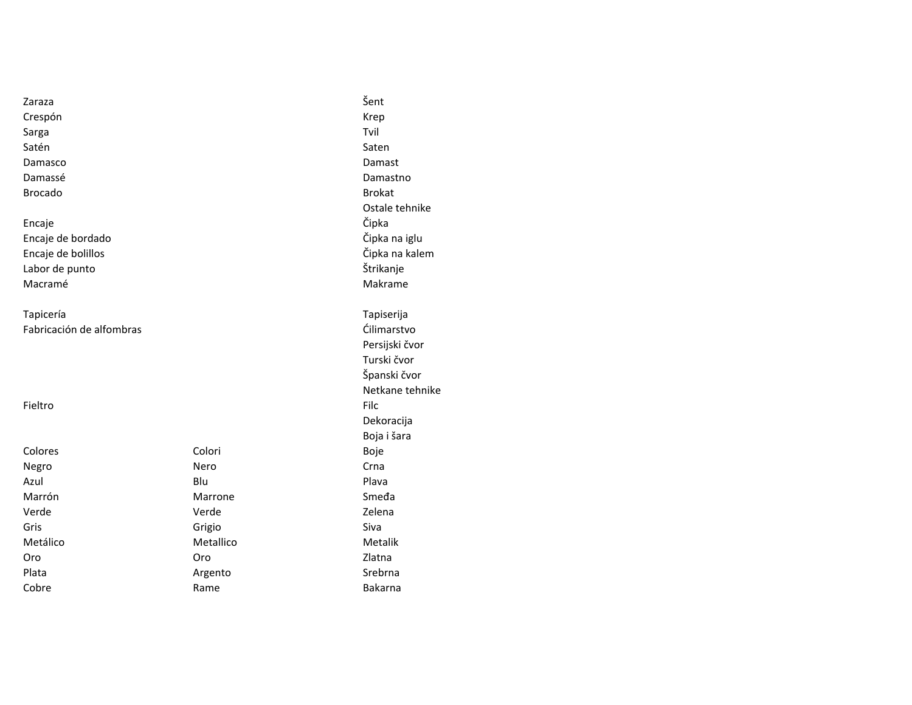| | | |
|---|---|---|
| Zaraza | | Šent |
| Crespón | | Krep |
| Sarga | | Tvil |
| Satén | | Saten |
| Damasco | | Damast |
| Damassé | | Damastno |
| Brocado | | Brokat |
| | | Ostale tehnike |
| Encaje | | Čipka |
| Encaje de bordado | | Čipka na iglu |
| Encaje de bolillos | | Čipka na kalem |
| Labor de punto | | Štrikanje |
| Macramé | | Makrame |
| | | |
| Tapicería | | Tapiserija |
| Fabricación de alfombras | | Ćilimarstvo |
| | | Persijski čvor |
| | | Turski čvor |
| | | Španski čvor |
| | | Netkane tehnike |
| Fieltro | | Filc |
| | | Dekoracija |
| | | Boja i šara |
| Colores | Colori | Boje |
| Negro | Nero | Crna |
| Azul | Blu | Plava |
| Marrón | Marrone | Smeđa |
| Verde | Verde | Zelena |
| Gris | Grigio | Siva |
| Metálico | Metallico | Metalik |
| Oro | Oro | Zlatna |
| Plata | Argento | Srebrna |
| Cobre | Rame | Bakarna |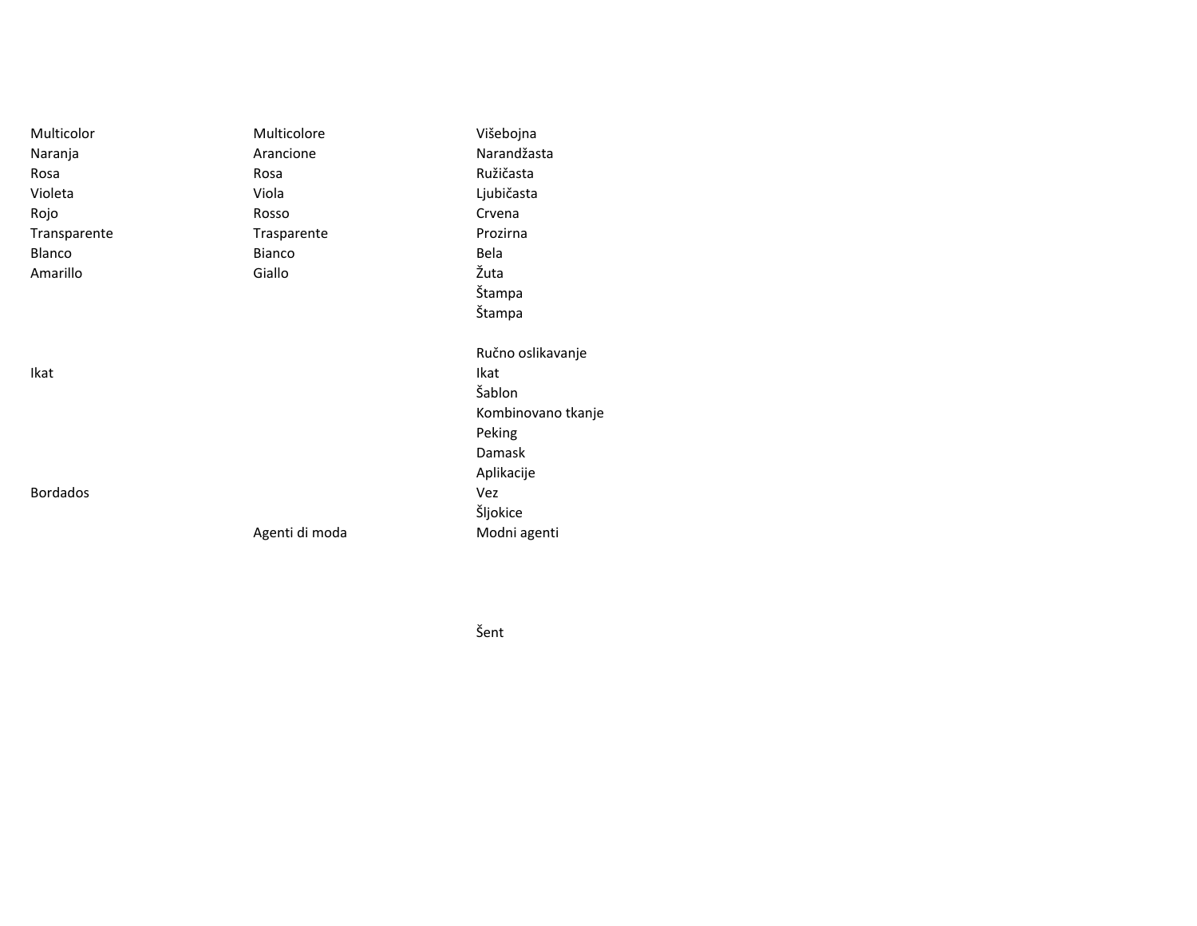| | | |
|---|---|---|
| Multicolor | Multicolore | Višebojna |
| Naranja | Arancione | Narandžasta |
| Rosa | Rosa | Ružičasta |
| Violeta | Viola | Ljubičasta |
| Rojo | Rosso | Crvena |
| Transparente | Trasparente | Prozirna |
| Blanco | Bianco | Bela |
| Amarillo | Giallo | Žuta |
| | | Štampa |
| | | Štampa |
| | | |
| | | Ručno oslikavanje |
| Ikat | | Ikat |
| | | Šablon |
| | | Kombinovano tkanje |
| | | Peking |
| | | Damask |
| | | Aplikacije |
| Bordados | | Vez |
| | | Šljokice |
| | Agenti di moda | Modni agenti |
| | | |
| | | |
| | | |
| | | |
| | | Šent |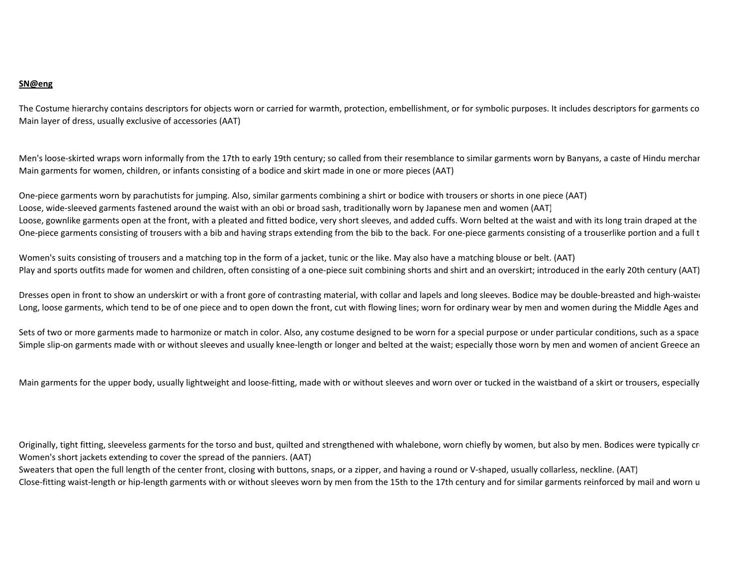**SN@eng**

The Costume hierarchy contains descriptors for objects worn or carried for warmth, protection, embellishment, or for symbolic purposes. It includes descriptors for garments co
Main layer of dress, usually exclusive of accessories (AAT)

Men's loose-skirted wraps worn informally from the 17th to early 19th century; so called from their resemblance to similar garments worn by Banyans, a caste of Hindu merchar
Main garments for women, children, or infants consisting of a bodice and skirt made in one or more pieces (AAT)

One-piece garments worn by parachutists for jumping. Also, similar garments combining a shirt or bodice with trousers or shorts in one piece (AAT)
Loose, wide-sleeved garments fastened around the waist with an obi or broad sash, traditionally worn by Japanese men and women (AAT)
Loose, gownlike garments open at the front, with a pleated and fitted bodice, very short sleeves, and added cuffs. Worn belted at the waist and with its long train draped at the
One-piece garments consisting of trousers with a bib and having straps extending from the bib to the back. For one-piece garments consisting of a trouserlike portion and a full t

Women's suits consisting of trousers and a matching top in the form of a jacket, tunic or the like. May also have a matching blouse or belt. (AAT)
Play and sports outfits made for women and children, often consisting of a one-piece suit combining shorts and shirt and an overskirt; introduced in the early 20th century (AAT)

Dresses open in front to show an underskirt or with a front gore of contrasting material, with collar and lapels and long sleeves. Bodice may be double-breasted and high-waistec
Long, loose garments, which tend to be of one piece and to open down the front, cut with flowing lines; worn for ordinary wear by men and women during the Middle Ages and

Sets of two or more garments made to harmonize or match in color. Also, any costume designed to be worn for a special purpose or under particular conditions, such as a space
Simple slip-on garments made with or without sleeves and usually knee-length or longer and belted at the waist; especially those worn by men and women of ancient Greece an

Main garments for the upper body, usually lightweight and loose-fitting, made with or without sleeves and worn over or tucked in the waistband of a skirt or trousers, especially

Originally, tight fitting, sleeveless garments for the torso and bust, quilted and strengthened with whalebone, worn chiefly by women, but also by men. Bodices were typically cr
Women's short jackets extending to cover the spread of the panniers. (AAT)
Sweaters that open the full length of the center front, closing with buttons, snaps, or a zipper, and having a round or V-shaped, usually collarless, neckline. (AAT)
Close-fitting waist-length or hip-length garments with or without sleeves worn by men from the 15th to the 17th century and for similar garments reinforced by mail and worn u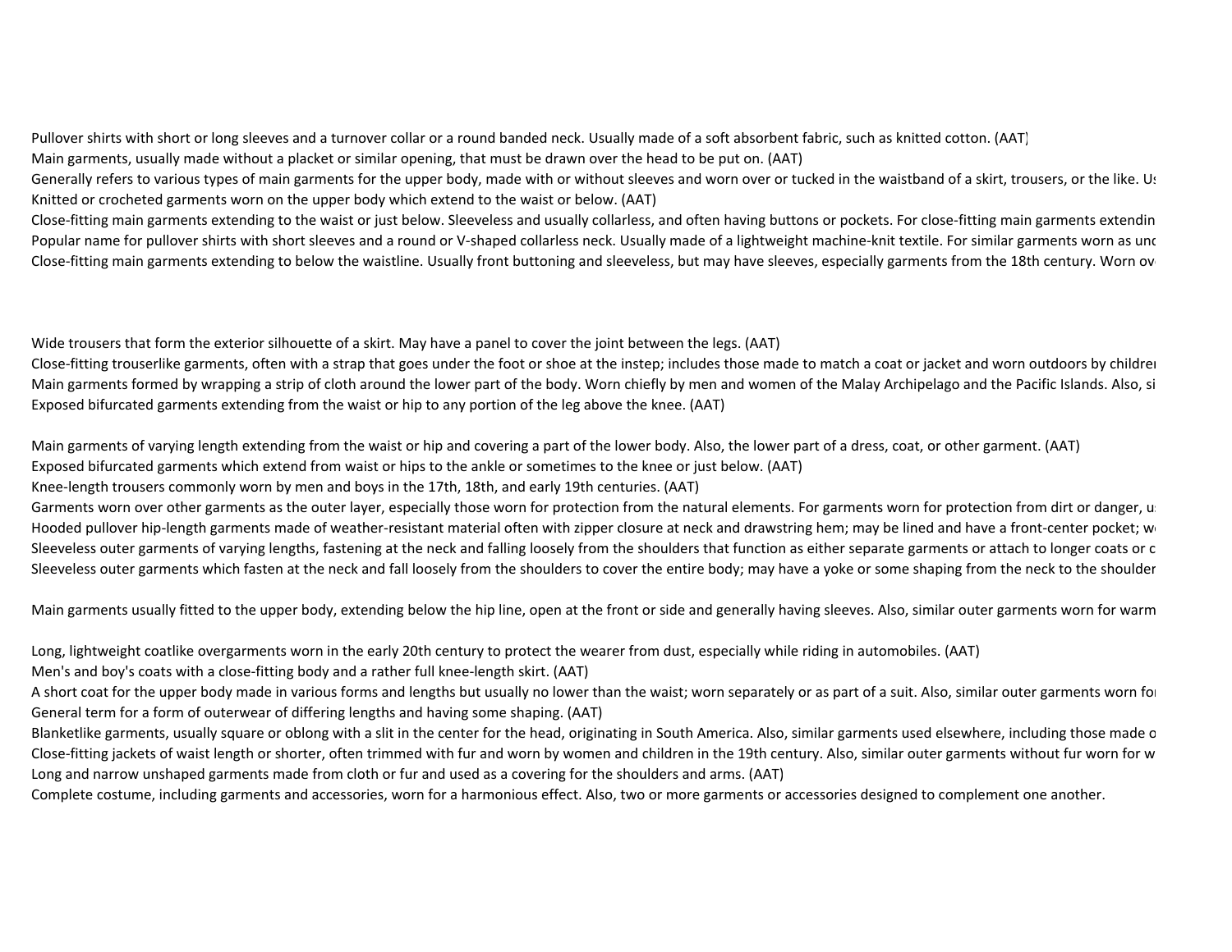Pullover shirts with short or long sleeves and a turnover collar or a round banded neck. Usually made of a soft absorbent fabric, such as knitted cotton. (AAT)
Main garments, usually made without a placket or similar opening, that must be drawn over the head to be put on. (AAT)
Generally refers to various types of main garments for the upper body, made with or without sleeves and worn over or tucked in the waistband of a skirt, trousers, or the like. Us
Knitted or crocheted garments worn on the upper body which extend to the waist or below. (AAT)
Close-fitting main garments extending to the waist or just below. Sleeveless and usually collarless, and often having buttons or pockets. For close-fitting main garments extendin
Popular name for pullover shirts with short sleeves and a round or V-shaped collarless neck. Usually made of a lightweight machine-knit textile. For similar garments worn as und
Close-fitting main garments extending to below the waistline. Usually front buttoning and sleeveless, but may have sleeves, especially garments from the 18th century. Worn ov

Wide trousers that form the exterior silhouette of a skirt. May have a panel to cover the joint between the legs. (AAT)
Close-fitting trouserlike garments, often with a strap that goes under the foot or shoe at the instep; includes those made to match a coat or jacket and worn outdoors by childre
Main garments formed by wrapping a strip of cloth around the lower part of the body. Worn chiefly by men and women of the Malay Archipelago and the Pacific Islands. Also, si
Exposed bifurcated garments extending from the waist or hip to any portion of the leg above the knee. (AAT)

Main garments of varying length extending from the waist or hip and covering a part of the lower body. Also, the lower part of a dress, coat, or other garment. (AAT)
Exposed bifurcated garments which extend from waist or hips to the ankle or sometimes to the knee or just below. (AAT)
Knee-length trousers commonly worn by men and boys in the 17th, 18th, and early 19th centuries. (AAT)
Garments worn over other garments as the outer layer, especially those worn for protection from the natural elements. For garments worn for protection from dirt or danger, u
Hooded pullover hip-length garments made of weather-resistant material often with zipper closure at neck and drawstring hem; may be lined and have a front-center pocket; w
Sleeveless outer garments of varying lengths, fastening at the neck and falling loosely from the shoulders that function as either separate garments or attach to longer coats or c
Sleeveless outer garments which fasten at the neck and fall loosely from the shoulders to cover the entire body; may have a yoke or some shaping from the neck to the shoulder

Main garments usually fitted to the upper body, extending below the hip line, open at the front or side and generally having sleeves. Also, similar outer garments worn for warm

Long, lightweight coatlike overgarments worn in the early 20th century to protect the wearer from dust, especially while riding in automobiles. (AAT)
Men's and boy's coats with a close-fitting body and a rather full knee-length skirt. (AAT)
A short coat for the upper body made in various forms and lengths but usually no lower than the waist; worn separately or as part of a suit. Also, similar outer garments worn fo
General term for a form of outerwear of differing lengths and having some shaping. (AAT)
Blanketlike garments, usually square or oblong with a slit in the center for the head, originating in South America. Also, similar garments used elsewhere, including those made o
Close-fitting jackets of waist length or shorter, often trimmed with fur and worn by women and children in the 19th century. Also, similar outer garments without fur worn for w
Long and narrow unshaped garments made from cloth or fur and used as a covering for the shoulders and arms. (AAT)
Complete costume, including garments and accessories, worn for a harmonious effect. Also, two or more garments or accessories designed to complement one another.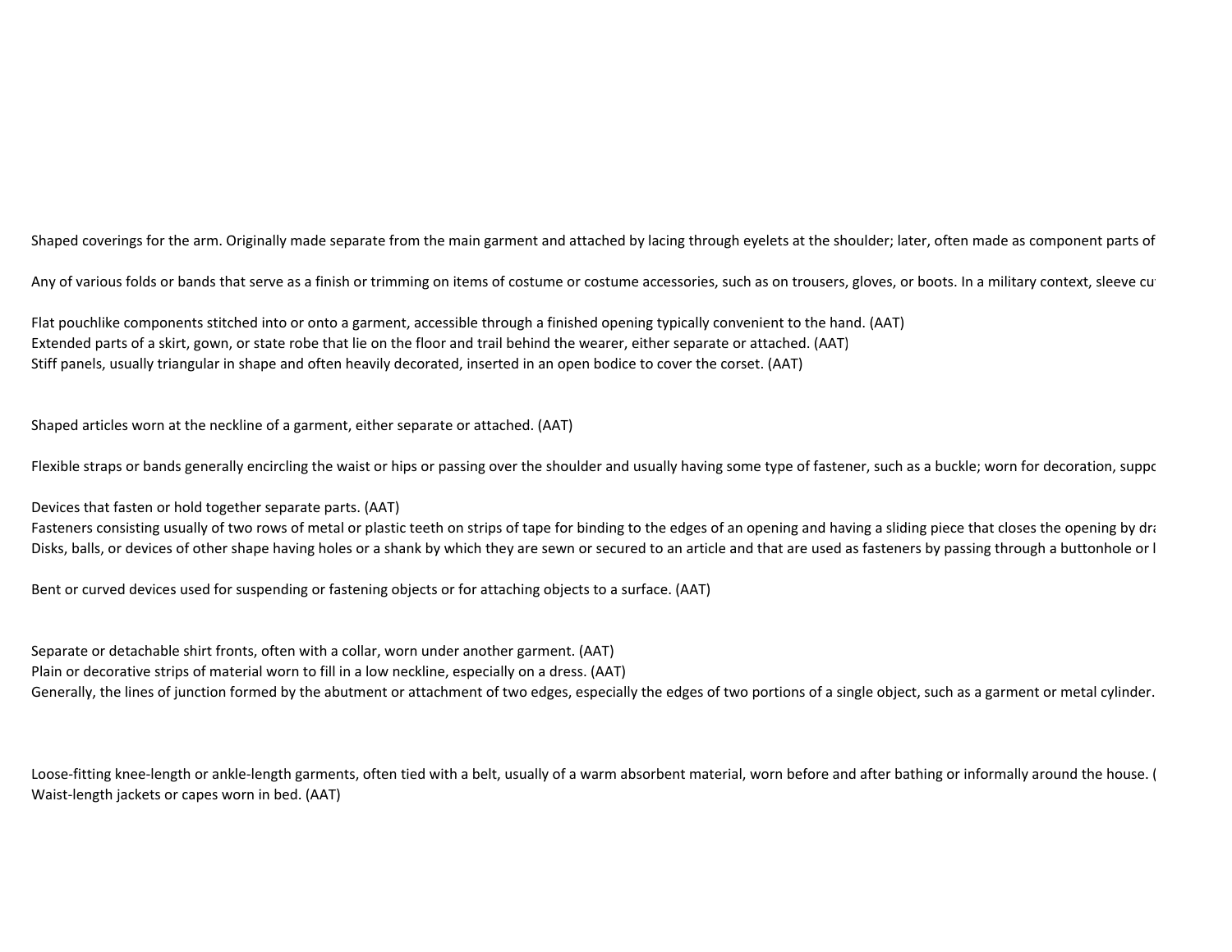Shaped coverings for the arm. Originally made separate from the main garment and attached by lacing through eyelets at the shoulder; later, often made as component parts of

Any of various folds or bands that serve as a finish or trimming on items of costume or costume accessories, such as on trousers, gloves, or boots. In a military context, sleeve cu

Flat pouchlike components stitched into or onto a garment, accessible through a finished opening typically convenient to the hand. (AAT)
Extended parts of a skirt, gown, or state robe that lie on the floor and trail behind the wearer, either separate or attached. (AAT)
Stiff panels, usually triangular in shape and often heavily decorated, inserted in an open bodice to cover the corset. (AAT)

Shaped articles worn at the neckline of a garment, either separate or attached. (AAT)

Flexible straps or bands generally encircling the waist or hips or passing over the shoulder and usually having some type of fastener, such as a buckle; worn for decoration, suppo

Devices that fasten or hold together separate parts. (AAT)
Fasteners consisting usually of two rows of metal or plastic teeth on strips of tape for binding to the edges of an opening and having a sliding piece that closes the opening by dra
Disks, balls, or devices of other shape having holes or a shank by which they are sewn or secured to an article and that are used as fasteners by passing through a buttonhole or l

Bent or curved devices used for suspending or fastening objects or for attaching objects to a surface. (AAT)

Separate or detachable shirt fronts, often with a collar, worn under another garment. (AAT)
Plain or decorative strips of material worn to fill in a low neckline, especially on a dress. (AAT)
Generally, the lines of junction formed by the abutment or attachment of two edges, especially the edges of two portions of a single object, such as a garment or metal cylinder.

Loose-fitting knee-length or ankle-length garments, often tied with a belt, usually of a warm absorbent material, worn before and after bathing or informally around the house. (
Waist-length jackets or capes worn in bed. (AAT)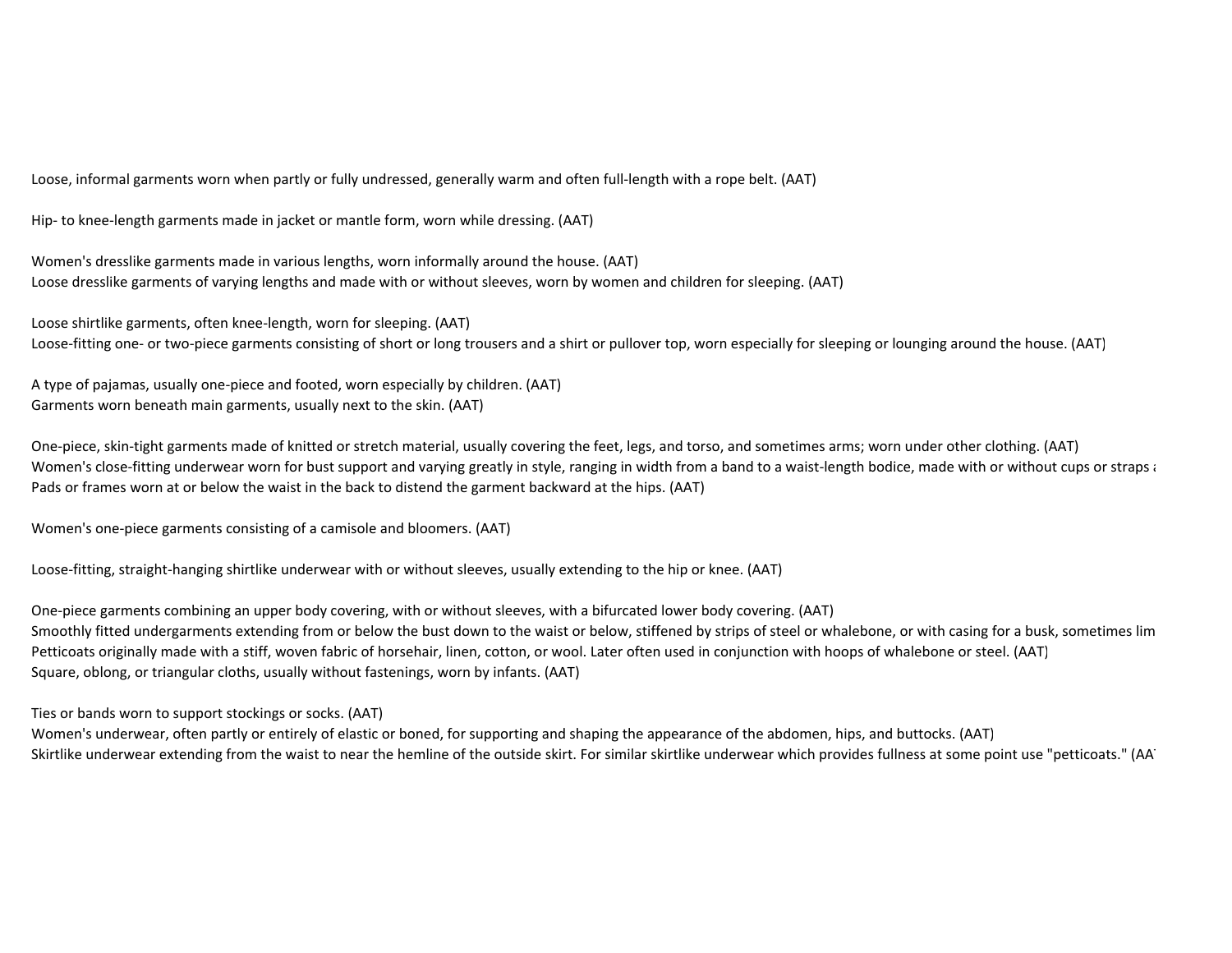Loose, informal garments worn when partly or fully undressed, generally warm and often full-length with a rope belt. (AAT)

Hip- to knee-length garments made in jacket or mantle form, worn while dressing. (AAT)

Women's dresslike garments made in various lengths, worn informally around the house. (AAT)
Loose dresslike garments of varying lengths and made with or without sleeves, worn by women and children for sleeping. (AAT)

Loose shirtlike garments, often knee-length, worn for sleeping. (AAT)
Loose-fitting one- or two-piece garments consisting of short or long trousers and a shirt or pullover top, worn especially for sleeping or lounging around the house. (AAT)

A type of pajamas, usually one-piece and footed, worn especially by children. (AAT)
Garments worn beneath main garments, usually next to the skin. (AAT)

One-piece, skin-tight garments made of knitted or stretch material, usually covering the feet, legs, and torso, and sometimes arms; worn under other clothing. (AAT)
Women's close-fitting underwear worn for bust support and varying greatly in style, ranging in width from a band to a waist-length bodice, made with or without cups or straps a
Pads or frames worn at or below the waist in the back to distend the garment backward at the hips. (AAT)

Women's one-piece garments consisting of a camisole and bloomers. (AAT)

Loose-fitting, straight-hanging shirtlike underwear with or without sleeves, usually extending to the hip or knee. (AAT)

One-piece garments combining an upper body covering, with or without sleeves, with a bifurcated lower body covering. (AAT)
Smoothly fitted undergarments extending from or below the bust down to the waist or below, stiffened by strips of steel or whalebone, or with casing for a busk, sometimes lim
Petticoats originally made with a stiff, woven fabric of horsehair, linen, cotton, or wool. Later often used in conjunction with hoops of whalebone or steel. (AAT)
Square, oblong, or triangular cloths, usually without fastenings, worn by infants. (AAT)

Ties or bands worn to support stockings or socks. (AAT)
Women's underwear, often partly or entirely of elastic or boned, for supporting and shaping the appearance of the abdomen, hips, and buttocks. (AAT)
Skirtlike underwear extending from the waist to near the hemline of the outside skirt. For similar skirtlike underwear which provides fullness at some point use "petticoats." (AA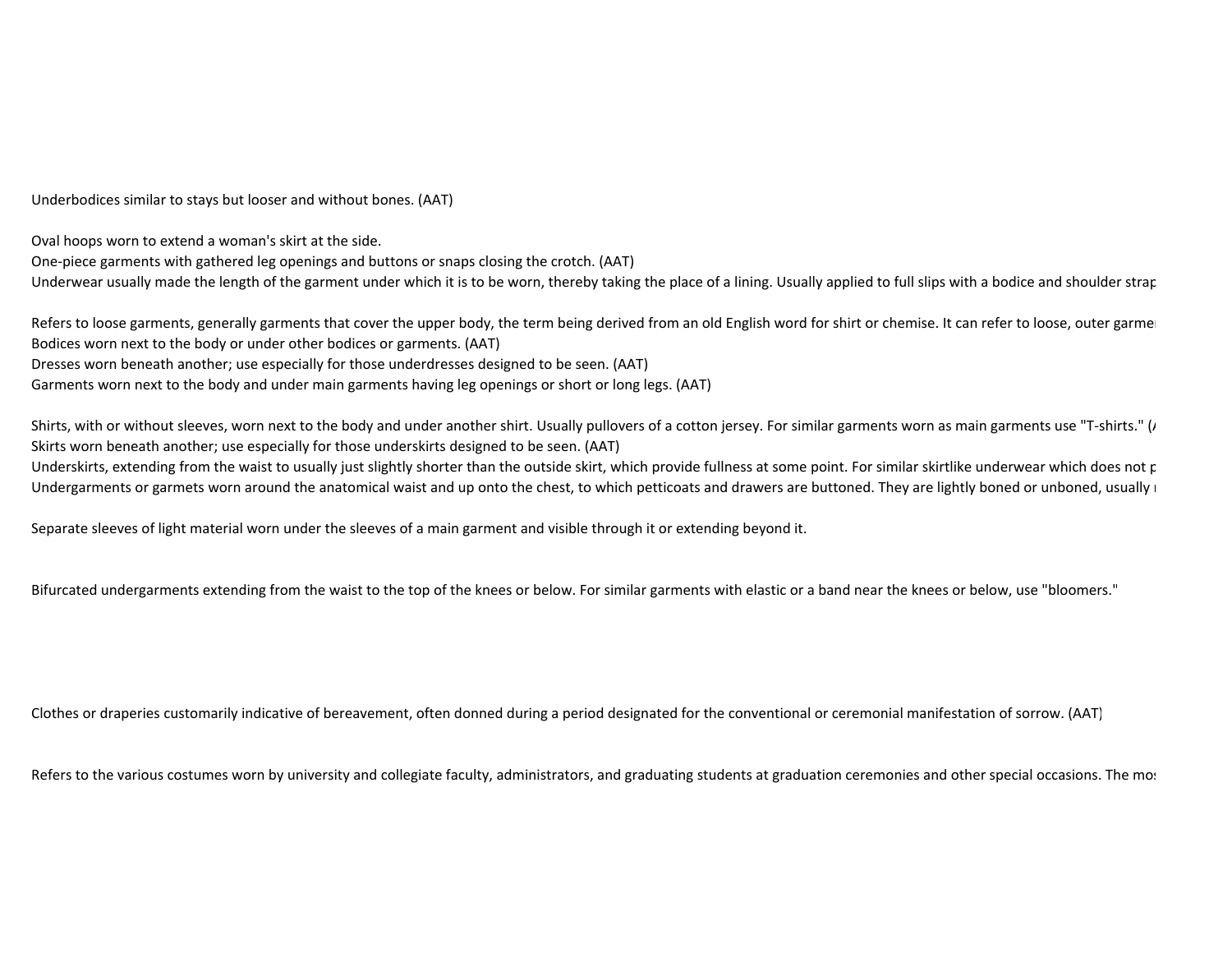Underbodices similar to stays but looser and without bones. (AAT)

Oval hoops worn to extend a woman's skirt at the side.
One-piece garments with gathered leg openings and buttons or snaps closing the crotch. (AAT)
Underwear usually made the length of the garment under which it is to be worn, thereby taking the place of a lining. Usually applied to full slips with a bodice and shoulder strap

Refers to loose garments, generally garments that cover the upper body, the term being derived from an old English word for shirt or chemise. It can refer to loose, outer garme
Bodices worn next to the body or under other bodices or garments. (AAT)
Dresses worn beneath another; use especially for those underdresses designed to be seen. (AAT)
Garments worn next to the body and under main garments having leg openings or short or long legs. (AAT)

Shirts, with or without sleeves, worn next to the body and under another shirt. Usually pullovers of a cotton jersey. For similar garments worn as main garments use "T-shirts." (
Skirts worn beneath another; use especially for those underskirts designed to be seen. (AAT)
Underskirts, extending from the waist to usually just slightly shorter than the outside skirt, which provide fullness at some point. For similar skirtlike underwear which does not p
Undergarments or garmets worn around the anatomical waist and up onto the chest, to which petticoats and drawers are buttoned. They are lightly boned or unboned, usually

Separate sleeves of light material worn under the sleeves of a main garment and visible through it or extending beyond it.

Bifurcated undergarments extending from the waist to the top of the knees or below. For similar garments with elastic or a band near the knees or below, use "bloomers."

Clothes or draperies customarily indicative of bereavement, often donned during a period designated for the conventional or ceremonial manifestation of sorrow. (AAT)

Refers to the various costumes worn by university and collegiate faculty, administrators, and graduating students at graduation ceremonies and other special occasions. The mo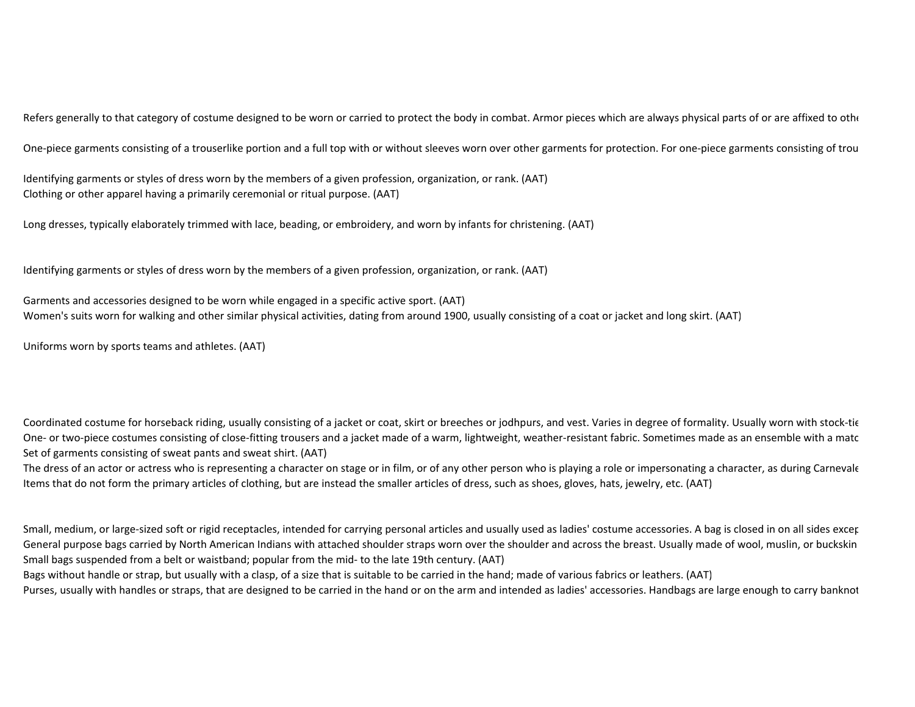Refers generally to that category of costume designed to be worn or carried to protect the body in combat. Armor pieces which are always physical parts of or are affixed to othe

One-piece garments consisting of a trouserlike portion and a full top with or without sleeves worn over other garments for protection. For one-piece garments consisting of trou

Identifying garments or styles of dress worn by the members of a given profession, organization, or rank. (AAT)

Clothing or other apparel having a primarily ceremonial or ritual purpose. (AAT)

Long dresses, typically elaborately trimmed with lace, beading, or embroidery, and worn by infants for christening. (AAT)

Identifying garments or styles of dress worn by the members of a given profession, organization, or rank. (AAT)

Garments and accessories designed to be worn while engaged in a specific active sport. (AAT)

Women's suits worn for walking and other similar physical activities, dating from around 1900, usually consisting of a coat or jacket and long skirt. (AAT)

Uniforms worn by sports teams and athletes. (AAT)

Coordinated costume for horseback riding, usually consisting of a jacket or coat, skirt or breeches or jodhpurs, and vest. Varies in degree of formality. Usually worn with stock-tie

One- or two-piece costumes consisting of close-fitting trousers and a jacket made of a warm, lightweight, weather-resistant fabric. Sometimes made as an ensemble with a matc

Set of garments consisting of sweat pants and sweat shirt. (AAT)

The dress of an actor or actress who is representing a character on stage or in film, or of any other person who is playing a role or impersonating a character, as during Carnevale

Items that do not form the primary articles of clothing, but are instead the smaller articles of dress, such as shoes, gloves, hats, jewelry, etc. (AAT)

Small, medium, or large-sized soft or rigid receptacles, intended for carrying personal articles and usually used as ladies' costume accessories. A bag is closed in on all sides excep

General purpose bags carried by North American Indians with attached shoulder straps worn over the shoulder and across the breast. Usually made of wool, muslin, or buckskin

Small bags suspended from a belt or waistband; popular from the mid- to the late 19th century. (AAT)

Bags without handle or strap, but usually with a clasp, of a size that is suitable to be carried in the hand; made of various fabrics or leathers. (AAT)

Purses, usually with handles or straps, that are designed to be carried in the hand or on the arm and intended as ladies' accessories. Handbags are large enough to carry banknot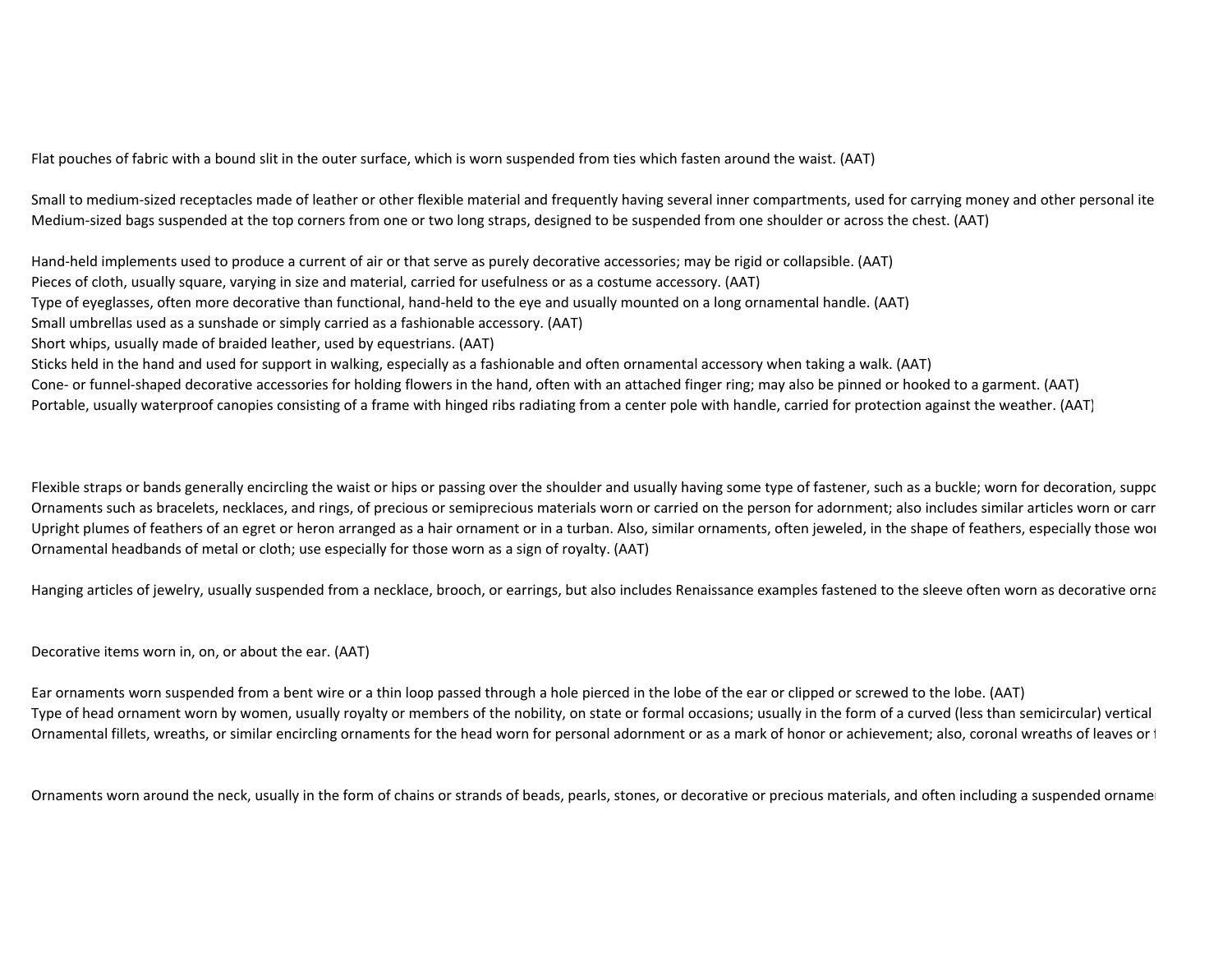Flat pouches of fabric with a bound slit in the outer surface, which is worn suspended from ties which fasten around the waist. (AAT)

Small to medium-sized receptacles made of leather or other flexible material and frequently having several inner compartments, used for carrying money and other personal ite
Medium-sized bags suspended at the top corners from one or two long straps, designed to be suspended from one shoulder or across the chest. (AAT)

Hand-held implements used to produce a current of air or that serve as purely decorative accessories; may be rigid or collapsible. (AAT)
Pieces of cloth, usually square, varying in size and material, carried for usefulness or as a costume accessory. (AAT)
Type of eyeglasses, often more decorative than functional, hand-held to the eye and usually mounted on a long ornamental handle. (AAT)
Small umbrellas used as a sunshade or simply carried as a fashionable accessory. (AAT)
Short whips, usually made of braided leather, used by equestrians. (AAT)
Sticks held in the hand and used for support in walking, especially as a fashionable and often ornamental accessory when taking a walk. (AAT)
Cone- or funnel-shaped decorative accessories for holding flowers in the hand, often with an attached finger ring; may also be pinned or hooked to a garment. (AAT)
Portable, usually waterproof canopies consisting of a frame with hinged ribs radiating from a center pole with handle, carried for protection against the weather. (AAT)

Flexible straps or bands generally encircling the waist or hips or passing over the shoulder and usually having some type of fastener, such as a buckle; worn for decoration, suppo
Ornaments such as bracelets, necklaces, and rings, of precious or semiprecious materials worn or carried on the person for adornment; also includes similar articles worn or carr
Upright plumes of feathers of an egret or heron arranged as a hair ornament or in a turban. Also, similar ornaments, often jeweled, in the shape of feathers, especially those wor
Ornamental headbands of metal or cloth; use especially for those worn as a sign of royalty. (AAT)

Hanging articles of jewelry, usually suspended from a necklace, brooch, or earrings, but also includes Renaissance examples fastened to the sleeve often worn as decorative orna

Decorative items worn in, on, or about the ear. (AAT)

Ear ornaments worn suspended from a bent wire or a thin loop passed through a hole pierced in the lobe of the ear or clipped or screwed to the lobe. (AAT)
Type of head ornament worn by women, usually royalty or members of the nobility, on state or formal occasions; usually in the form of a curved (less than semicircular) vertical
Ornamental fillets, wreaths, or similar encircling ornaments for the head worn for personal adornment or as a mark of honor or achievement; also, coronal wreaths of leaves or f

Ornaments worn around the neck, usually in the form of chains or strands of beads, pearls, stones, or decorative or precious materials, and often including a suspended orname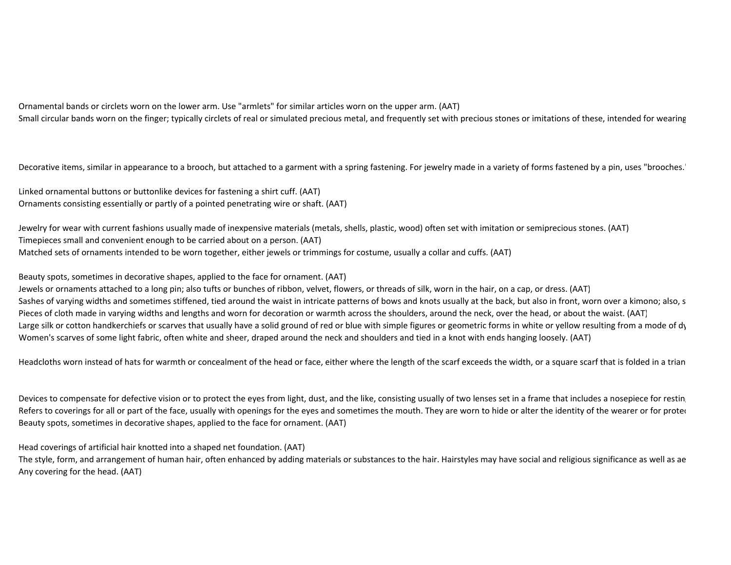Ornamental bands or circlets worn on the lower arm. Use "armlets" for similar articles worn on the upper arm. (AAT)
Small circular bands worn on the finger; typically circlets of real or simulated precious metal, and frequently set with precious stones or imitations of these, intended for wearing

Decorative items, similar in appearance to a brooch, but attached to a garment with a spring fastening. For jewelry made in a variety of forms fastened by a pin, uses "brooches."

Linked ornamental buttons or buttonlike devices for fastening a shirt cuff. (AAT)
Ornaments consisting essentially or partly of a pointed penetrating wire or shaft. (AAT)

Jewelry for wear with current fashions usually made of inexpensive materials (metals, shells, plastic, wood) often set with imitation or semiprecious stones. (AAT)
Timepieces small and convenient enough to be carried about on a person. (AAT)
Matched sets of ornaments intended to be worn together, either jewels or trimmings for costume, usually a collar and cuffs. (AAT)

Beauty spots, sometimes in decorative shapes, applied to the face for ornament. (AAT)
Jewels or ornaments attached to a long pin; also tufts or bunches of ribbon, velvet, flowers, or threads of silk, worn in the hair, on a cap, or dress. (AAT)
Sashes of varying widths and sometimes stiffened, tied around the waist in intricate patterns of bows and knots usually at the back, but also in front, worn over a kimono; also, s
Pieces of cloth made in varying widths and lengths and worn for decoration or warmth across the shoulders, around the neck, over the head, or about the waist. (AAT)
Large silk or cotton handkerchiefs or scarves that usually have a solid ground of red or blue with simple figures or geometric forms in white or yellow resulting from a mode of dy
Women's scarves of some light fabric, often white and sheer, draped around the neck and shoulders and tied in a knot with ends hanging loosely. (AAT)

Headcloths worn instead of hats for warmth or concealment of the head or face, either where the length of the scarf exceeds the width, or a square scarf that is folded in a trian

Devices to compensate for defective vision or to protect the eyes from light, dust, and the like, consisting usually of two lenses set in a frame that includes a nosepiece for restin
Refers to coverings for all or part of the face, usually with openings for the eyes and sometimes the mouth. They are worn to hide or alter the identity of the wearer or for prote
Beauty spots, sometimes in decorative shapes, applied to the face for ornament. (AAT)

Head coverings of artificial hair knotted into a shaped net foundation. (AAT)
The style, form, and arrangement of human hair, often enhanced by adding materials or substances to the hair. Hairstyles may have social and religious significance as well as ae
Any covering for the head. (AAT)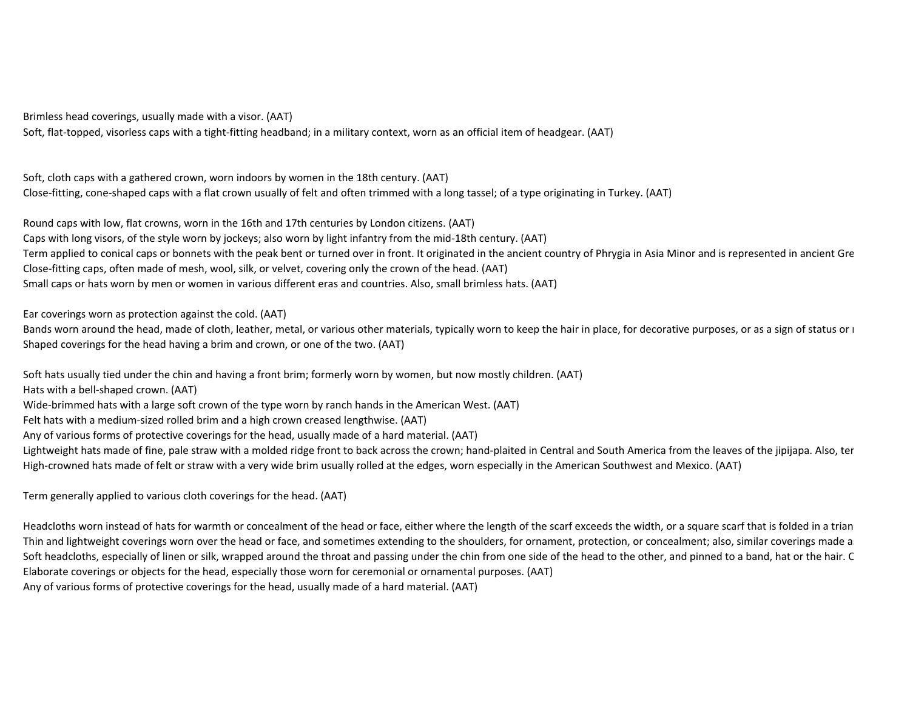Brimless head coverings, usually made with a visor. (AAT)
Soft, flat-topped, visorless caps with a tight-fitting headband; in a military context, worn as an official item of headgear. (AAT)

Soft, cloth caps with a gathered crown, worn indoors by women in the 18th century. (AAT)
Close-fitting, cone-shaped caps with a flat crown usually of felt and often trimmed with a long tassel; of a type originating in Turkey. (AAT)

Round caps with low, flat crowns, worn in the 16th and 17th centuries by London citizens. (AAT)
Caps with long visors, of the style worn by jockeys; also worn by light infantry from the mid-18th century. (AAT)
Term applied to conical caps or bonnets with the peak bent or turned over in front. It originated in the ancient country of Phrygia in Asia Minor and is represented in ancient Gre
Close-fitting caps, often made of mesh, wool, silk, or velvet, covering only the crown of the head. (AAT)
Small caps or hats worn by men or women in various different eras and countries. Also, small brimless hats. (AAT)

Ear coverings worn as protection against the cold. (AAT)
Bands worn around the head, made of cloth, leather, metal, or various other materials, typically worn to keep the hair in place, for decorative purposes, or as a sign of status or r
Shaped coverings for the head having a brim and crown, or one of the two. (AAT)

Soft hats usually tied under the chin and having a front brim; formerly worn by women, but now mostly children. (AAT)
Hats with a bell-shaped crown. (AAT)
Wide-brimmed hats with a large soft crown of the type worn by ranch hands in the American West. (AAT)
Felt hats with a medium-sized rolled brim and a high crown creased lengthwise. (AAT)
Any of various forms of protective coverings for the head, usually made of a hard material. (AAT)
Lightweight hats made of fine, pale straw with a molded ridge front to back across the crown; hand-plaited in Central and South America from the leaves of the jipijapa. Also, ter
High-crowned hats made of felt or straw with a very wide brim usually rolled at the edges, worn especially in the American Southwest and Mexico. (AAT)

Term generally applied to various cloth coverings for the head. (AAT)

Headcloths worn instead of hats for warmth or concealment of the head or face, either where the length of the scarf exceeds the width, or a square scarf that is folded in a trian
Thin and lightweight coverings worn over the head or face, and sometimes extending to the shoulders, for ornament, protection, or concealment; also, similar coverings made a
Soft headcloths, especially of linen or silk, wrapped around the throat and passing under the chin from one side of the head to the other, and pinned to a band, hat or the hair. C
Elaborate coverings or objects for the head, especially those worn for ceremonial or ornamental purposes. (AAT)
Any of various forms of protective coverings for the head, usually made of a hard material. (AAT)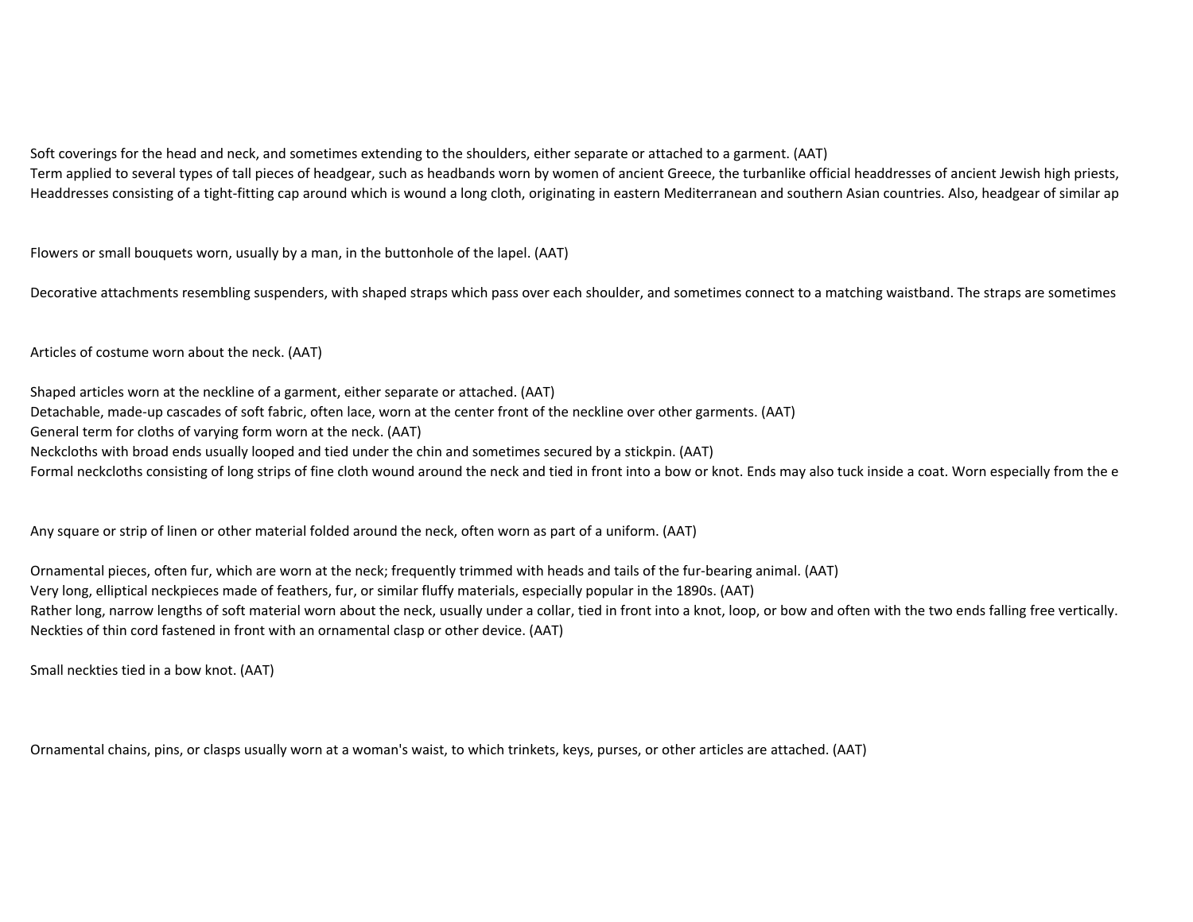Soft coverings for the head and neck, and sometimes extending to the shoulders, either separate or attached to a garment. (AAT)
Term applied to several types of tall pieces of headgear, such as headbands worn by women of ancient Greece, the turbanlike official headdresses of ancient Jewish high priests,
Headdresses consisting of a tight-fitting cap around which is wound a long cloth, originating in eastern Mediterranean and southern Asian countries. Also, headgear of similar ap

Flowers or small bouquets worn, usually by a man, in the buttonhole of the lapel. (AAT)

Decorative attachments resembling suspenders, with shaped straps which pass over each shoulder, and sometimes connect to a matching waistband. The straps are sometimes

Articles of costume worn about the neck. (AAT)

Shaped articles worn at the neckline of a garment, either separate or attached. (AAT)
Detachable, made-up cascades of soft fabric, often lace, worn at the center front of the neckline over other garments. (AAT)
General term for cloths of varying form worn at the neck. (AAT)
Neckcloths with broad ends usually looped and tied under the chin and sometimes secured by a stickpin. (AAT)
Formal neckcloths consisting of long strips of fine cloth wound around the neck and tied in front into a bow or knot. Ends may also tuck inside a coat. Worn especially from the e

Any square or strip of linen or other material folded around the neck, often worn as part of a uniform. (AAT)

Ornamental pieces, often fur, which are worn at the neck; frequently trimmed with heads and tails of the fur-bearing animal. (AAT)
Very long, elliptical neckpieces made of feathers, fur, or similar fluffy materials, especially popular in the 1890s. (AAT)
Rather long, narrow lengths of soft material worn about the neck, usually under a collar, tied in front into a knot, loop, or bow and often with the two ends falling free vertically.
Neckties of thin cord fastened in front with an ornamental clasp or other device. (AAT)

Small neckties tied in a bow knot. (AAT)

Ornamental chains, pins, or clasps usually worn at a woman's waist, to which trinkets, keys, purses, or other articles are attached. (AAT)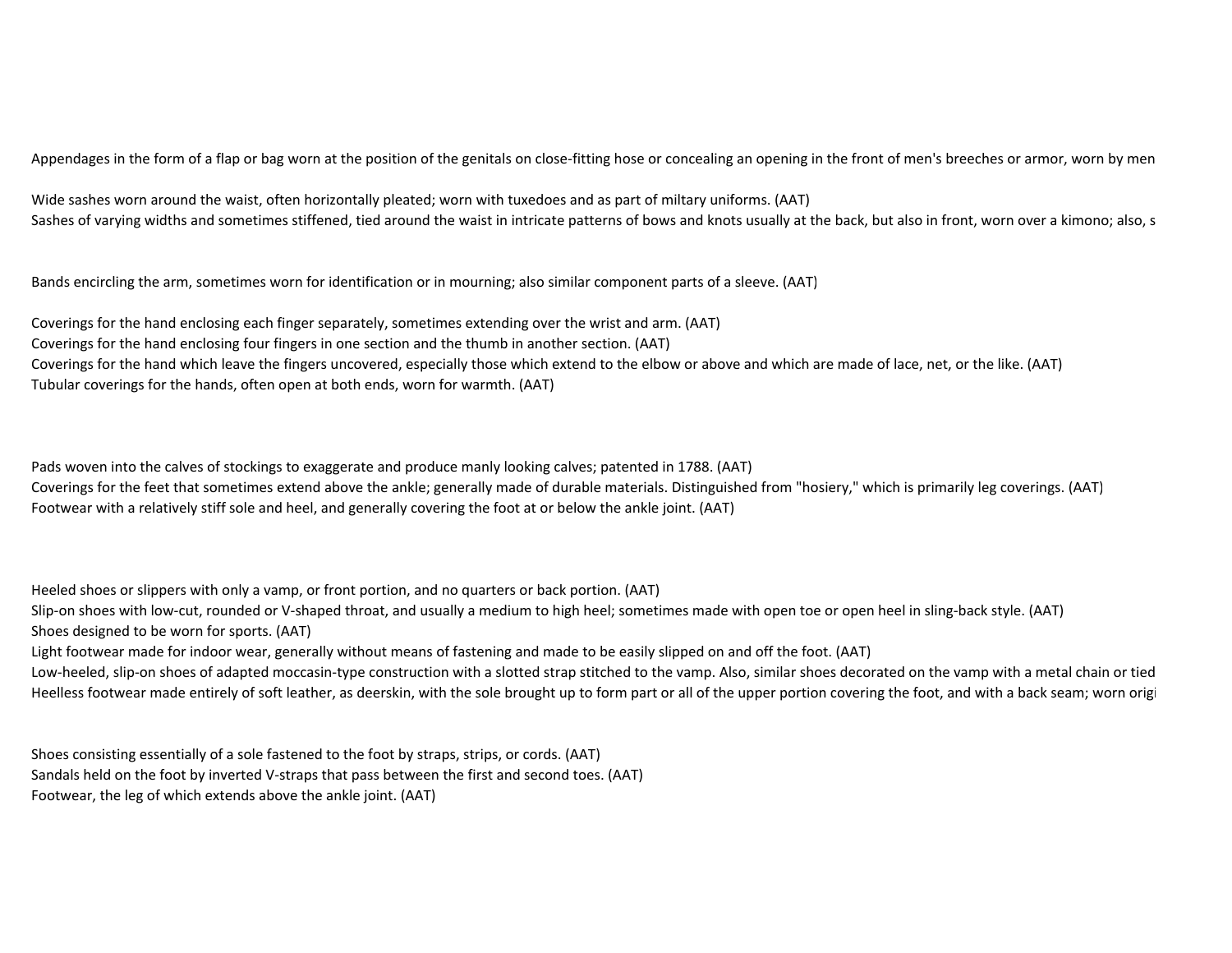Appendages in the form of a flap or bag worn at the position of the genitals on close-fitting hose or concealing an opening in the front of men's breeches or armor, worn by men

Wide sashes worn around the waist, often horizontally pleated; worn with tuxedoes and as part of miltary uniforms. (AAT)

Sashes of varying widths and sometimes stiffened, tied around the waist in intricate patterns of bows and knots usually at the back, but also in front, worn over a kimono; also, s

Bands encircling the arm, sometimes worn for identification or in mourning; also similar component parts of a sleeve. (AAT)

Coverings for the hand enclosing each finger separately, sometimes extending over the wrist and arm. (AAT)

Coverings for the hand enclosing four fingers in one section and the thumb in another section. (AAT)

Coverings for the hand which leave the fingers uncovered, especially those which extend to the elbow or above and which are made of lace, net, or the like. (AAT)

Tubular coverings for the hands, often open at both ends, worn for warmth. (AAT)

Pads woven into the calves of stockings to exaggerate and produce manly looking calves; patented in 1788. (AAT)

Coverings for the feet that sometimes extend above the ankle; generally made of durable materials. Distinguished from "hosiery," which is primarily leg coverings. (AAT)

Footwear with a relatively stiff sole and heel, and generally covering the foot at or below the ankle joint. (AAT)

Heeled shoes or slippers with only a vamp, or front portion, and no quarters or back portion. (AAT)

Slip-on shoes with low-cut, rounded or V-shaped throat, and usually a medium to high heel; sometimes made with open toe or open heel in sling-back style. (AAT)

Shoes designed to be worn for sports. (AAT)

Light footwear made for indoor wear, generally without means of fastening and made to be easily slipped on and off the foot. (AAT)

Low-heeled, slip-on shoes of adapted moccasin-type construction with a slotted strap stitched to the vamp. Also, similar shoes decorated on the vamp with a metal chain or tied

Heelless footwear made entirely of soft leather, as deerskin, with the sole brought up to form part or all of the upper portion covering the foot, and with a back seam; worn origi

Shoes consisting essentially of a sole fastened to the foot by straps, strips, or cords. (AAT)

Sandals held on the foot by inverted V-straps that pass between the first and second toes. (AAT)

Footwear, the leg of which extends above the ankle joint. (AAT)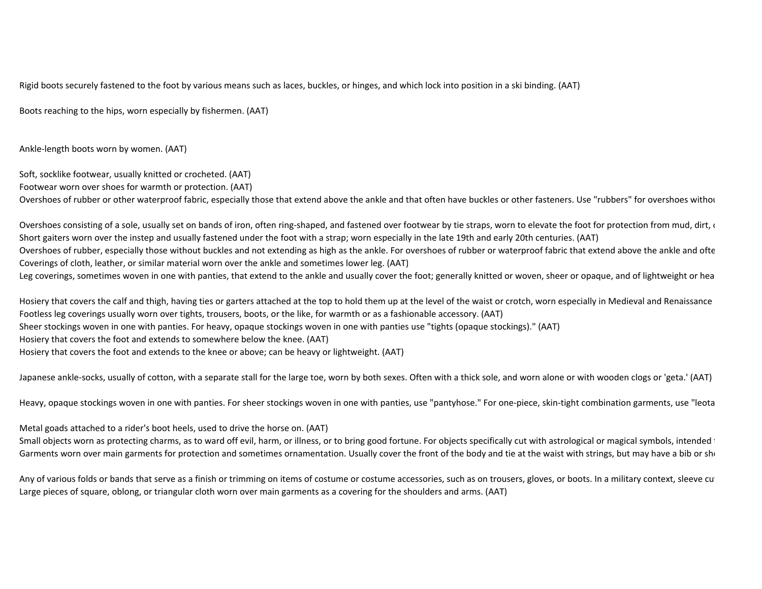Rigid boots securely fastened to the foot by various means such as laces, buckles, or hinges, and which lock into position in a ski binding. (AAT)

Boots reaching to the hips, worn especially by fishermen. (AAT)

Ankle-length boots worn by women. (AAT)

Soft, socklike footwear, usually knitted or crocheted. (AAT)

Footwear worn over shoes for warmth or protection. (AAT)

Overshoes of rubber or other waterproof fabric, especially those that extend above the ankle and that often have buckles or other fasteners. Use "rubbers" for overshoes withou

Overshoes consisting of a sole, usually set on bands of iron, often ring-shaped, and fastened over footwear by tie straps, worn to elevate the foot for protection from mud, dirt, c

Short gaiters worn over the instep and usually fastened under the foot with a strap; worn especially in the late 19th and early 20th centuries. (AAT)

Overshoes of rubber, especially those without buckles and not extending as high as the ankle. For overshoes of rubber or waterproof fabric that extend above the ankle and ofte

Coverings of cloth, leather, or similar material worn over the ankle and sometimes lower leg. (AAT)

Leg coverings, sometimes woven in one with panties, that extend to the ankle and usually cover the foot; generally knitted or woven, sheer or opaque, and of lightweight or hea

Hosiery that covers the calf and thigh, having ties or garters attached at the top to hold them up at the level of the waist or crotch, worn especially in Medieval and Renaissance

Footless leg coverings usually worn over tights, trousers, boots, or the like, for warmth or as a fashionable accessory. (AAT)

Sheer stockings woven in one with panties. For heavy, opaque stockings woven in one with panties use "tights (opaque stockings)." (AAT)

Hosiery that covers the foot and extends to somewhere below the knee. (AAT)

Hosiery that covers the foot and extends to the knee or above; can be heavy or lightweight. (AAT)

Japanese ankle-socks, usually of cotton, with a separate stall for the large toe, worn by both sexes. Often with a thick sole, and worn alone or with wooden clogs or 'geta.' (AAT)

Heavy, opaque stockings woven in one with panties. For sheer stockings woven in one with panties, use "pantyhose." For one-piece, skin-tight combination garments, use "leota

Metal goads attached to a rider's boot heels, used to drive the horse on. (AAT)

Small objects worn as protecting charms, as to ward off evil, harm, or illness, or to bring good fortune. For objects specifically cut with astrological or magical symbols, intended t

Garments worn over main garments for protection and sometimes ornamentation. Usually cover the front of the body and tie at the waist with strings, but may have a bib or sho

Any of various folds or bands that serve as a finish or trimming on items of costume or costume accessories, such as on trousers, gloves, or boots. In a military context, sleeve cu

Large pieces of square, oblong, or triangular cloth worn over main garments as a covering for the shoulders and arms. (AAT)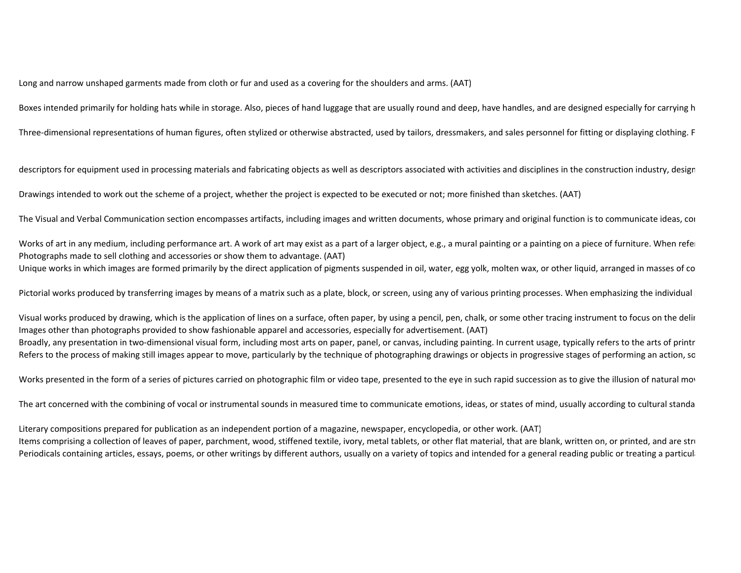Long and narrow unshaped garments made from cloth or fur and used as a covering for the shoulders and arms. (AAT)

Boxes intended primarily for holding hats while in storage. Also, pieces of hand luggage that are usually round and deep, have handles, and are designed especially for carrying h

Three-dimensional representations of human figures, often stylized or otherwise abstracted, used by tailors, dressmakers, and sales personnel for fitting or displaying clothing. F

descriptors for equipment used in processing materials and fabricating objects as well as descriptors associated with activities and disciplines in the construction industry, design

Drawings intended to work out the scheme of a project, whether the project is expected to be executed or not; more finished than sketches. (AAT)

The Visual and Verbal Communication section encompasses artifacts, including images and written documents, whose primary and original function is to communicate ideas, cor

Works of art in any medium, including performance art. A work of art may exist as a part of a larger object, e.g., a mural painting or a painting on a piece of furniture. When refer

Photographs made to sell clothing and accessories or show them to advantage. (AAT)

Unique works in which images are formed primarily by the direct application of pigments suspended in oil, water, egg yolk, molten wax, or other liquid, arranged in masses of co

Pictorial works produced by transferring images by means of a matrix such as a plate, block, or screen, using any of various printing processes. When emphasizing the individual

Visual works produced by drawing, which is the application of lines on a surface, often paper, by using a pencil, pen, chalk, or some other tracing instrument to focus on the delir

Images other than photographs provided to show fashionable apparel and accessories, especially for advertisement. (AAT)

Broadly, any presentation in two-dimensional visual form, including most arts on paper, panel, or canvas, including painting. In current usage, typically refers to the arts of printr

Refers to the process of making still images appear to move, particularly by the technique of photographing drawings or objects in progressive stages of performing an action, so

Works presented in the form of a series of pictures carried on photographic film or video tape, presented to the eye in such rapid succession as to give the illusion of natural mov

The art concerned with the combining of vocal or instrumental sounds in measured time to communicate emotions, ideas, or states of mind, usually according to cultural standa

Literary compositions prepared for publication as an independent portion of a magazine, newspaper, encyclopedia, or other work. (AAT)

Items comprising a collection of leaves of paper, parchment, wood, stiffened textile, ivory, metal tablets, or other flat material, that are blank, written on, or printed, and are stru

Periodicals containing articles, essays, poems, or other writings by different authors, usually on a variety of topics and intended for a general reading public or treating a particula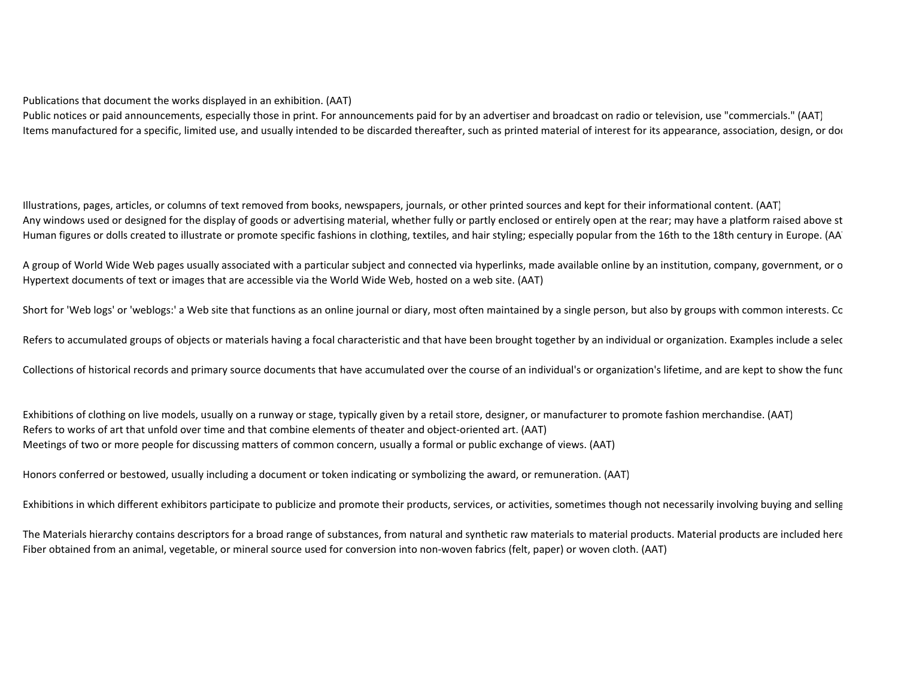Publications that document the works displayed in an exhibition. (AAT)

Public notices or paid announcements, especially those in print. For announcements paid for by an advertiser and broadcast on radio or television, use "commercials." (AAT)

Items manufactured for a specific, limited use, and usually intended to be discarded thereafter, such as printed material of interest for its appearance, association, design, or doc

Illustrations, pages, articles, or columns of text removed from books, newspapers, journals, or other printed sources and kept for their informational content. (AAT)

Any windows used or designed for the display of goods or advertising material, whether fully or partly enclosed or entirely open at the rear; may have a platform raised above st

Human figures or dolls created to illustrate or promote specific fashions in clothing, textiles, and hair styling; especially popular from the 16th to the 18th century in Europe. (AA

A group of World Wide Web pages usually associated with a particular subject and connected via hyperlinks, made available online by an institution, company, government, or o

Hypertext documents of text or images that are accessible via the World Wide Web, hosted on a web site. (AAT)

Short for 'Web logs' or 'weblogs:' a Web site that functions as an online journal or diary, most often maintained by a single person, but also by groups with common interests. Co

Refers to accumulated groups of objects or materials having a focal characteristic and that have been brought together by an individual or organization. Examples include a selec

Collections of historical records and primary source documents that have accumulated over the course of an individual's or organization's lifetime, and are kept to show the func

Exhibitions of clothing on live models, usually on a runway or stage, typically given by a retail store, designer, or manufacturer to promote fashion merchandise. (AAT)

Refers to works of art that unfold over time and that combine elements of theater and object-oriented art. (AAT)

Meetings of two or more people for discussing matters of common concern, usually a formal or public exchange of views. (AAT)

Honors conferred or bestowed, usually including a document or token indicating or symbolizing the award, or remuneration. (AAT)

Exhibitions in which different exhibitors participate to publicize and promote their products, services, or activities, sometimes though not necessarily involving buying and selling

The Materials hierarchy contains descriptors for a broad range of substances, from natural and synthetic raw materials to material products. Material products are included here

Fiber obtained from an animal, vegetable, or mineral source used for conversion into non-woven fabrics (felt, paper) or woven cloth. (AAT)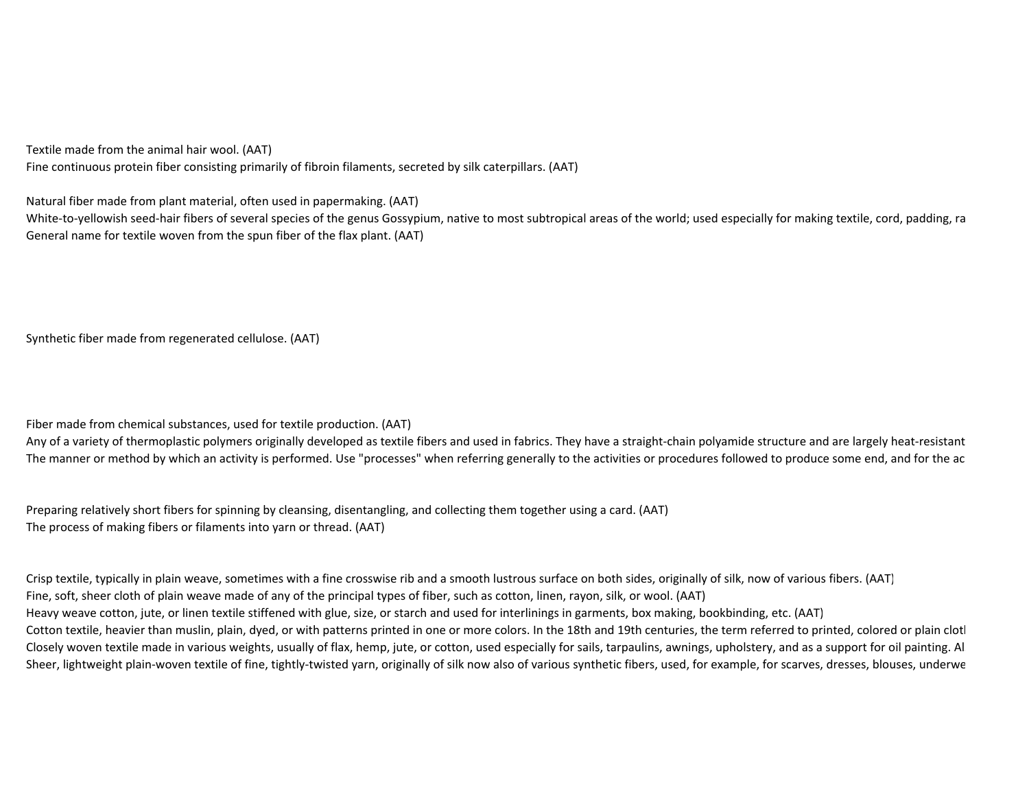Textile made from the animal hair wool. (AAT)
Fine continuous protein fiber consisting primarily of fibroin filaments, secreted by silk caterpillars. (AAT)

Natural fiber made from plant material, often used in papermaking. (AAT)
White-to-yellowish seed-hair fibers of several species of the genus Gossypium, native to most subtropical areas of the world; used especially for making textile, cord, padding, ra
General name for textile woven from the spun fiber of the flax plant. (AAT)

Synthetic fiber made from regenerated cellulose. (AAT)

Fiber made from chemical substances, used for textile production. (AAT)
Any of a variety of thermoplastic polymers originally developed as textile fibers and used in fabrics. They have a straight-chain polyamide structure and are largely heat-resistant
The manner or method by which an activity is performed. Use "processes" when referring generally to the activities or procedures followed to produce some end, and for the ac

Preparing relatively short fibers for spinning by cleansing, disentangling, and collecting them together using a card. (AAT)
The process of making fibers or filaments into yarn or thread. (AAT)

Crisp textile, typically in plain weave, sometimes with a fine crosswise rib and a smooth lustrous surface on both sides, originally of silk, now of various fibers. (AAT)
Fine, soft, sheer cloth of plain weave made of any of the principal types of fiber, such as cotton, linen, rayon, silk, or wool. (AAT)
Heavy weave cotton, jute, or linen textile stiffened with glue, size, or starch and used for interlinings in garments, box making, bookbinding, etc. (AAT)
Cotton textile, heavier than muslin, plain, dyed, or with patterns printed in one or more colors. In the 18th and 19th centuries, the term referred to printed, colored or plain clotl
Closely woven textile made in various weights, usually of flax, hemp, jute, or cotton, used especially for sails, tarpaulins, awnings, upholstery, and as a support for oil painting. Al
Sheer, lightweight plain-woven textile of fine, tightly-twisted yarn, originally of silk now also of various synthetic fibers, used, for example, for scarves, dresses, blouses, underwe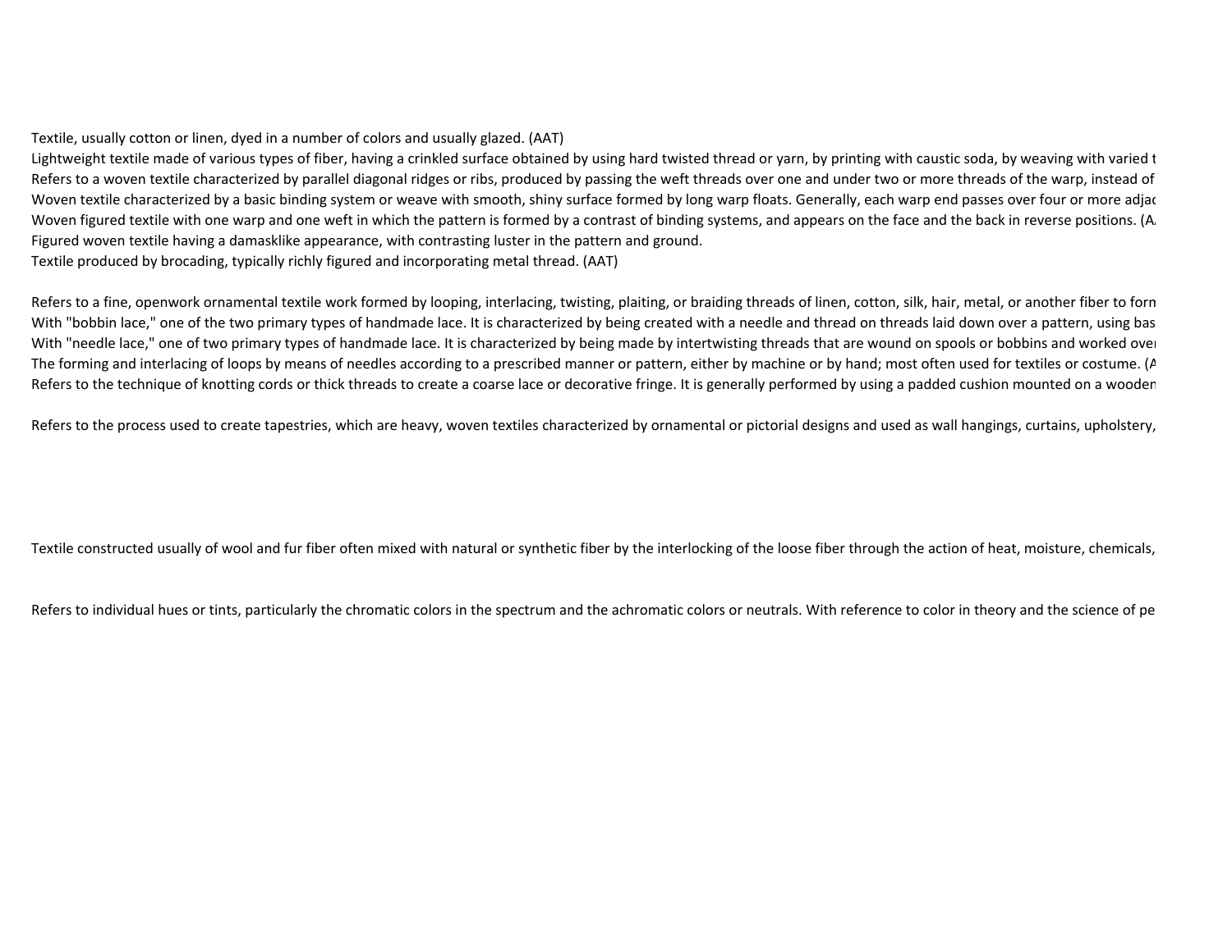Textile, usually cotton or linen, dyed in a number of colors and usually glazed. (AAT)

Lightweight textile made of various types of fiber, having a crinkled surface obtained by using hard twisted thread or yarn, by printing with caustic soda, by weaving with varied t

Refers to a woven textile characterized by parallel diagonal ridges or ribs, produced by passing the weft threads over one and under two or more threads of the warp, instead of

Woven textile characterized by a basic binding system or weave with smooth, shiny surface formed by long warp floats. Generally, each warp end passes over four or more adjac

Woven figured textile with one warp and one weft in which the pattern is formed by a contrast of binding systems, and appears on the face and the back in reverse positions. (A

Figured woven textile having a damasklike appearance, with contrasting luster in the pattern and ground.

Textile produced by brocading, typically richly figured and incorporating metal thread. (AAT)

Refers to a fine, openwork ornamental textile work formed by looping, interlacing, twisting, plaiting, or braiding threads of linen, cotton, silk, hair, metal, or another fiber to forn

With "bobbin lace," one of the two primary types of handmade lace. It is characterized by being created with a needle and thread on threads laid down over a pattern, using bas

With "needle lace," one of two primary types of handmade lace. It is characterized by being made by intertwisting threads that are wound on spools or bobbins and worked over

The forming and interlacing of loops by means of needles according to a prescribed manner or pattern, either by machine or by hand; most often used for textiles or costume. (A

Refers to the technique of knotting cords or thick threads to create a coarse lace or decorative fringe. It is generally performed by using a padded cushion mounted on a wooden

Refers to the process used to create tapestries, which are heavy, woven textiles characterized by ornamental or pictorial designs and used as wall hangings, curtains, upholstery,

Textile constructed usually of wool and fur fiber often mixed with natural or synthetic fiber by the interlocking of the loose fiber through the action of heat, moisture, chemicals,

Refers to individual hues or tints, particularly the chromatic colors in the spectrum and the achromatic colors or neutrals. With reference to color in theory and the science of pe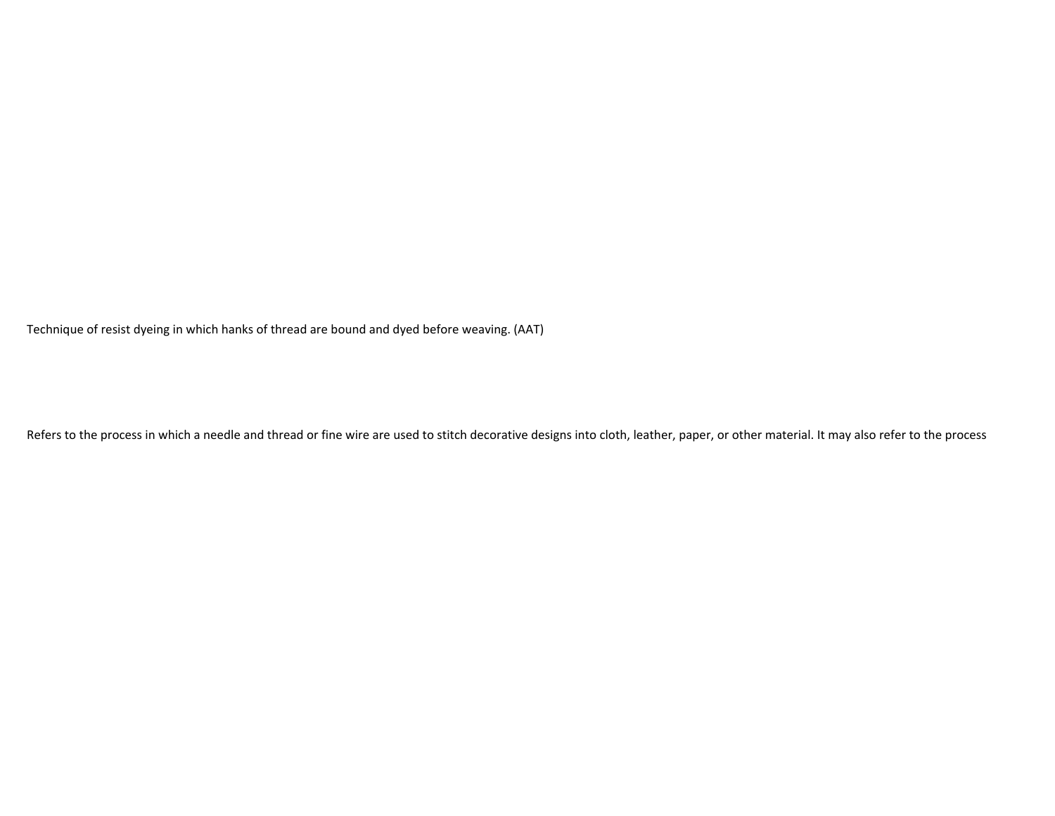Technique of resist dyeing in which hanks of thread are bound and dyed before weaving. (AAT)

Refers to the process in which a needle and thread or fine wire are used to stitch decorative designs into cloth, leather, paper, or other material. It may also refer to the process